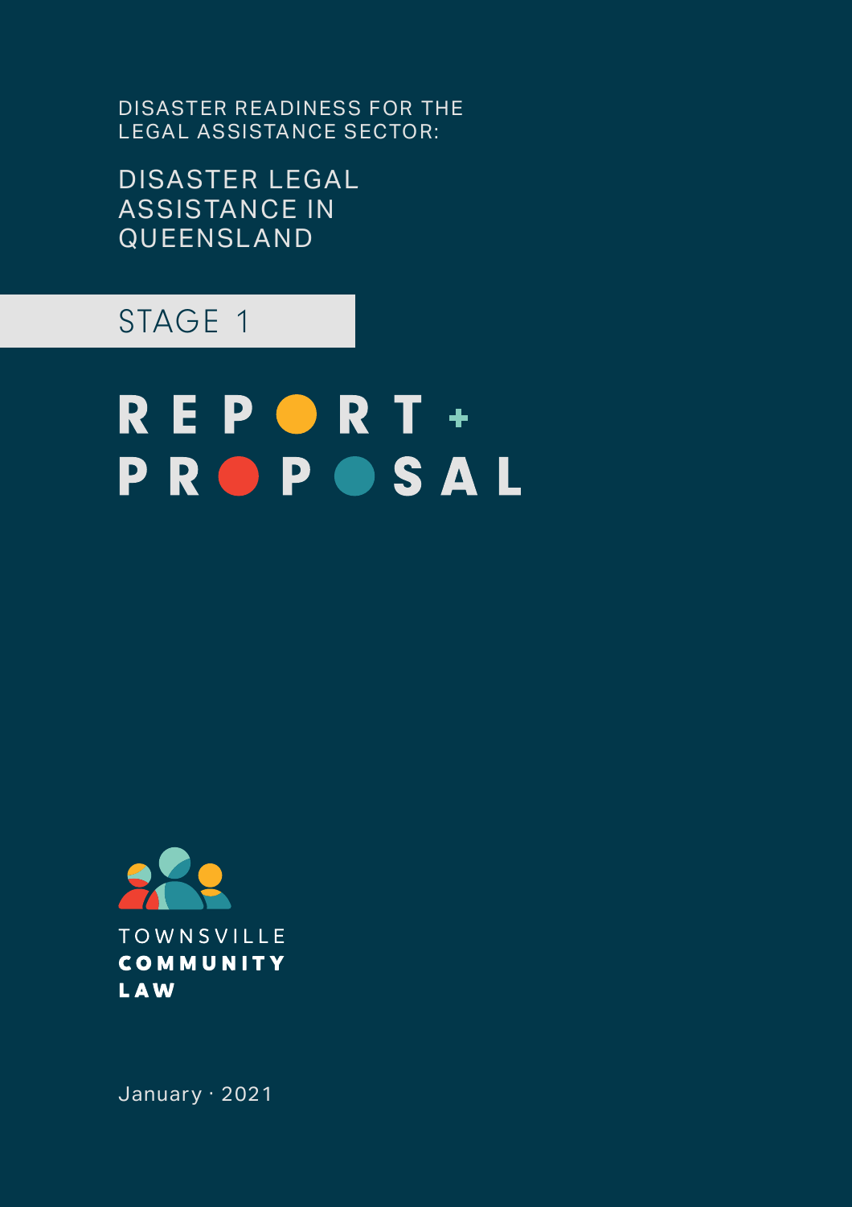DISASTER READINESS FOR THE LEGAL ASSISTANCE SECTOR:

# DISASTER LEGAL ASSISTANCE IN QUEENSLAND

## STAGE 1

# REPORT + PROPOSAL

TOWNSVILLE **COMMUNITY LAW**

January · 2021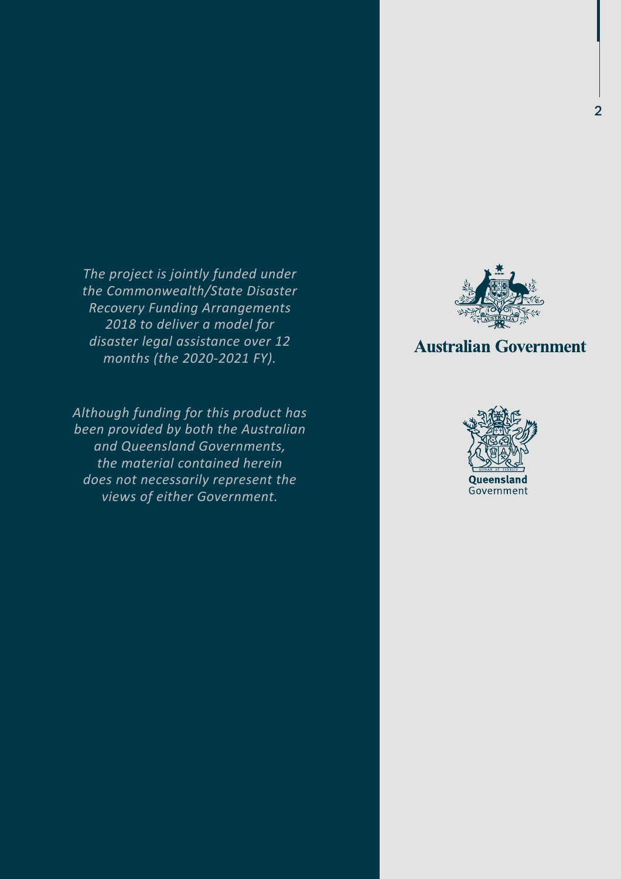*The project is jointly funded under the Commonwealth/State Disaster Recovery Funding Arrangements 2018 to deliver a model for disaster legal assistance over 12 months (the 2020-2021 FY).*

*Although funding for this product has been provided by both the Australian and Queensland Governments, the material contained herein does not necessarily represent the views of either Government.*

Australian Government

Queensland Government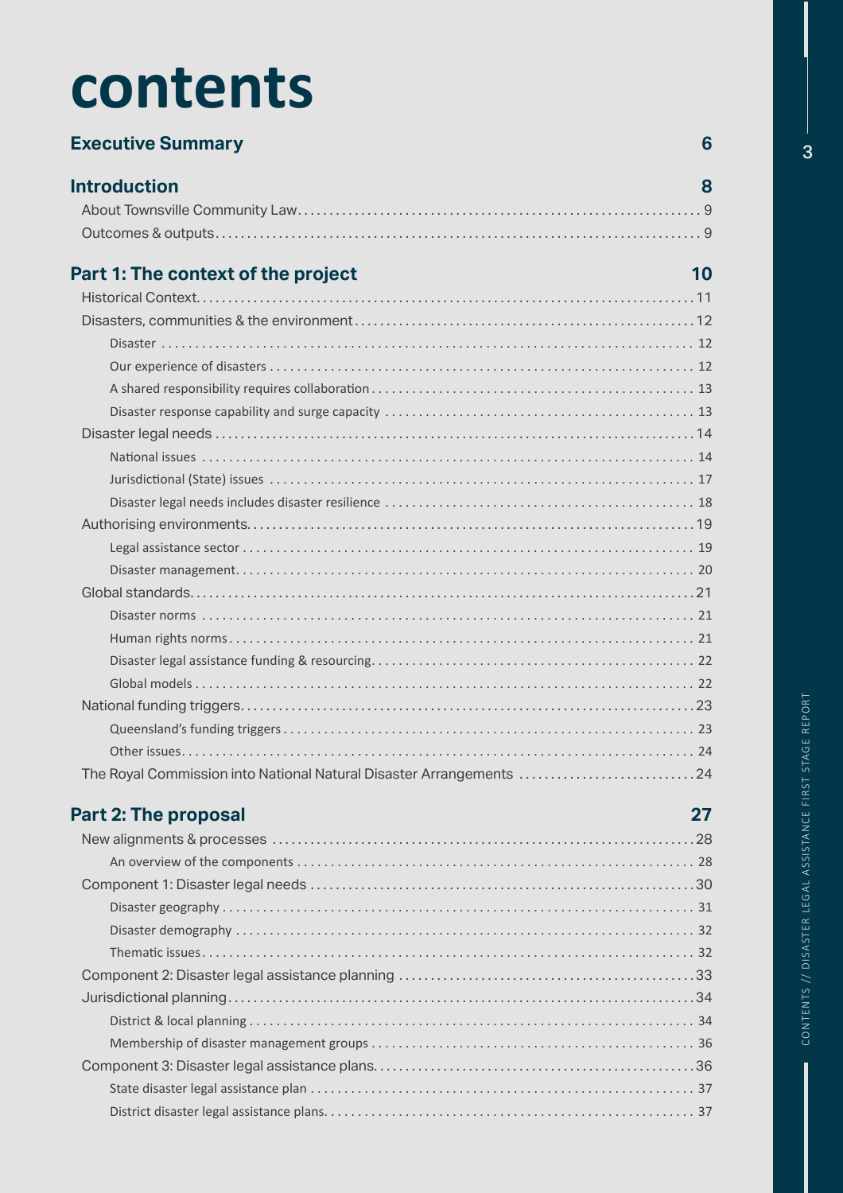# contents

**Executive Summary** 6

**Introduction** 8

- About Townsville Community Law 9
- Outcomes & outputs 9

**Part 1: The context of the project** 10

- Historical Context 11
- Disasters, communities & the environment 12
  - Disaster 12
  - Our experience of disasters 12
  - A shared responsibility requires collaboration 13
  - Disaster response capability and surge capacity 13
- Disaster legal needs 14
  - National issues 14
  - Jurisdictional (State) issues 17
  - Disaster legal needs includes disaster resilience 18
- Authorising environments 19
  - Legal assistance sector 19
  - Disaster management 20
- Global standards 21
  - Disaster norms 21
  - Human rights norms 21
  - Disaster legal assistance funding & resourcing 22
  - Global models 22
- National funding triggers 23
  - Queensland's funding triggers 23
  - Other issues 24
- The Royal Commission into National Natural Disaster Arrangements 24

**Part 2: The proposal** 27

- New alignments & processes 28
  - An overview of the components 28
- Component 1: Disaster legal needs 30
  - Disaster geography 31
  - Disaster demography 32
  - Thematic issues 32
- Component 2: Disaster legal assistance planning 33
- Jurisdictional planning 34
  - District & local planning 34
  - Membership of disaster management groups 36
- Component 3: Disaster legal assistance plans 36
  - State disaster legal assistance plan 37
  - District disaster legal assistance plans 37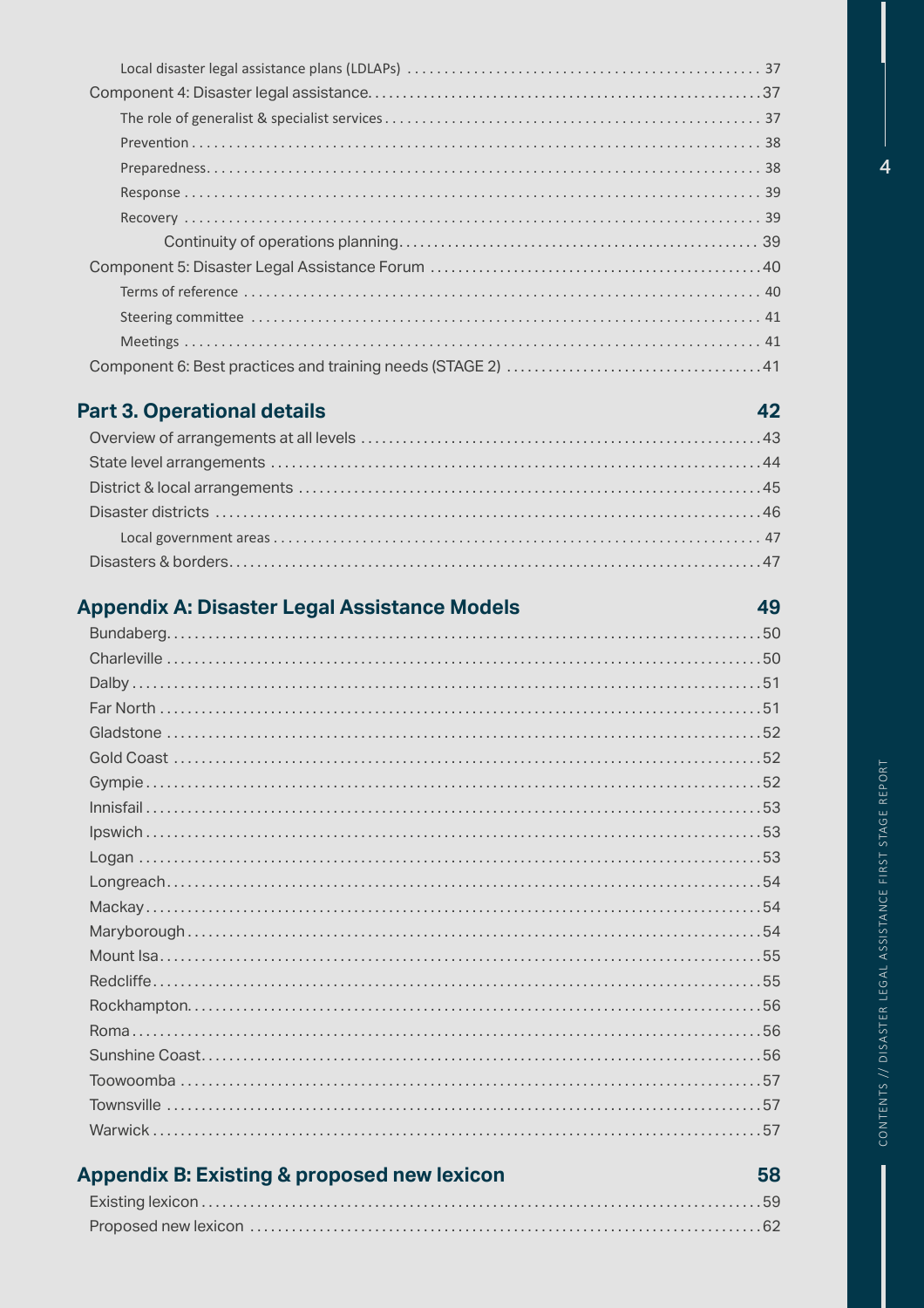- Local disaster legal assistance plans (LDLAPs) ... 37
- Component 4: Disaster legal assistance ... 37
  - The role of generalist & specialist services ... 37
  - Prevention ... 38
  - Preparedness ... 38
  - Response ... 39
  - Recovery ... 39
    - Continuity of operations planning ... 39
- Component 5: Disaster Legal Assistance Forum ... 40
  - Terms of reference ... 40
  - Steering committee ... 41
  - Meetings ... 41
- Component 6: Best practices and training needs (STAGE 2) ... 41

## Part 3. Operational details ... 42

- Overview of arrangements at all levels ... 43
- State level arrangements ... 44
- District & local arrangements ... 45
- Disaster districts ... 46
  - Local government areas ... 47
- Disasters & borders ... 47

## Appendix A: Disaster Legal Assistance Models ... 49

- Bundaberg ... 50
- Charleville ... 50
- Dalby ... 51
- Far North ... 51
- Gladstone ... 52
- Gold Coast ... 52
- Gympie ... 52
- Innisfail ... 53
- Ipswich ... 53
- Logan ... 53
- Longreach ... 54
- Mackay ... 54
- Maryborough ... 54
- Mount Isa ... 55
- Redcliffe ... 55
- Rockhampton ... 56
- Roma ... 56
- Sunshine Coast ... 56
- Toowoomba ... 57
- Townsville ... 57
- Warwick ... 57

## Appendix B: Existing & proposed new lexicon ... 58

- Existing lexicon ... 59
- Proposed new lexicon ... 62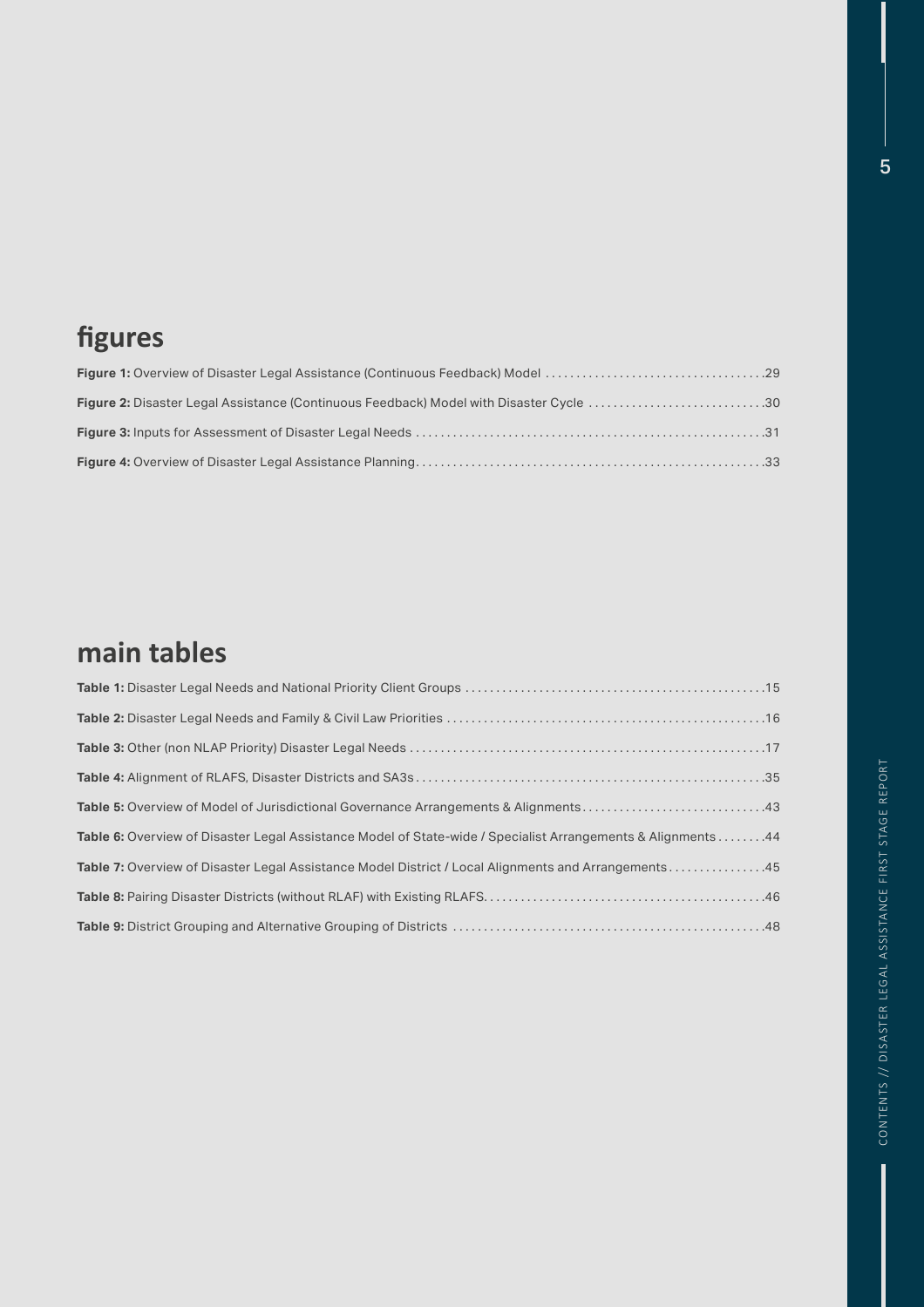## figures

**Figure 1:** Overview of Disaster Legal Assistance (Continuous Feedback) Model .....29

**Figure 2:** Disaster Legal Assistance (Continuous Feedback) Model with Disaster Cycle .....30

**Figure 3:** Inputs for Assessment of Disaster Legal Needs .....31

**Figure 4:** Overview of Disaster Legal Assistance Planning.....33

## main tables

**Table 1:** Disaster Legal Needs and National Priority Client Groups .....15

**Table 2:** Disaster Legal Needs and Family & Civil Law Priorities .....16

**Table 3:** Other (non NLAP Priority) Disaster Legal Needs .....17

**Table 4:** Alignment of RLAFS, Disaster Districts and SA3s.....35

**Table 5:** Overview of Model of Jurisdictional Governance Arrangements & Alignments.....43

**Table 6:** Overview of Disaster Legal Assistance Model of State-wide / Specialist Arrangements & Alignments .....44

**Table 7:** Overview of Disaster Legal Assistance Model District / Local Alignments and Arrangements.....45

**Table 8:** Pairing Disaster Districts (without RLAF) with Existing RLAFS.....46

**Table 9:** District Grouping and Alternative Grouping of Districts .....48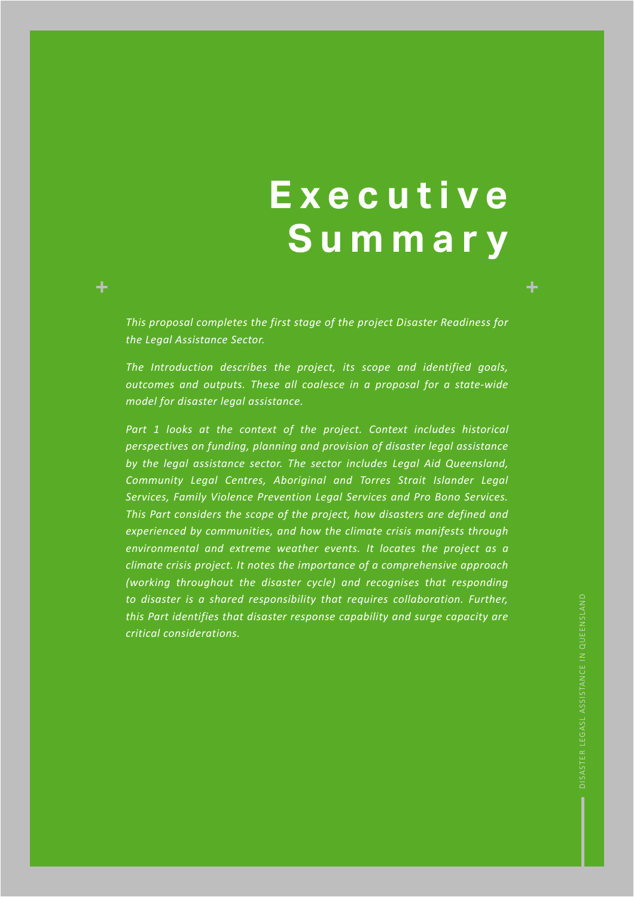# Executive Summary

*This proposal completes the first stage of the project Disaster Readiness for the Legal Assistance Sector.*

*The Introduction describes the project, its scope and identified goals, outcomes and outputs. These all coalesce in a proposal for a state-wide model for disaster legal assistance.*

*Part 1 looks at the context of the project. Context includes historical perspectives on funding, planning and provision of disaster legal assistance by the legal assistance sector. The sector includes Legal Aid Queensland, Community Legal Centres, Aboriginal and Torres Strait Islander Legal Services, Family Violence Prevention Legal Services and Pro Bono Services. This Part considers the scope of the project, how disasters are defined and experienced by communities, and how the climate crisis manifests through environmental and extreme weather events. It locates the project as a climate crisis project. It notes the importance of a comprehensive approach (working throughout the disaster cycle) and recognises that responding to disaster is a shared responsibility that requires collaboration. Further, this Part identifies that disaster response capability and surge capacity are critical considerations.*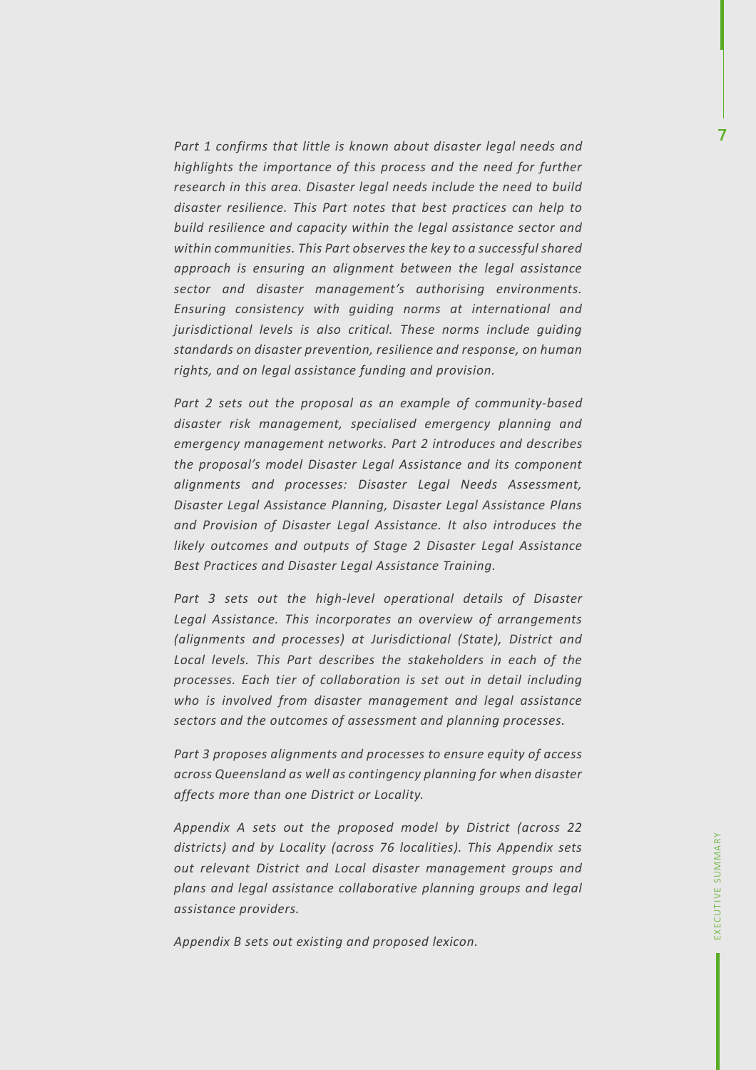*Part 1 confirms that little is known about disaster legal needs and highlights the importance of this process and the need for further research in this area. Disaster legal needs include the need to build disaster resilience. This Part notes that best practices can help to build resilience and capacity within the legal assistance sector and within communities. This Part observes the key to a successful shared approach is ensuring an alignment between the legal assistance sector and disaster management's authorising environments. Ensuring consistency with guiding norms at international and jurisdictional levels is also critical. These norms include guiding standards on disaster prevention, resilience and response, on human rights, and on legal assistance funding and provision.*

*Part 2 sets out the proposal as an example of community-based disaster risk management, specialised emergency planning and emergency management networks. Part 2 introduces and describes the proposal's model Disaster Legal Assistance and its component alignments and processes: Disaster Legal Needs Assessment, Disaster Legal Assistance Planning, Disaster Legal Assistance Plans and Provision of Disaster Legal Assistance. It also introduces the likely outcomes and outputs of Stage 2 Disaster Legal Assistance Best Practices and Disaster Legal Assistance Training.*

*Part 3 sets out the high-level operational details of Disaster Legal Assistance. This incorporates an overview of arrangements (alignments and processes) at Jurisdictional (State), District and Local levels. This Part describes the stakeholders in each of the processes. Each tier of collaboration is set out in detail including who is involved from disaster management and legal assistance sectors and the outcomes of assessment and planning processes.*

*Part 3 proposes alignments and processes to ensure equity of access across Queensland as well as contingency planning for when disaster affects more than one District or Locality.*

*Appendix A sets out the proposed model by District (across 22 districts) and by Locality (across 76 localities). This Appendix sets out relevant District and Local disaster management groups and plans and legal assistance collaborative planning groups and legal assistance providers.*

*Appendix B sets out existing and proposed lexicon.*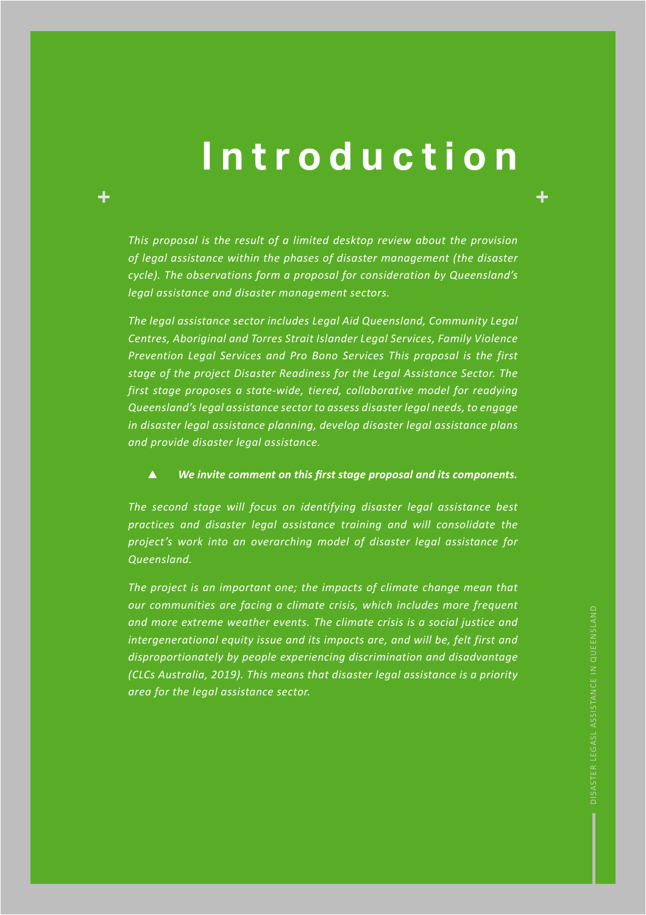# Introduction

*This proposal is the result of a limited desktop review about the provision of legal assistance within the phases of disaster management (the disaster cycle). The observations form a proposal for consideration by Queensland's legal assistance and disaster management sectors.*

*The legal assistance sector includes Legal Aid Queensland, Community Legal Centres, Aboriginal and Torres Strait Islander Legal Services, Family Violence Prevention Legal Services and Pro Bono Services This proposal is the first stage of the project Disaster Readiness for the Legal Assistance Sector. The first stage proposes a state-wide, tiered, collaborative model for readying Queensland's legal assistance sector to assess disaster legal needs, to engage in disaster legal assistance planning, develop disaster legal assistance plans and provide disaster legal assistance.*

▲ ***We invite comment on this first stage proposal and its components.***

*The second stage will focus on identifying disaster legal assistance best practices and disaster legal assistance training and will consolidate the project's work into an overarching model of disaster legal assistance for Queensland.*

*The project is an important one; the impacts of climate change mean that our communities are facing a climate crisis, which includes more frequent and more extreme weather events. The climate crisis is a social justice and intergenerational equity issue and its impacts are, and will be, felt first and disproportionately by people experiencing discrimination and disadvantage (CLCs Australia, 2019). This means that disaster legal assistance is a priority area for the legal assistance sector.*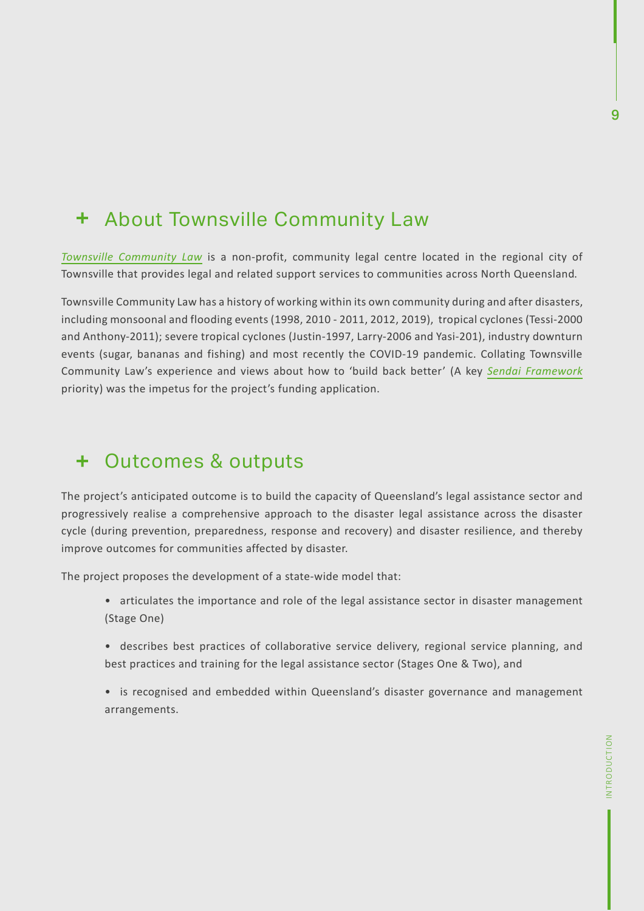## + About Townsville Community Law

*Townsville Community Law* is a non-profit, community legal centre located in the regional city of Townsville that provides legal and related support services to communities across North Queensland.

Townsville Community Law has a history of working within its own community during and after disasters, including monsoonal and flooding events (1998, 2010 - 2011, 2012, 2019), tropical cyclones (Tessi-2000 and Anthony-2011); severe tropical cyclones (Justin-1997, Larry-2006 and Yasi-201), industry downturn events (sugar, bananas and fishing) and most recently the COVID-19 pandemic. Collating Townsville Community Law's experience and views about how to 'build back better' (A key *Sendai Framework* priority) was the impetus for the project's funding application.

## + Outcomes & outputs

The project's anticipated outcome is to build the capacity of Queensland's legal assistance sector and progressively realise a comprehensive approach to the disaster legal assistance across the disaster cycle (during prevention, preparedness, response and recovery) and disaster resilience, and thereby improve outcomes for communities affected by disaster.

The project proposes the development of a state-wide model that:

- articulates the importance and role of the legal assistance sector in disaster management (Stage One)
- describes best practices of collaborative service delivery, regional service planning, and best practices and training for the legal assistance sector (Stages One & Two), and
- is recognised and embedded within Queensland's disaster governance and management arrangements.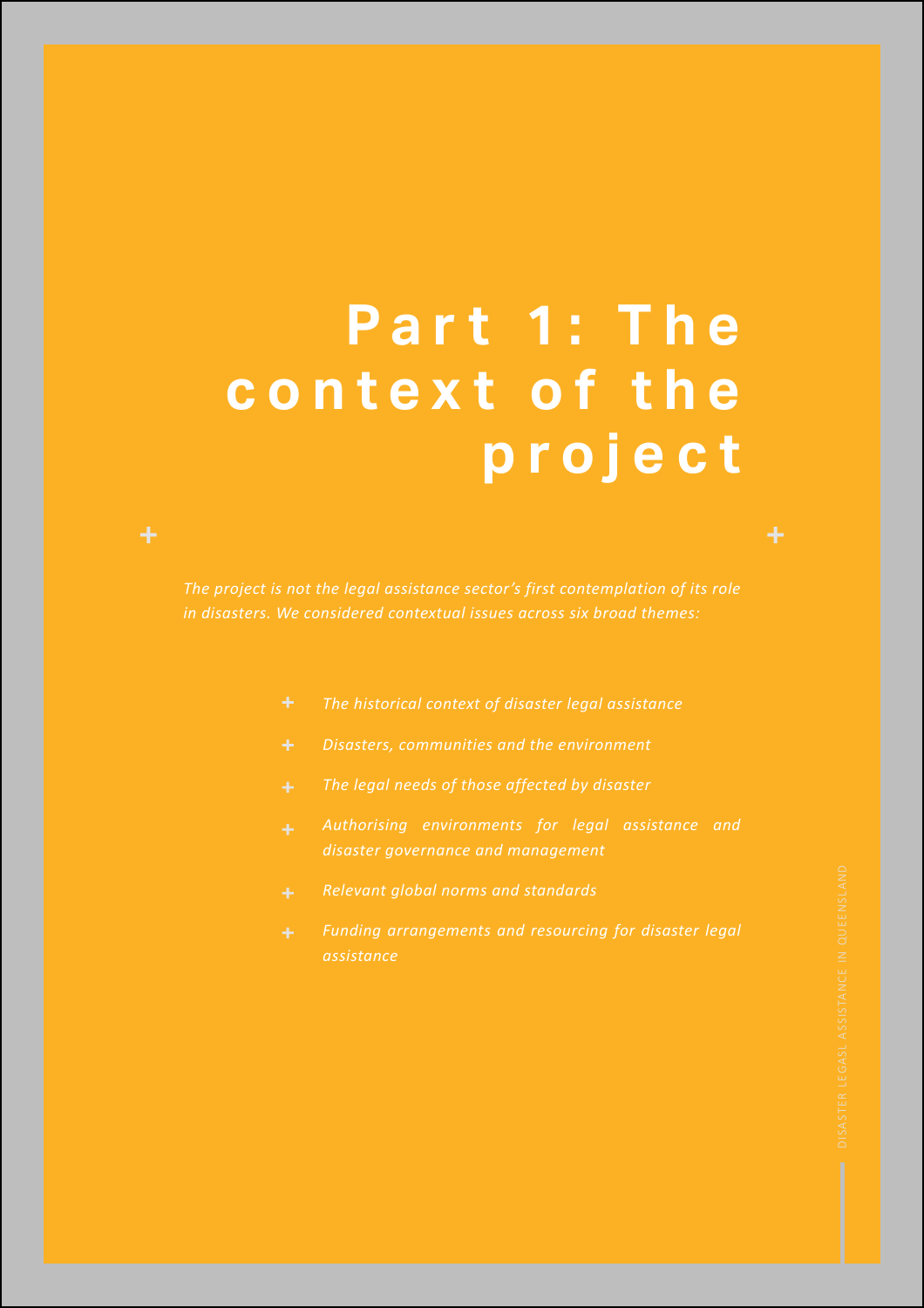# Part 1: The context of the project

*The project is not the legal assistance sector's first contemplation of its role in disasters. We considered contextual issues across six broad themes:*

- *The historical context of disaster legal assistance*
- *Disasters, communities and the environment*
- *The legal needs of those affected by disaster*
- *Authorising environments for legal assistance and disaster governance and management*
- *Relevant global norms and standards*
- *Funding arrangements and resourcing for disaster legal assistance*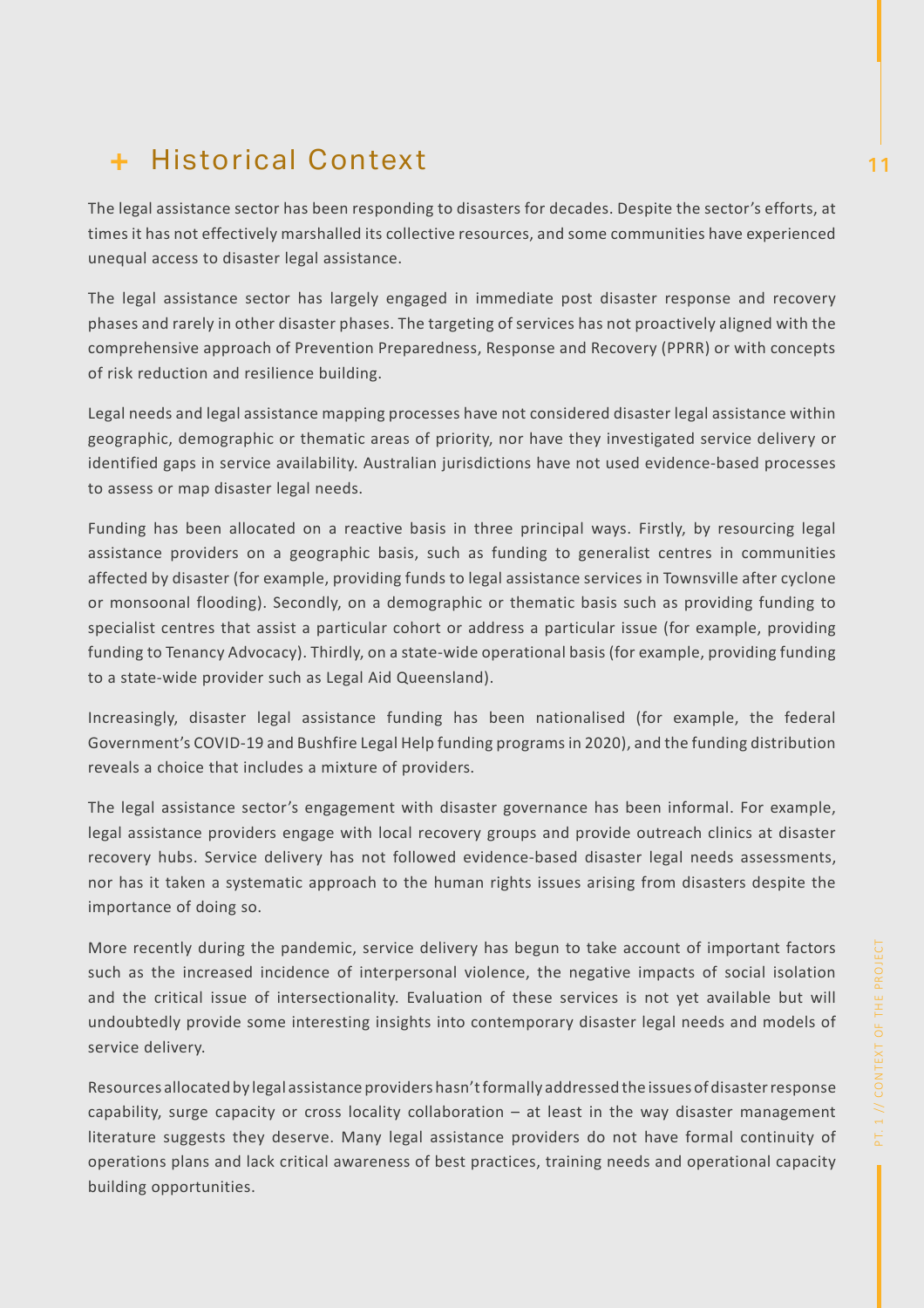## + Historical Context

The legal assistance sector has been responding to disasters for decades. Despite the sector's efforts, at times it has not effectively marshalled its collective resources, and some communities have experienced unequal access to disaster legal assistance.

The legal assistance sector has largely engaged in immediate post disaster response and recovery phases and rarely in other disaster phases. The targeting of services has not proactively aligned with the comprehensive approach of Prevention Preparedness, Response and Recovery (PPRR) or with concepts of risk reduction and resilience building.

Legal needs and legal assistance mapping processes have not considered disaster legal assistance within geographic, demographic or thematic areas of priority, nor have they investigated service delivery or identified gaps in service availability. Australian jurisdictions have not used evidence-based processes to assess or map disaster legal needs.

Funding has been allocated on a reactive basis in three principal ways. Firstly, by resourcing legal assistance providers on a geographic basis, such as funding to generalist centres in communities affected by disaster (for example, providing funds to legal assistance services in Townsville after cyclone or monsoonal flooding). Secondly, on a demographic or thematic basis such as providing funding to specialist centres that assist a particular cohort or address a particular issue (for example, providing funding to Tenancy Advocacy). Thirdly, on a state-wide operational basis (for example, providing funding to a state-wide provider such as Legal Aid Queensland).

Increasingly, disaster legal assistance funding has been nationalised (for example, the federal Government's COVID-19 and Bushfire Legal Help funding programs in 2020), and the funding distribution reveals a choice that includes a mixture of providers.

The legal assistance sector's engagement with disaster governance has been informal. For example, legal assistance providers engage with local recovery groups and provide outreach clinics at disaster recovery hubs. Service delivery has not followed evidence-based disaster legal needs assessments, nor has it taken a systematic approach to the human rights issues arising from disasters despite the importance of doing so.

More recently during the pandemic, service delivery has begun to take account of important factors such as the increased incidence of interpersonal violence, the negative impacts of social isolation and the critical issue of intersectionality. Evaluation of these services is not yet available but will undoubtedly provide some interesting insights into contemporary disaster legal needs and models of service delivery.

Resources allocated by legal assistance providers hasn't formally addressed the issues of disaster response capability, surge capacity or cross locality collaboration – at least in the way disaster management literature suggests they deserve. Many legal assistance providers do not have formal continuity of operations plans and lack critical awareness of best practices, training needs and operational capacity building opportunities.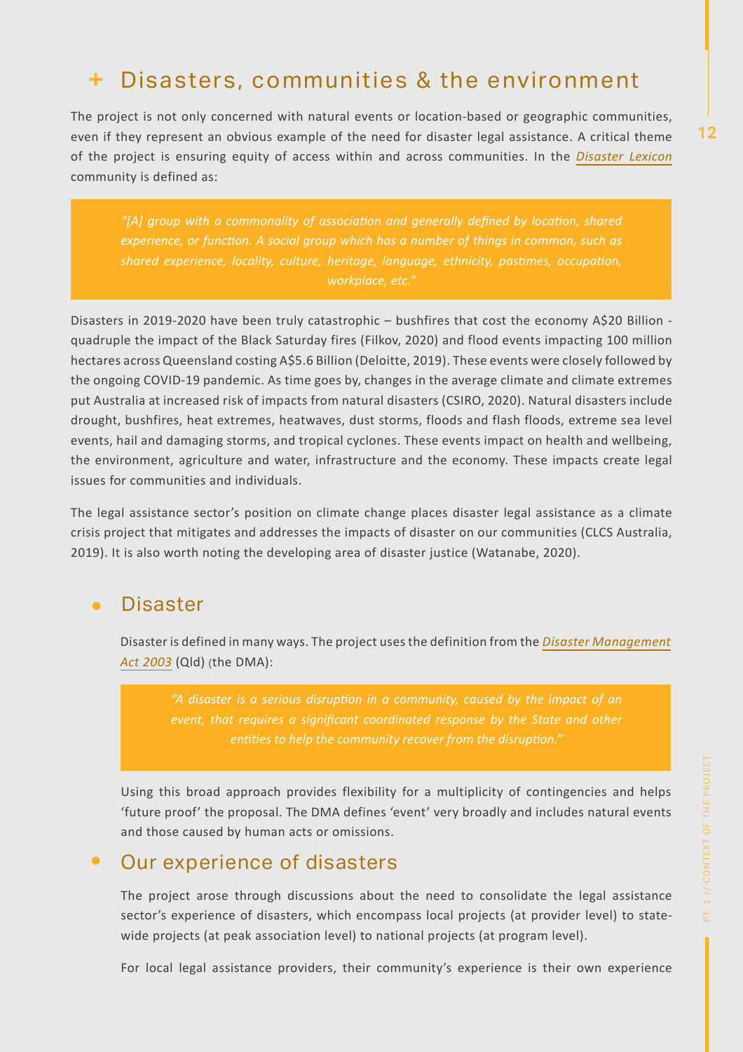## + Disasters, communities & the environment

The project is not only concerned with natural events or location-based or geographic communities, even if they represent an obvious example of the need for disaster legal assistance. A critical theme of the project is ensuring equity of access within and across communities. In the *Disaster Lexicon* community is defined as:

> *"[A] group with a commonality of association and generally defined by location, shared experience, or function. A social group which has a number of things in common, such as shared experience, locality, culture, heritage, language, ethnicity, pastimes, occupation, workplace, etc."*

Disasters in 2019-2020 have been truly catastrophic – bushfires that cost the economy A$20 Billion - quadruple the impact of the Black Saturday fires (Filkov, 2020) and flood events impacting 100 million hectares across Queensland costing A$5.6 Billion (Deloitte, 2019). These events were closely followed by the ongoing COVID-19 pandemic. As time goes by, changes in the average climate and climate extremes put Australia at increased risk of impacts from natural disasters (CSIRO, 2020). Natural disasters include drought, bushfires, heat extremes, heatwaves, dust storms, floods and flash floods, extreme sea level events, hail and damaging storms, and tropical cyclones. These events impact on health and wellbeing, the environment, agriculture and water, infrastructure and the economy. These impacts create legal issues for communities and individuals.

The legal assistance sector's position on climate change places disaster legal assistance as a climate crisis project that mitigates and addresses the impacts of disaster on our communities (CLCS Australia, 2019). It is also worth noting the developing area of disaster justice (Watanabe, 2020).

### • Disaster

Disaster is defined in many ways. The project uses the definition from the *Disaster Management Act 2003* (Qld) (the DMA):

> *"A disaster is a serious disruption in a community, caused by the impact of an event, that requires a significant coordinated response by the State and other entities to help the community recover from the disruption."*

Using this broad approach provides flexibility for a multiplicity of contingencies and helps 'future proof' the proposal. The DMA defines 'event' very broadly and includes natural events and those caused by human acts or omissions.

### • Our experience of disasters

The project arose through discussions about the need to consolidate the legal assistance sector's experience of disasters, which encompass local projects (at provider level) to state-wide projects (at peak association level) to national projects (at program level).

For local legal assistance providers, their community's experience is their own experience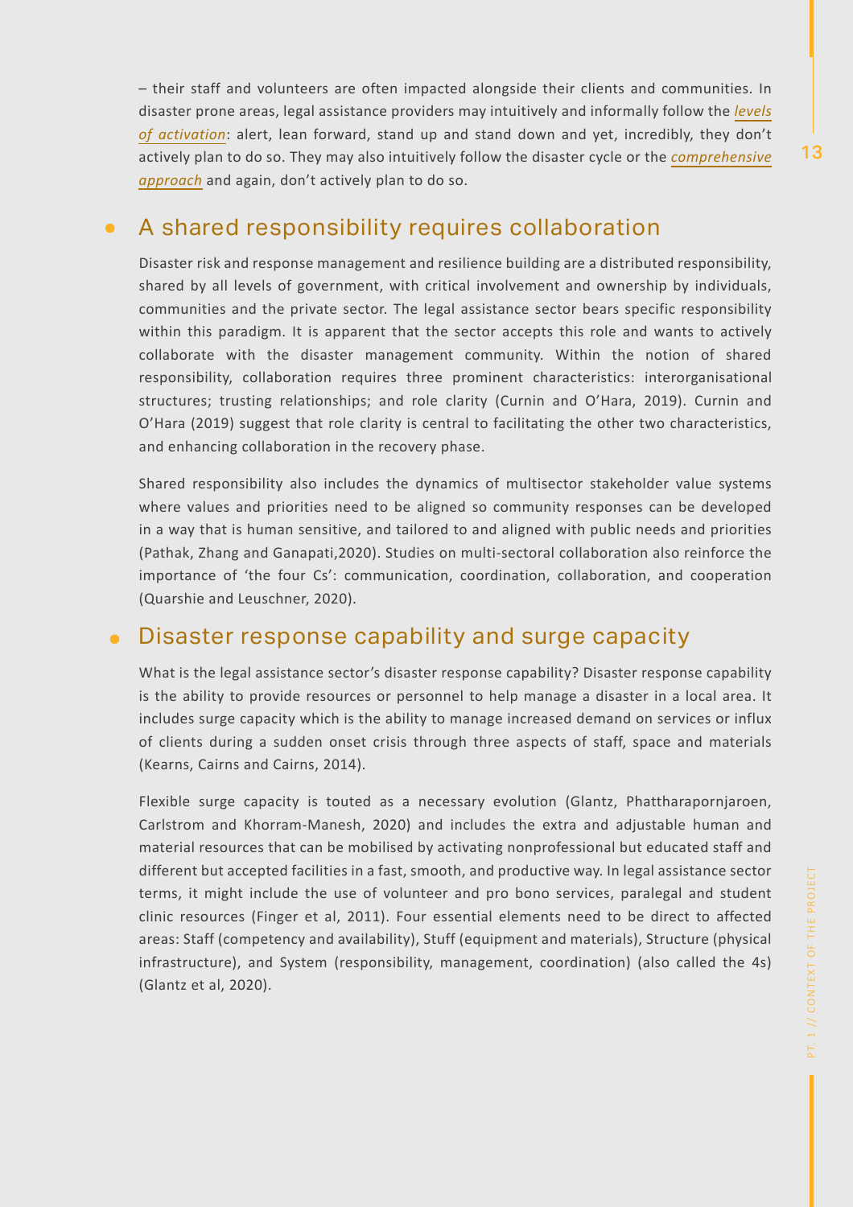– their staff and volunteers are often impacted alongside their clients and communities. In disaster prone areas, legal assistance providers may intuitively and informally follow the *levels of activation*: alert, lean forward, stand up and stand down and yet, incredibly, they don't actively plan to do so. They may also intuitively follow the disaster cycle or the *comprehensive approach* and again, don't actively plan to do so.

## A shared responsibility requires collaboration

Disaster risk and response management and resilience building are a distributed responsibility, shared by all levels of government, with critical involvement and ownership by individuals, communities and the private sector. The legal assistance sector bears specific responsibility within this paradigm. It is apparent that the sector accepts this role and wants to actively collaborate with the disaster management community. Within the notion of shared responsibility, collaboration requires three prominent characteristics: interorganisational structures; trusting relationships; and role clarity (Curnin and O'Hara, 2019). Curnin and O'Hara (2019) suggest that role clarity is central to facilitating the other two characteristics, and enhancing collaboration in the recovery phase.

Shared responsibility also includes the dynamics of multisector stakeholder value systems where values and priorities need to be aligned so community responses can be developed in a way that is human sensitive, and tailored to and aligned with public needs and priorities (Pathak, Zhang and Ganapati,2020). Studies on multi-sectoral collaboration also reinforce the importance of 'the four Cs': communication, coordination, collaboration, and cooperation (Quarshie and Leuschner, 2020).

## Disaster response capability and surge capacity

What is the legal assistance sector's disaster response capability? Disaster response capability is the ability to provide resources or personnel to help manage a disaster in a local area. It includes surge capacity which is the ability to manage increased demand on services or influx of clients during a sudden onset crisis through three aspects of staff, space and materials (Kearns, Cairns and Cairns, 2014).

Flexible surge capacity is touted as a necessary evolution (Glantz, Phattharapornjaroen, Carlstrom and Khorram-Manesh, 2020) and includes the extra and adjustable human and material resources that can be mobilised by activating nonprofessional but educated staff and different but accepted facilities in a fast, smooth, and productive way. In legal assistance sector terms, it might include the use of volunteer and pro bono services, paralegal and student clinic resources (Finger et al, 2011). Four essential elements need to be direct to affected areas: Staff (competency and availability), Stuff (equipment and materials), Structure (physical infrastructure), and System (responsibility, management, coordination) (also called the 4s) (Glantz et al, 2020).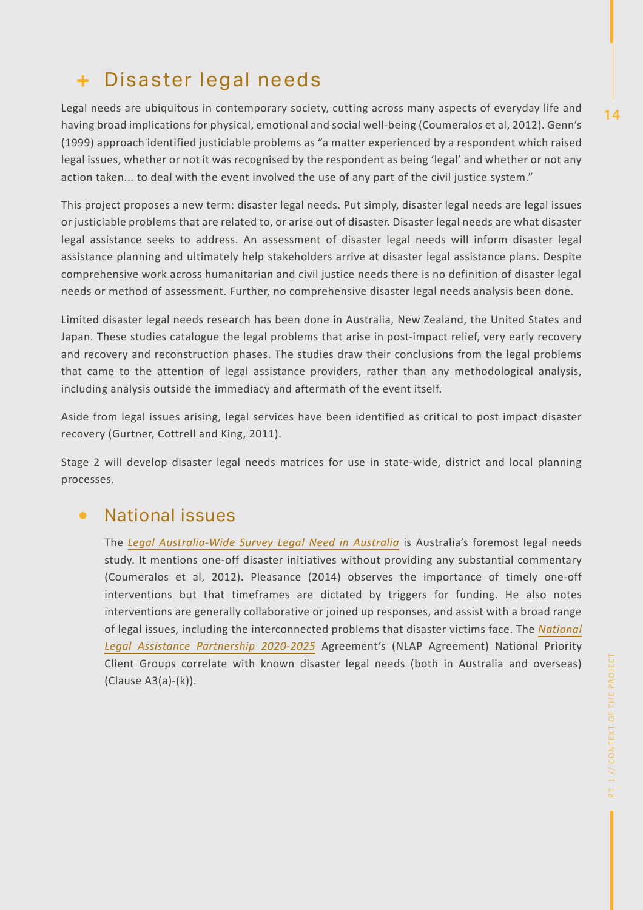## Disaster legal needs

Legal needs are ubiquitous in contemporary society, cutting across many aspects of everyday life and having broad implications for physical, emotional and social well-being (Coumeralos et al, 2012). Genn's (1999) approach identified justiciable problems as "a matter experienced by a respondent which raised legal issues, whether or not it was recognised by the respondent as being 'legal' and whether or not any action taken... to deal with the event involved the use of any part of the civil justice system."

This project proposes a new term: disaster legal needs. Put simply, disaster legal needs are legal issues or justiciable problems that are related to, or arise out of disaster. Disaster legal needs are what disaster legal assistance seeks to address. An assessment of disaster legal needs will inform disaster legal assistance planning and ultimately help stakeholders arrive at disaster legal assistance plans. Despite comprehensive work across humanitarian and civil justice needs there is no definition of disaster legal needs or method of assessment. Further, no comprehensive disaster legal needs analysis been done.

Limited disaster legal needs research has been done in Australia, New Zealand, the United States and Japan. These studies catalogue the legal problems that arise in post-impact relief, very early recovery and recovery and reconstruction phases. The studies draw their conclusions from the legal problems that came to the attention of legal assistance providers, rather than any methodological analysis, including analysis outside the immediacy and aftermath of the event itself.

Aside from legal issues arising, legal services have been identified as critical to post impact disaster recovery (Gurtner, Cottrell and King, 2011).

Stage 2 will develop disaster legal needs matrices for use in state-wide, district and local planning processes.

### National issues

The *Legal Australia-Wide Survey Legal Need in Australia* is Australia's foremost legal needs study. It mentions one-off disaster initiatives without providing any substantial commentary (Coumeralos et al, 2012). Pleasance (2014) observes the importance of timely one-off interventions but that timeframes are dictated by triggers for funding. He also notes interventions are generally collaborative or joined up responses, and assist with a broad range of legal issues, including the interconnected problems that disaster victims face. The *National Legal Assistance Partnership 2020-2025* Agreement's (NLAP Agreement) National Priority Client Groups correlate with known disaster legal needs (both in Australia and overseas) (Clause A3(a)-(k)).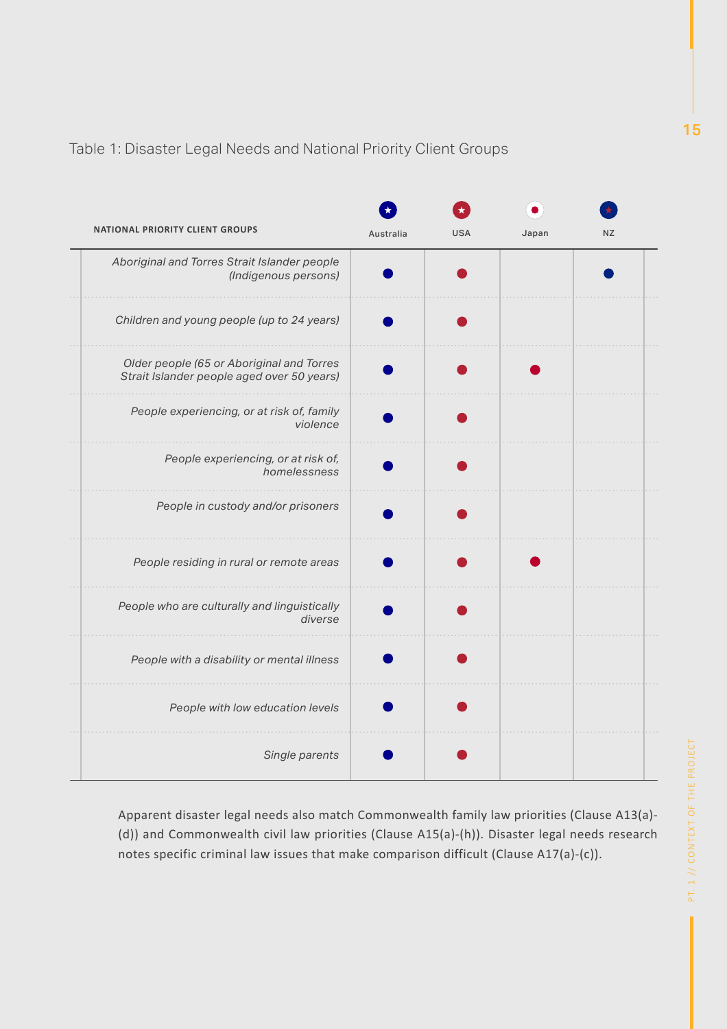Table 1: Disaster Legal Needs and National Priority Client Groups

| NATIONAL PRIORITY CLIENT GROUPS | Australia | USA | Japan | NZ |
|---|---|---|---|---|
| *Aboriginal and Torres Strait Islander people (Indigenous persons)* | ● | ● | | ● |
| *Children and young people (up to 24 years)* | ● | ● | | |
| *Older people (65 or Aboriginal and Torres Strait Islander people aged over 50 years)* | ● | ● | ● | |
| *People experiencing, or at risk of, family violence* | ● | ● | | |
| *People experiencing, or at risk of, homelessness* | ● | ● | | |
| *People in custody and/or prisoners* | ● | ● | | |
| *People residing in rural or remote areas* | ● | ● | ● | |
| *People who are culturally and linguistically diverse* | ● | ● | | |
| *People with a disability or mental illness* | ● | ● | | |
| *People with low education levels* | ● | ● | | |
| *Single parents* | ● | ● | | |

Apparent disaster legal needs also match Commonwealth family law priorities (Clause A13(a)-(d)) and Commonwealth civil law priorities (Clause A15(a)-(h)). Disaster legal needs research notes specific criminal law issues that make comparison difficult (Clause A17(a)-(c)).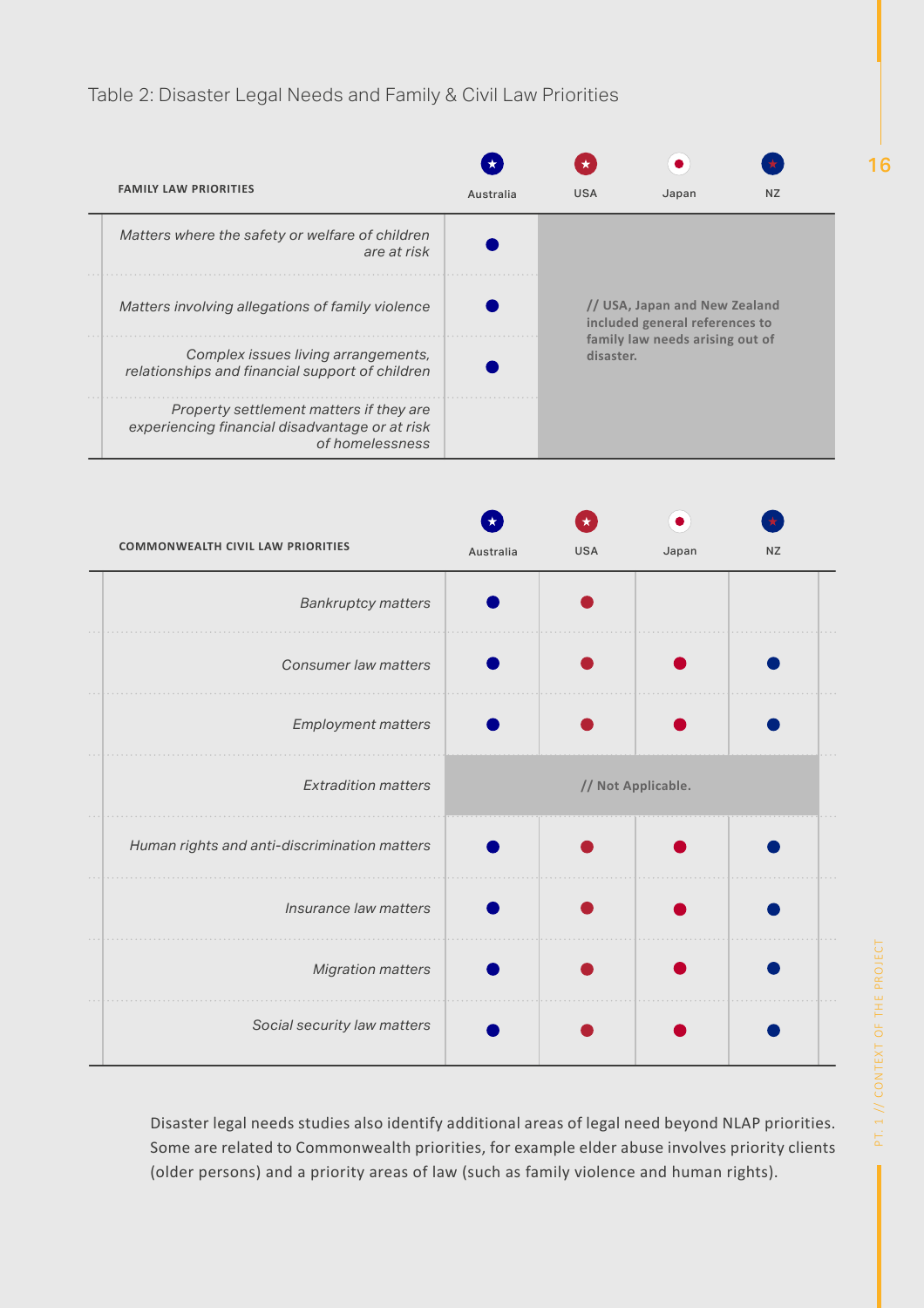Table 2: Disaster Legal Needs and Family & Civil Law Priorities

| FAMILY LAW PRIORITIES | Australia | USA | Japan | NZ |
|---|---|---|---|---|
| *Matters where the safety or welfare of children are at risk* | ● | // USA, Japan and New Zealand included general references to family law needs arising out of disaster. | | |
| *Matters involving allegations of family violence* | ● | | | |
| *Complex issues living arrangements, relationships and financial support of children* | ● | | | |
| *Property settlement matters if they are experiencing financial disadvantage or at risk of homelessness* | | | | |

| COMMONWEALTH CIVIL LAW PRIORITIES | Australia | USA | Japan | NZ |
|---|---|---|---|---|
| *Bankruptcy matters* | ● | ● | | |
| *Consumer law matters* | ● | ● | ● | ● |
| *Employment matters* | ● | ● | ● | ● |
| *Extradition matters* | // Not Applicable. | | | |
| *Human rights and anti-discrimination matters* | ● | ● | ● | ● |
| *Insurance law matters* | ● | ● | ● | ● |
| *Migration matters* | ● | ● | ● | ● |
| *Social security law matters* | ● | ● | ● | ● |

Disaster legal needs studies also identify additional areas of legal need beyond NLAP priorities. Some are related to Commonwealth priorities, for example elder abuse involves priority clients (older persons) and a priority areas of law (such as family violence and human rights).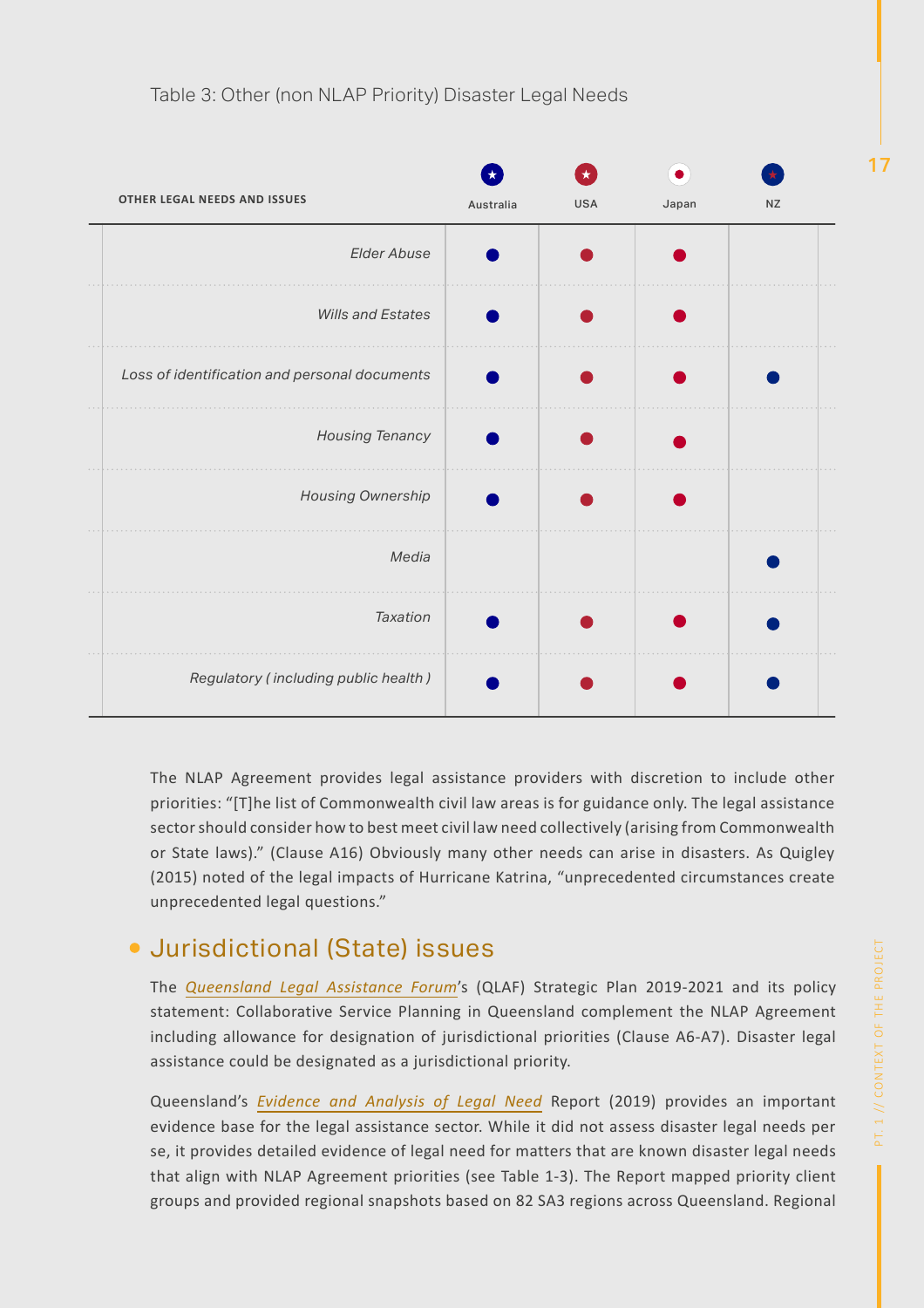Table 3: Other (non NLAP Priority) Disaster Legal Needs

| OTHER LEGAL NEEDS AND ISSUES | Australia | USA | Japan | NZ |
|---|---|---|---|---|
| *Elder Abuse* | ● | ● | ● | |
| *Wills and Estates* | ● | ● | ● | |
| *Loss of identification and personal documents* | ● | ● | ● | ● |
| *Housing Tenancy* | ● | ● | ● | |
| *Housing Ownership* | ● | ● | ● | |
| *Media* | | | | ● |
| *Taxation* | ● | ● | ● | ● |
| *Regulatory ( including public health )* | ● | ● | ● | ● |

The NLAP Agreement provides legal assistance providers with discretion to include other priorities: "[T]he list of Commonwealth civil law areas is for guidance only. The legal assistance sector should consider how to best meet civil law need collectively (arising from Commonwealth or State laws)." (Clause A16) Obviously many other needs can arise in disasters. As Quigley (2015) noted of the legal impacts of Hurricane Katrina, "unprecedented circumstances create unprecedented legal questions."

## Jurisdictional (State) issues

The *Queensland Legal Assistance Forum*'s (QLAF) Strategic Plan 2019-2021 and its policy statement: Collaborative Service Planning in Queensland complement the NLAP Agreement including allowance for designation of jurisdictional priorities (Clause A6-A7). Disaster legal assistance could be designated as a jurisdictional priority.

Queensland's *Evidence and Analysis of Legal Need* Report (2019) provides an important evidence base for the legal assistance sector. While it did not assess disaster legal needs per se, it provides detailed evidence of legal need for matters that are known disaster legal needs that align with NLAP Agreement priorities (see Table 1-3). The Report mapped priority client groups and provided regional snapshots based on 82 SA3 regions across Queensland. Regional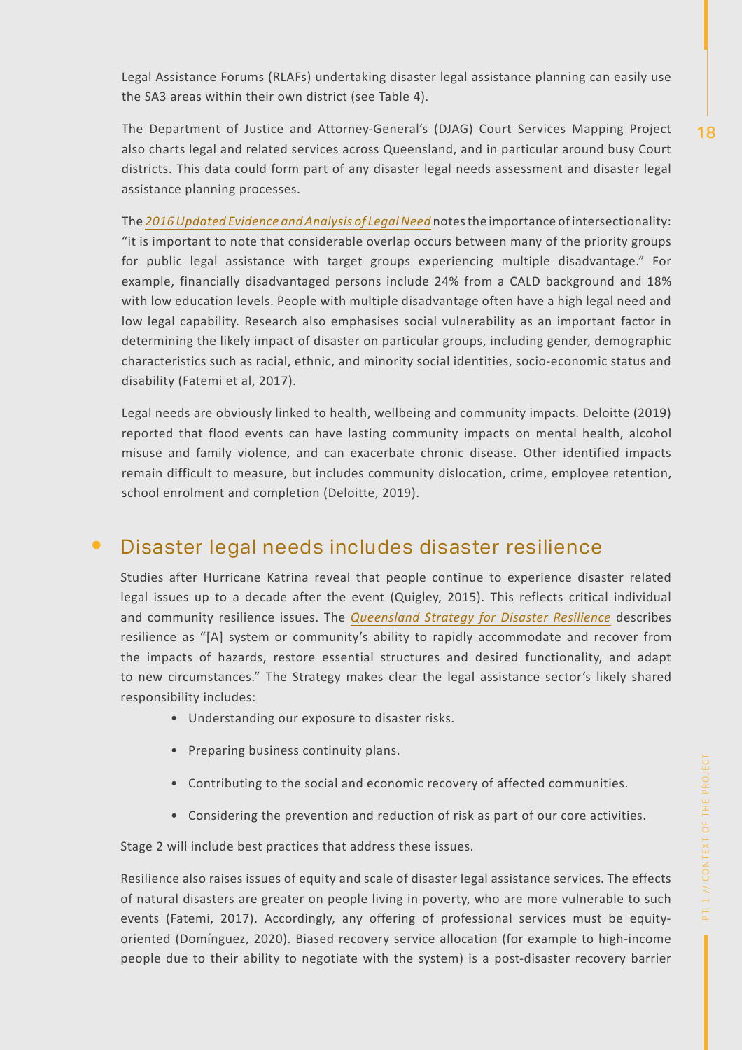Legal Assistance Forums (RLAFs) undertaking disaster legal assistance planning can easily use the SA3 areas within their own district (see Table 4).

The Department of Justice and Attorney-General's (DJAG) Court Services Mapping Project also charts legal and related services across Queensland, and in particular around busy Court districts. This data could form part of any disaster legal needs assessment and disaster legal assistance planning processes.

The *2016 Updated Evidence and Analysis of Legal Need* notes the importance of intersectionality: "it is important to note that considerable overlap occurs between many of the priority groups for public legal assistance with target groups experiencing multiple disadvantage." For example, financially disadvantaged persons include 24% from a CALD background and 18% with low education levels. People with multiple disadvantage often have a high legal need and low legal capability. Research also emphasises social vulnerability as an important factor in determining the likely impact of disaster on particular groups, including gender, demographic characteristics such as racial, ethnic, and minority social identities, socio-economic status and disability (Fatemi et al, 2017).

Legal needs are obviously linked to health, wellbeing and community impacts. Deloitte (2019) reported that flood events can have lasting community impacts on mental health, alcohol misuse and family violence, and can exacerbate chronic disease. Other identified impacts remain difficult to measure, but includes community dislocation, crime, employee retention, school enrolment and completion (Deloitte, 2019).

## Disaster legal needs includes disaster resilience

Studies after Hurricane Katrina reveal that people continue to experience disaster related legal issues up to a decade after the event (Quigley, 2015). This reflects critical individual and community resilience issues. The *Queensland Strategy for Disaster Resilience* describes resilience as "[A] system or community's ability to rapidly accommodate and recover from the impacts of hazards, restore essential structures and desired functionality, and adapt to new circumstances." The Strategy makes clear the legal assistance sector's likely shared responsibility includes:

- Understanding our exposure to disaster risks.
- Preparing business continuity plans.
- Contributing to the social and economic recovery of affected communities.
- Considering the prevention and reduction of risk as part of our core activities.

Stage 2 will include best practices that address these issues.

Resilience also raises issues of equity and scale of disaster legal assistance services. The effects of natural disasters are greater on people living in poverty, who are more vulnerable to such events (Fatemi, 2017). Accordingly, any offering of professional services must be equity-oriented (Domínguez, 2020). Biased recovery service allocation (for example to high-income people due to their ability to negotiate with the system) is a post-disaster recovery barrier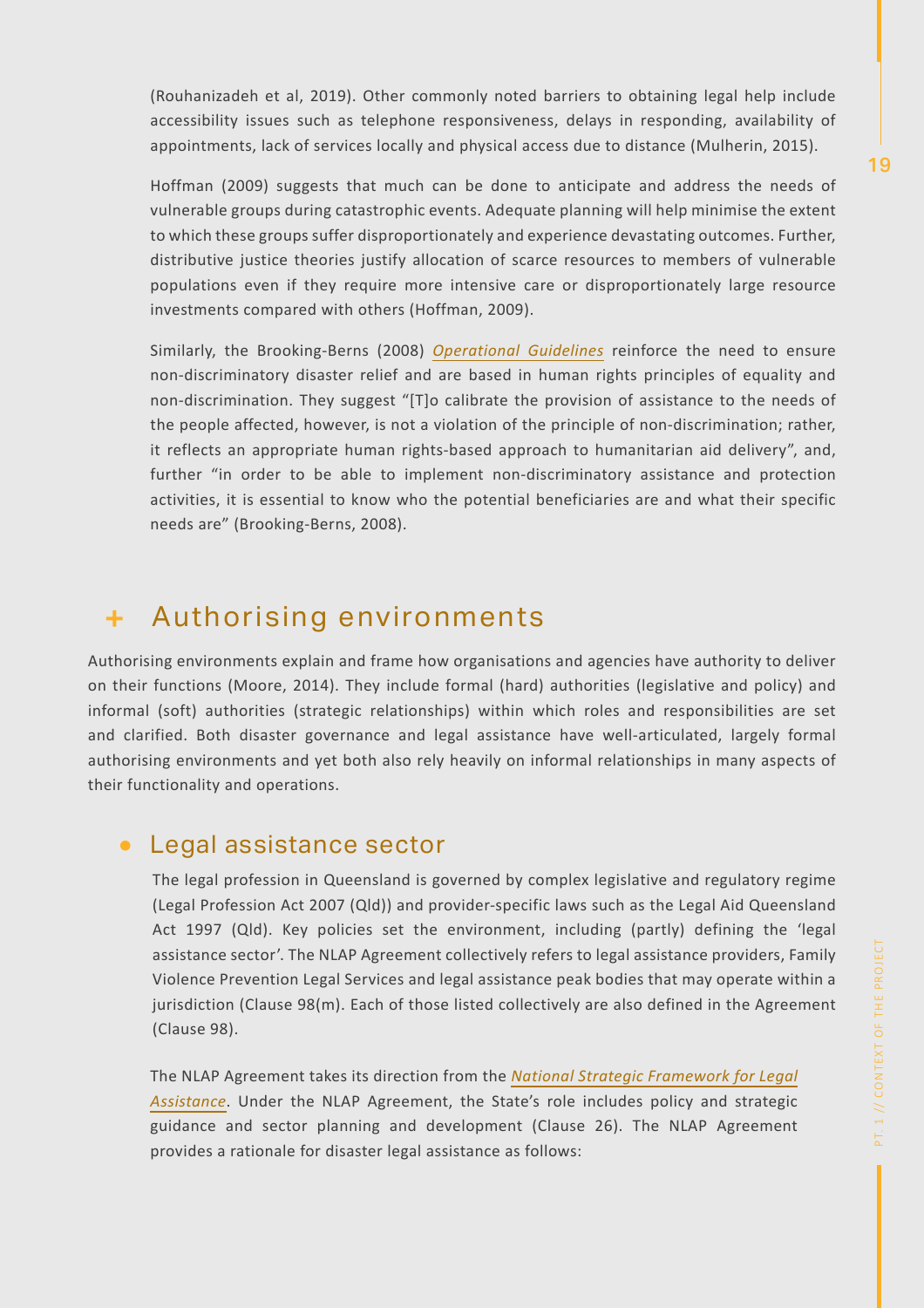(Rouhanizadeh et al, 2019). Other commonly noted barriers to obtaining legal help include accessibility issues such as telephone responsiveness, delays in responding, availability of appointments, lack of services locally and physical access due to distance (Mulherin, 2015).

Hoffman (2009) suggests that much can be done to anticipate and address the needs of vulnerable groups during catastrophic events. Adequate planning will help minimise the extent to which these groups suffer disproportionately and experience devastating outcomes. Further, distributive justice theories justify allocation of scarce resources to members of vulnerable populations even if they require more intensive care or disproportionately large resource investments compared with others (Hoffman, 2009).

Similarly, the Brooking-Berns (2008) *Operational Guidelines* reinforce the need to ensure non-discriminatory disaster relief and are based in human rights principles of equality and non-discrimination. They suggest "[T]o calibrate the provision of assistance to the needs of the people affected, however, is not a violation of the principle of non-discrimination; rather, it reflects an appropriate human rights-based approach to humanitarian aid delivery", and, further "in order to be able to implement non-discriminatory assistance and protection activities, it is essential to know who the potential beneficiaries are and what their specific needs are" (Brooking-Berns, 2008).

## + Authorising environments

Authorising environments explain and frame how organisations and agencies have authority to deliver on their functions (Moore, 2014). They include formal (hard) authorities (legislative and policy) and informal (soft) authorities (strategic relationships) within which roles and responsibilities are set and clarified. Both disaster governance and legal assistance have well-articulated, largely formal authorising environments and yet both also rely heavily on informal relationships in many aspects of their functionality and operations.

### • Legal assistance sector

The legal profession in Queensland is governed by complex legislative and regulatory regime (Legal Profession Act 2007 (Qld)) and provider-specific laws such as the Legal Aid Queensland Act 1997 (Qld). Key policies set the environment, including (partly) defining the 'legal assistance sector'. The NLAP Agreement collectively refers to legal assistance providers, Family Violence Prevention Legal Services and legal assistance peak bodies that may operate within a jurisdiction (Clause 98(m). Each of those listed collectively are also defined in the Agreement (Clause 98).

The NLAP Agreement takes its direction from the *National Strategic Framework for Legal Assistance*. Under the NLAP Agreement, the State's role includes policy and strategic guidance and sector planning and development (Clause 26). The NLAP Agreement provides a rationale for disaster legal assistance as follows: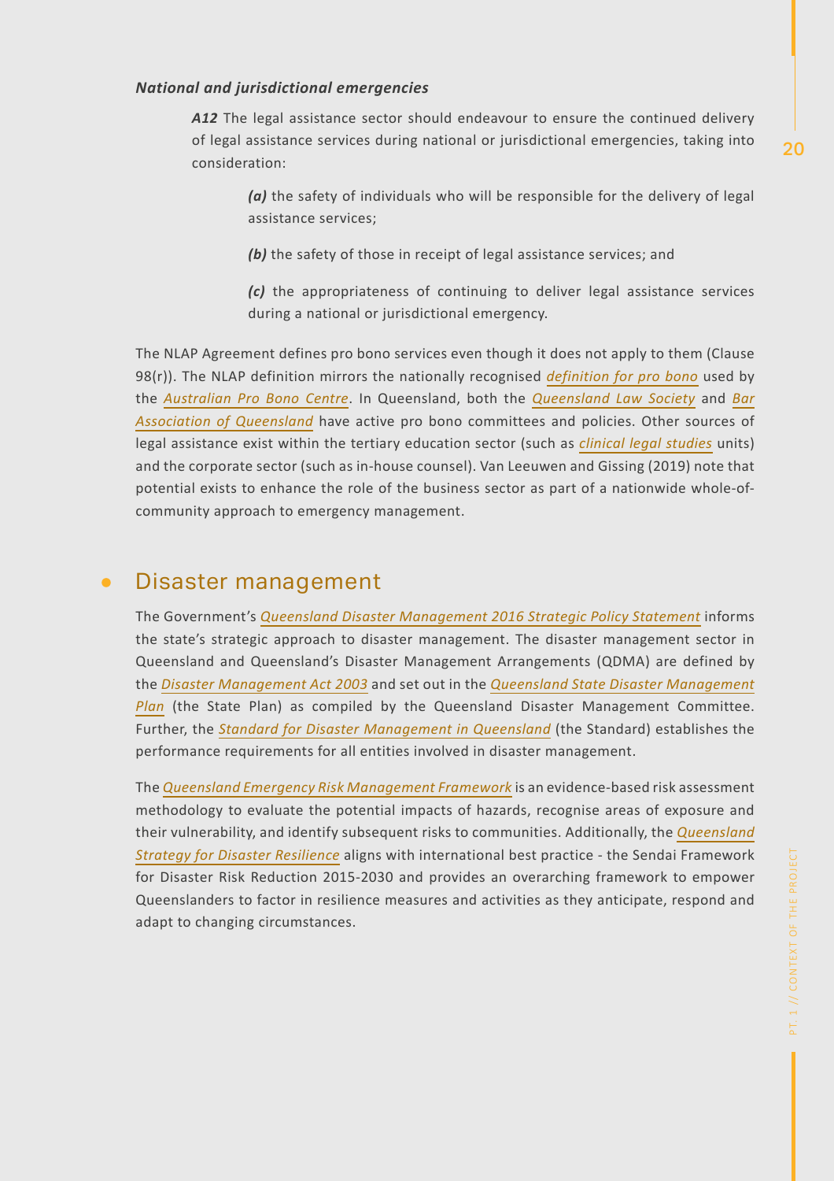### *National and jurisdictional emergencies*

> ***A12*** The legal assistance sector should endeavour to ensure the continued delivery of legal assistance services during national or jurisdictional emergencies, taking into consideration:
>
> > ***(a)*** the safety of individuals who will be responsible for the delivery of legal assistance services;
> >
> > ***(b)*** the safety of those in receipt of legal assistance services; and
> >
> > ***(c)*** the appropriateness of continuing to deliver legal assistance services during a national or jurisdictional emergency.

The NLAP Agreement defines pro bono services even though it does not apply to them (Clause 98(r)). The NLAP definition mirrors the nationally recognised *definition for pro bono* used by the *Australian Pro Bono Centre*. In Queensland, both the *Queensland Law Society* and *Bar Association of Queensland* have active pro bono committees and policies. Other sources of legal assistance exist within the tertiary education sector (such as *clinical legal studies* units) and the corporate sector (such as in-house counsel). Van Leeuwen and Gissing (2019) note that potential exists to enhance the role of the business sector as part of a nationwide whole-of-community approach to emergency management.

## Disaster management

The Government's *Queensland Disaster Management 2016 Strategic Policy Statement* informs the state's strategic approach to disaster management. The disaster management sector in Queensland and Queensland's Disaster Management Arrangements (QDMA) are defined by the *Disaster Management Act 2003* and set out in the *Queensland State Disaster Management Plan* (the State Plan) as compiled by the Queensland Disaster Management Committee. Further, the *Standard for Disaster Management in Queensland* (the Standard) establishes the performance requirements for all entities involved in disaster management.

The *Queensland Emergency Risk Management Framework* is an evidence-based risk assessment methodology to evaluate the potential impacts of hazards, recognise areas of exposure and their vulnerability, and identify subsequent risks to communities. Additionally, the *Queensland Strategy for Disaster Resilience* aligns with international best practice - the Sendai Framework for Disaster Risk Reduction 2015-2030 and provides an overarching framework to empower Queenslanders to factor in resilience measures and activities as they anticipate, respond and adapt to changing circumstances.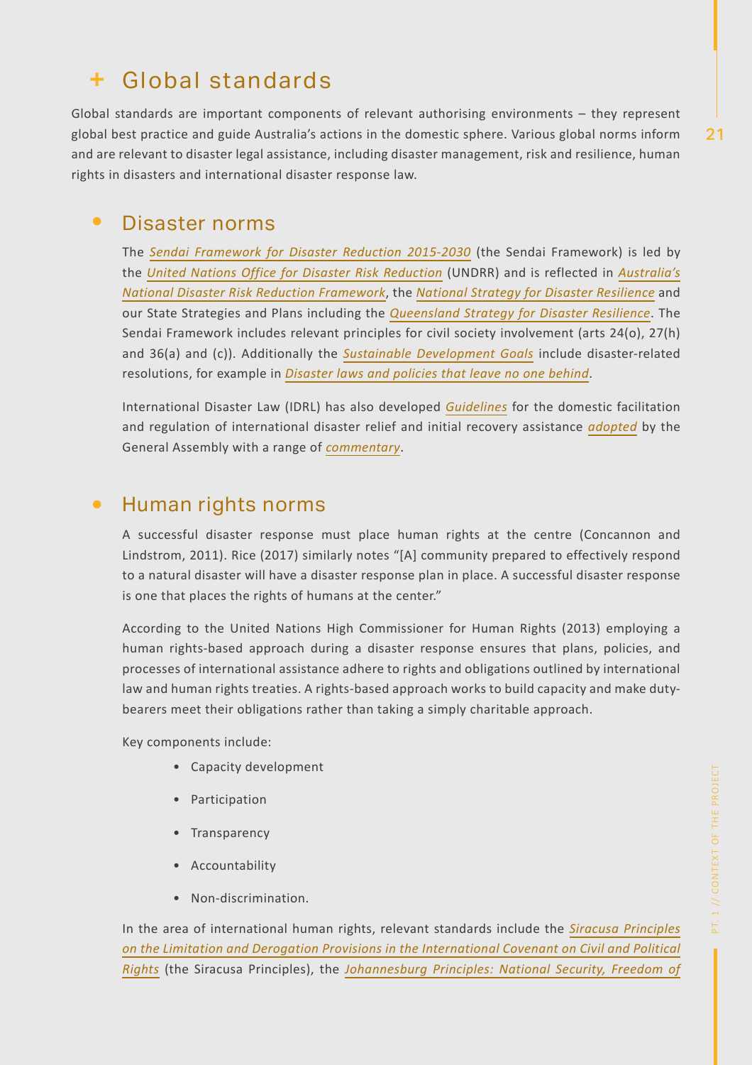## + Global standards

Global standards are important components of relevant authorising environments – they represent global best practice and guide Australia's actions in the domestic sphere. Various global norms inform and are relevant to disaster legal assistance, including disaster management, risk and resilience, human rights in disasters and international disaster response law.

### Disaster norms

The *Sendai Framework for Disaster Reduction 2015-2030* (the Sendai Framework) is led by the *United Nations Office for Disaster Risk Reduction* (UNDRR) and is reflected in *Australia's National Disaster Risk Reduction Framework*, the *National Strategy for Disaster Resilience* and our State Strategies and Plans including the *Queensland Strategy for Disaster Resilience*. The Sendai Framework includes relevant principles for civil society involvement (arts 24(o), 27(h) and 36(a) and (c)). Additionally the *Sustainable Development Goals* include disaster-related resolutions, for example in *Disaster laws and policies that leave no one behind*.

International Disaster Law (IDRL) has also developed *Guidelines* for the domestic facilitation and regulation of international disaster relief and initial recovery assistance *adopted* by the General Assembly with a range of *commentary*.

### Human rights norms

A successful disaster response must place human rights at the centre (Concannon and Lindstrom, 2011). Rice (2017) similarly notes "[A] community prepared to effectively respond to a natural disaster will have a disaster response plan in place. A successful disaster response is one that places the rights of humans at the center."

According to the United Nations High Commissioner for Human Rights (2013) employing a human rights-based approach during a disaster response ensures that plans, policies, and processes of international assistance adhere to rights and obligations outlined by international law and human rights treaties. A rights-based approach works to build capacity and make duty-bearers meet their obligations rather than taking a simply charitable approach.

Key components include:

- Capacity development
- Participation
- Transparency
- Accountability
- Non-discrimination.

In the area of international human rights, relevant standards include the *Siracusa Principles on the Limitation and Derogation Provisions in the International Covenant on Civil and Political Rights* (the Siracusa Principles), the *Johannesburg Principles: National Security, Freedom of*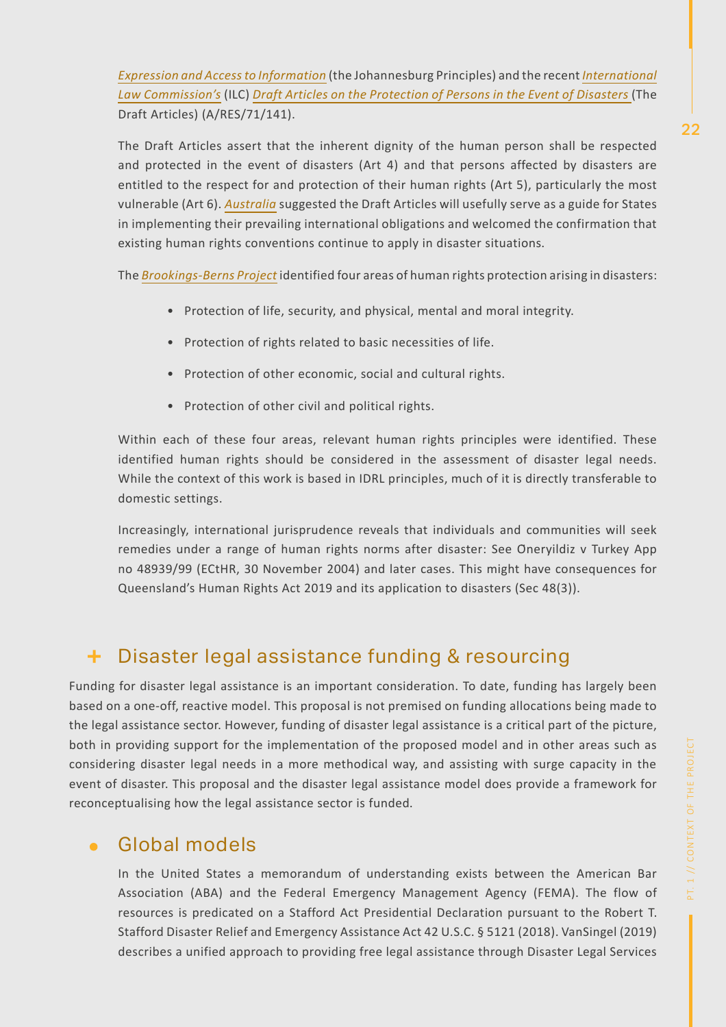*Expression and Access to Information* (the Johannesburg Principles) and the recent *International Law Commission's* (ILC) *Draft Articles on the Protection of Persons in the Event of Disasters* (The Draft Articles) (A/RES/71/141).

The Draft Articles assert that the inherent dignity of the human person shall be respected and protected in the event of disasters (Art 4) and that persons affected by disasters are entitled to the respect for and protection of their human rights (Art 5), particularly the most vulnerable (Art 6). *Australia* suggested the Draft Articles will usefully serve as a guide for States in implementing their prevailing international obligations and welcomed the confirmation that existing human rights conventions continue to apply in disaster situations.

The *Brookings-Berns Project* identified four areas of human rights protection arising in disasters:

- Protection of life, security, and physical, mental and moral integrity.
- Protection of rights related to basic necessities of life.
- Protection of other economic, social and cultural rights.
- Protection of other civil and political rights.

Within each of these four areas, relevant human rights principles were identified. These identified human rights should be considered in the assessment of disaster legal needs. While the context of this work is based in IDRL principles, much of it is directly transferable to domestic settings.

Increasingly, international jurisprudence reveals that individuals and communities will seek remedies under a range of human rights norms after disaster: See Øneryildiz v Turkey App no 48939/99 (ECtHR, 30 November 2004) and later cases. This might have consequences for Queensland's Human Rights Act 2019 and its application to disasters (Sec 48(3)).

## + Disaster legal assistance funding & resourcing

Funding for disaster legal assistance is an important consideration. To date, funding has largely been based on a one-off, reactive model. This proposal is not premised on funding allocations being made to the legal assistance sector. However, funding of disaster legal assistance is a critical part of the picture, both in providing support for the implementation of the proposed model and in other areas such as considering disaster legal needs in a more methodical way, and assisting with surge capacity in the event of disaster. This proposal and the disaster legal assistance model does provide a framework for reconceptualising how the legal assistance sector is funded.

### Global models

In the United States a memorandum of understanding exists between the American Bar Association (ABA) and the Federal Emergency Management Agency (FEMA). The flow of resources is predicated on a Stafford Act Presidential Declaration pursuant to the Robert T. Stafford Disaster Relief and Emergency Assistance Act 42 U.S.C. § 5121 (2018). VanSingel (2019) describes a unified approach to providing free legal assistance through Disaster Legal Services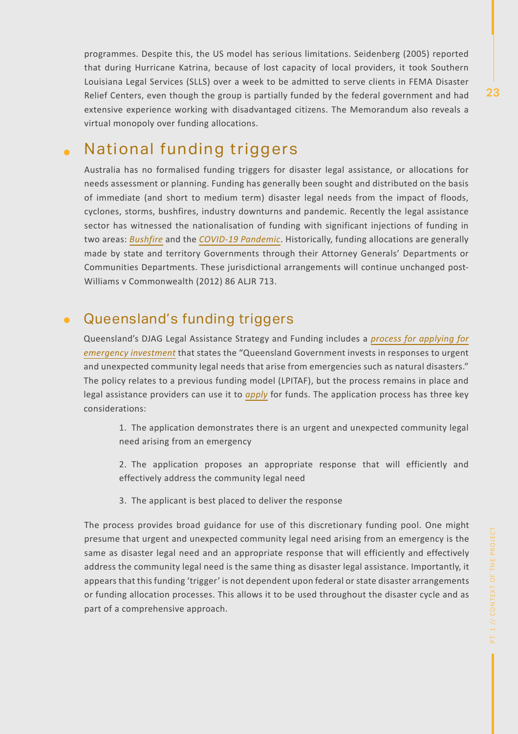programmes. Despite this, the US model has serious limitations. Seidenberg (2005) reported that during Hurricane Katrina, because of lost capacity of local providers, it took Southern Louisiana Legal Services (SLLS) over a week to be admitted to serve clients in FEMA Disaster Relief Centers, even though the group is partially funded by the federal government and had extensive experience working with disadvantaged citizens. The Memorandum also reveals a virtual monopoly over funding allocations.

## National funding triggers

Australia has no formalised funding triggers for disaster legal assistance, or allocations for needs assessment or planning. Funding has generally been sought and distributed on the basis of immediate (and short to medium term) disaster legal needs from the impact of floods, cyclones, storms, bushfires, industry downturns and pandemic. Recently the legal assistance sector has witnessed the nationalisation of funding with significant injections of funding in two areas: *Bushfire* and the *COVID-19 Pandemic*. Historically, funding allocations are generally made by state and territory Governments through their Attorney Generals' Departments or Communities Departments. These jurisdictional arrangements will continue unchanged post-Williams v Commonwealth (2012) 86 ALJR 713.

## Queensland's funding triggers

Queensland's DJAG Legal Assistance Strategy and Funding includes a *process for applying for emergency investment* that states the "Queensland Government invests in responses to urgent and unexpected community legal needs that arise from emergencies such as natural disasters." The policy relates to a previous funding model (LPITAF), but the process remains in place and legal assistance providers can use it to *apply* for funds. The application process has three key considerations:

1. The application demonstrates there is an urgent and unexpected community legal need arising from an emergency

2. The application proposes an appropriate response that will efficiently and effectively address the community legal need

3. The applicant is best placed to deliver the response

The process provides broad guidance for use of this discretionary funding pool. One might presume that urgent and unexpected community legal need arising from an emergency is the same as disaster legal need and an appropriate response that will efficiently and effectively address the community legal need is the same thing as disaster legal assistance. Importantly, it appears that this funding 'trigger' is not dependent upon federal or state disaster arrangements or funding allocation processes. This allows it to be used throughout the disaster cycle and as part of a comprehensive approach.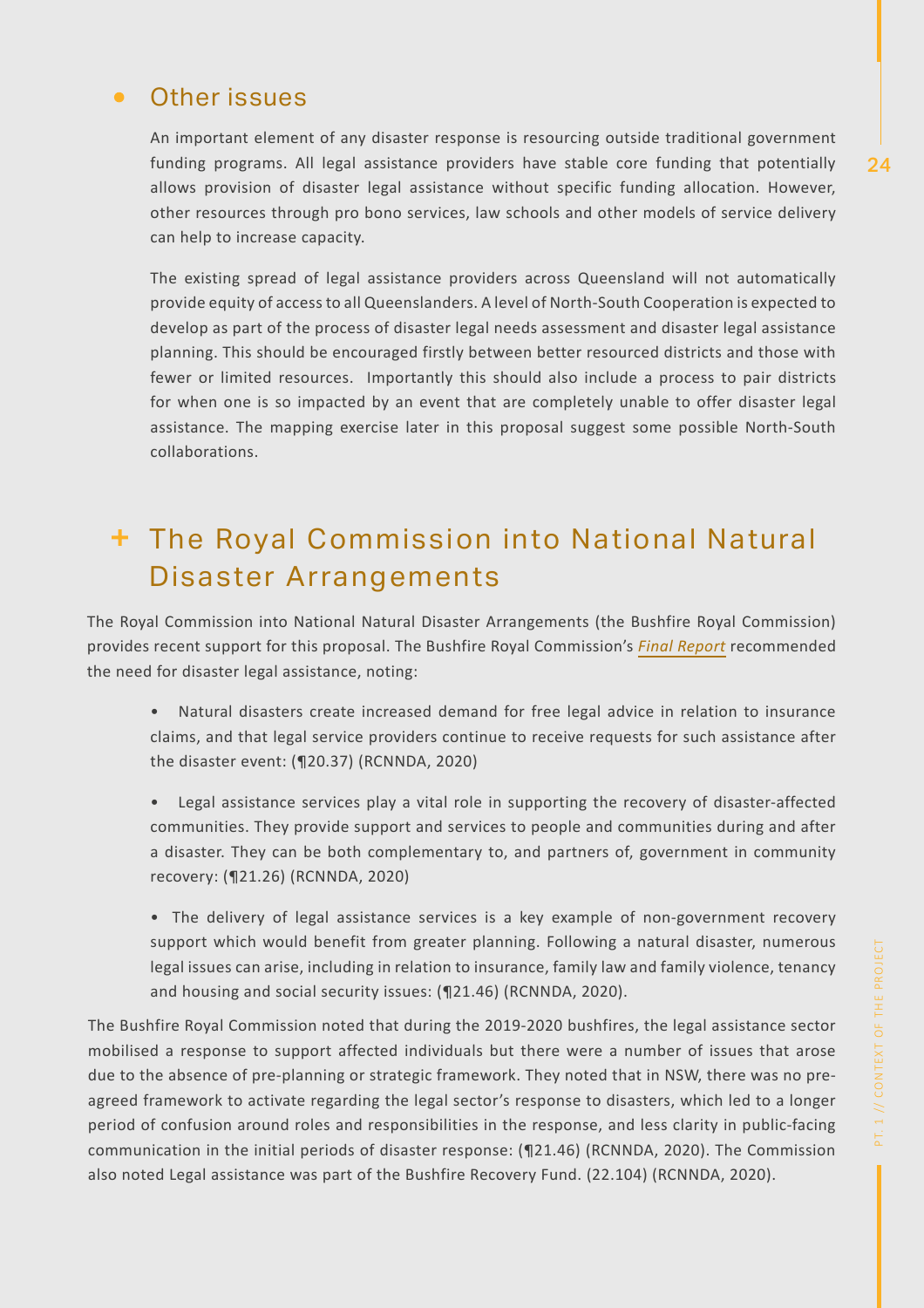## Other issues

An important element of any disaster response is resourcing outside traditional government funding programs. All legal assistance providers have stable core funding that potentially allows provision of disaster legal assistance without specific funding allocation. However, other resources through pro bono services, law schools and other models of service delivery can help to increase capacity.

The existing spread of legal assistance providers across Queensland will not automatically provide equity of access to all Queenslanders. A level of North-South Cooperation is expected to develop as part of the process of disaster legal needs assessment and disaster legal assistance planning. This should be encouraged firstly between better resourced districts and those with fewer or limited resources. Importantly this should also include a process to pair districts for when one is so impacted by an event that are completely unable to offer disaster legal assistance. The mapping exercise later in this proposal suggest some possible North-South collaborations.

# The Royal Commission into National Natural Disaster Arrangements

The Royal Commission into National Natural Disaster Arrangements (the Bushfire Royal Commission) provides recent support for this proposal. The Bushfire Royal Commission's *Final Report* recommended the need for disaster legal assistance, noting:

- Natural disasters create increased demand for free legal advice in relation to insurance claims, and that legal service providers continue to receive requests for such assistance after the disaster event: (¶20.37) (RCNNDA, 2020)

- Legal assistance services play a vital role in supporting the recovery of disaster-affected communities. They provide support and services to people and communities during and after a disaster. They can be both complementary to, and partners of, government in community recovery: (¶21.26) (RCNNDA, 2020)

- The delivery of legal assistance services is a key example of non-government recovery support which would benefit from greater planning. Following a natural disaster, numerous legal issues can arise, including in relation to insurance, family law and family violence, tenancy and housing and social security issues: (¶21.46) (RCNNDA, 2020).

The Bushfire Royal Commission noted that during the 2019-2020 bushfires, the legal assistance sector mobilised a response to support affected individuals but there were a number of issues that arose due to the absence of pre-planning or strategic framework. They noted that in NSW, there was no pre-agreed framework to activate regarding the legal sector's response to disasters, which led to a longer period of confusion around roles and responsibilities in the response, and less clarity in public-facing communication in the initial periods of disaster response: (¶21.46) (RCNNDA, 2020). The Commission also noted Legal assistance was part of the Bushfire Recovery Fund. (22.104) (RCNNDA, 2020).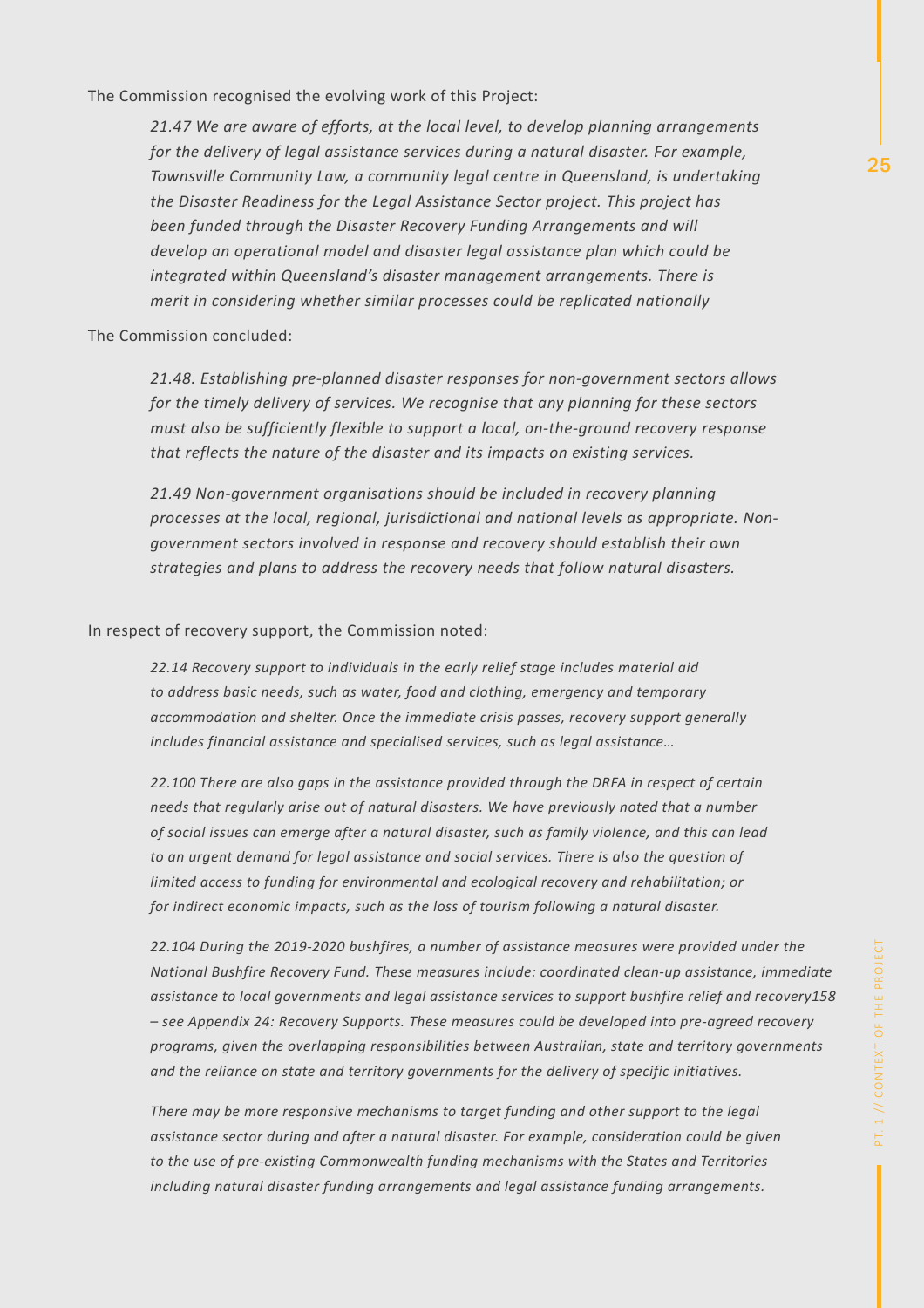The Commission recognised the evolving work of this Project:

> *21.47 We are aware of efforts, at the local level, to develop planning arrangements for the delivery of legal assistance services during a natural disaster. For example, Townsville Community Law, a community legal centre in Queensland, is undertaking the Disaster Readiness for the Legal Assistance Sector project. This project has been funded through the Disaster Recovery Funding Arrangements and will develop an operational model and disaster legal assistance plan which could be integrated within Queensland's disaster management arrangements. There is merit in considering whether similar processes could be replicated nationally*

The Commission concluded:

> *21.48. Establishing pre-planned disaster responses for non-government sectors allows for the timely delivery of services. We recognise that any planning for these sectors must also be sufficiently flexible to support a local, on-the-ground recovery response that reflects the nature of the disaster and its impacts on existing services.*
>
> *21.49 Non-government organisations should be included in recovery planning processes at the local, regional, jurisdictional and national levels as appropriate. Non-government sectors involved in response and recovery should establish their own strategies and plans to address the recovery needs that follow natural disasters.*

In respect of recovery support, the Commission noted:

> *22.14 Recovery support to individuals in the early relief stage includes material aid to address basic needs, such as water, food and clothing, emergency and temporary accommodation and shelter. Once the immediate crisis passes, recovery support generally includes financial assistance and specialised services, such as legal assistance…*
>
> *22.100 There are also gaps in the assistance provided through the DRFA in respect of certain needs that regularly arise out of natural disasters. We have previously noted that a number of social issues can emerge after a natural disaster, such as family violence, and this can lead to an urgent demand for legal assistance and social services. There is also the question of limited access to funding for environmental and ecological recovery and rehabilitation; or for indirect economic impacts, such as the loss of tourism following a natural disaster.*
>
> *22.104 During the 2019-2020 bushfires, a number of assistance measures were provided under the National Bushfire Recovery Fund. These measures include: coordinated clean-up assistance, immediate assistance to local governments and legal assistance services to support bushfire relief and recovery158 – see Appendix 24: Recovery Supports. These measures could be developed into pre-agreed recovery programs, given the overlapping responsibilities between Australian, state and territory governments and the reliance on state and territory governments for the delivery of specific initiatives.*
>
> *There may be more responsive mechanisms to target funding and other support to the legal assistance sector during and after a natural disaster. For example, consideration could be given to the use of pre-existing Commonwealth funding mechanisms with the States and Territories including natural disaster funding arrangements and legal assistance funding arrangements.*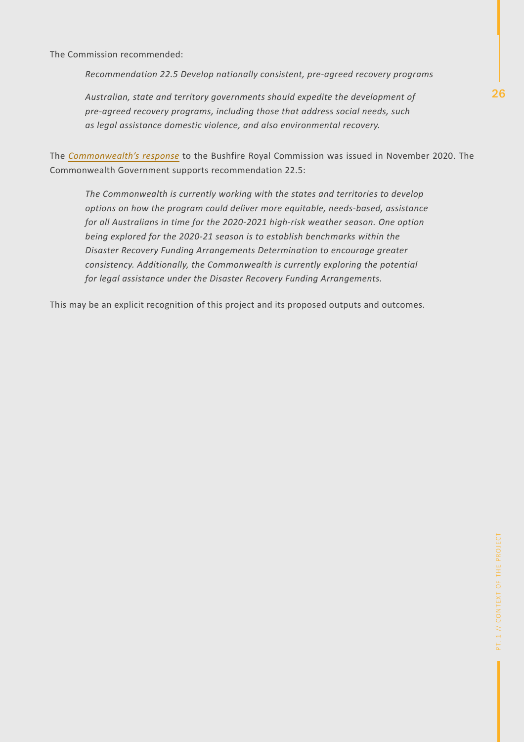The Commission recommended:

> *Recommendation 22.5 Develop nationally consistent, pre-agreed recovery programs*
>
> *Australian, state and territory governments should expedite the development of pre-agreed recovery programs, including those that address social needs, such as legal assistance domestic violence, and also environmental recovery.*

The *Commonwealth's response* to the Bushfire Royal Commission was issued in November 2020. The Commonwealth Government supports recommendation 22.5:

> *The Commonwealth is currently working with the states and territories to develop options on how the program could deliver more equitable, needs-based, assistance for all Australians in time for the 2020-2021 high-risk weather season. One option being explored for the 2020-21 season is to establish benchmarks within the Disaster Recovery Funding Arrangements Determination to encourage greater consistency. Additionally, the Commonwealth is currently exploring the potential for legal assistance under the Disaster Recovery Funding Arrangements.*

This may be an explicit recognition of this project and its proposed outputs and outcomes.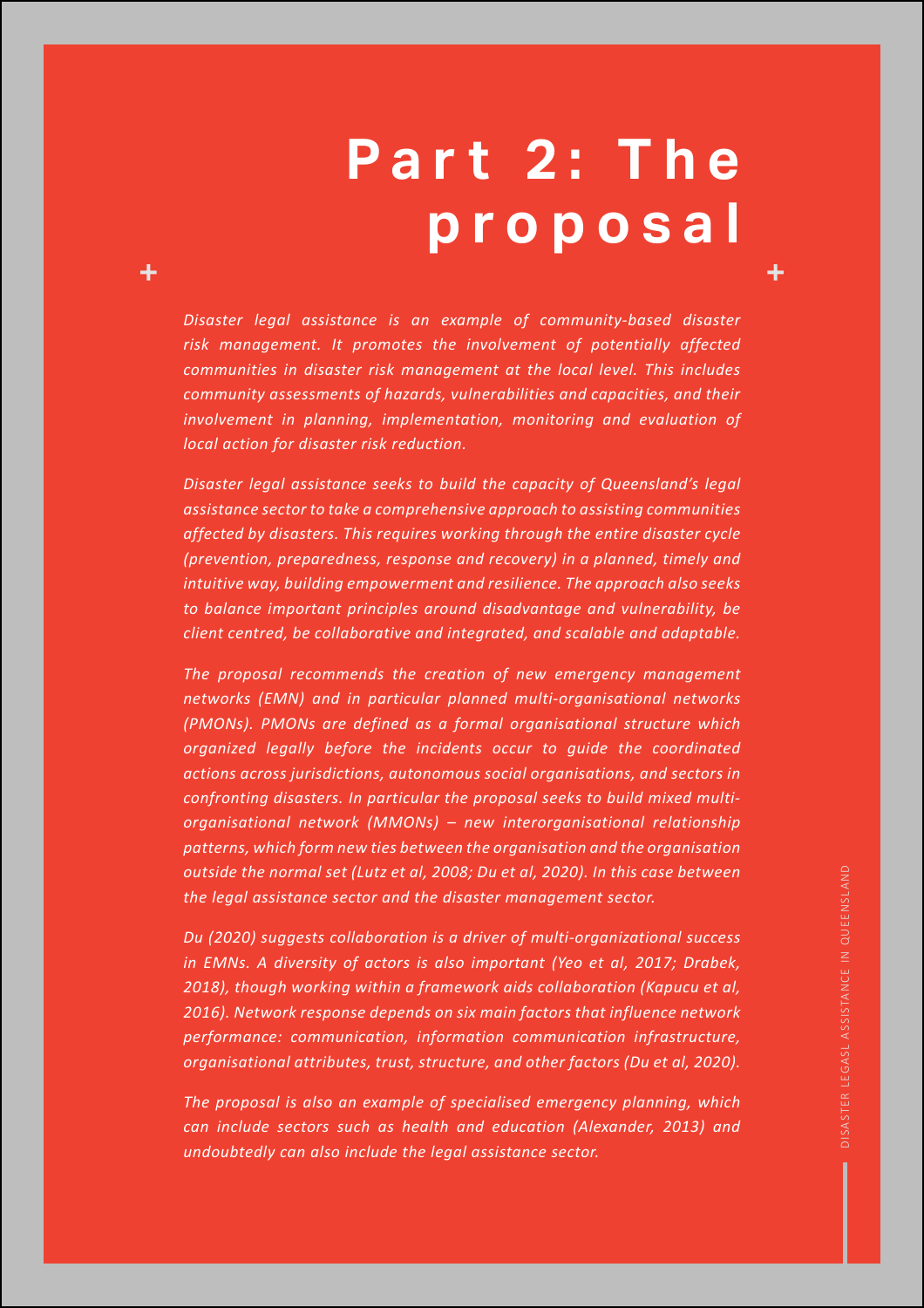# Part 2: The proposal

*Disaster legal assistance is an example of community-based disaster risk management. It promotes the involvement of potentially affected communities in disaster risk management at the local level. This includes community assessments of hazards, vulnerabilities and capacities, and their involvement in planning, implementation, monitoring and evaluation of local action for disaster risk reduction.*

*Disaster legal assistance seeks to build the capacity of Queensland's legal assistance sector to take a comprehensive approach to assisting communities affected by disasters. This requires working through the entire disaster cycle (prevention, preparedness, response and recovery) in a planned, timely and intuitive way, building empowerment and resilience. The approach also seeks to balance important principles around disadvantage and vulnerability, be client centred, be collaborative and integrated, and scalable and adaptable.*

*The proposal recommends the creation of new emergency management networks (EMN) and in particular planned multi-organisational networks (PMONs). PMONs are defined as a formal organisational structure which organized legally before the incidents occur to guide the coordinated actions across jurisdictions, autonomous social organisations, and sectors in confronting disasters. In particular the proposal seeks to build mixed multi-organisational network (MMONs) – new interorganisational relationship patterns, which form new ties between the organisation and the organisation outside the normal set (Lutz et al, 2008; Du et al, 2020). In this case between the legal assistance sector and the disaster management sector.*

*Du (2020) suggests collaboration is a driver of multi-organizational success in EMNs. A diversity of actors is also important (Yeo et al, 2017; Drabek, 2018), though working within a framework aids collaboration (Kapucu et al, 2016). Network response depends on six main factors that influence network performance: communication, information communication infrastructure, organisational attributes, trust, structure, and other factors (Du et al, 2020).*

*The proposal is also an example of specialised emergency planning, which can include sectors such as health and education (Alexander, 2013) and undoubtedly can also include the legal assistance sector.*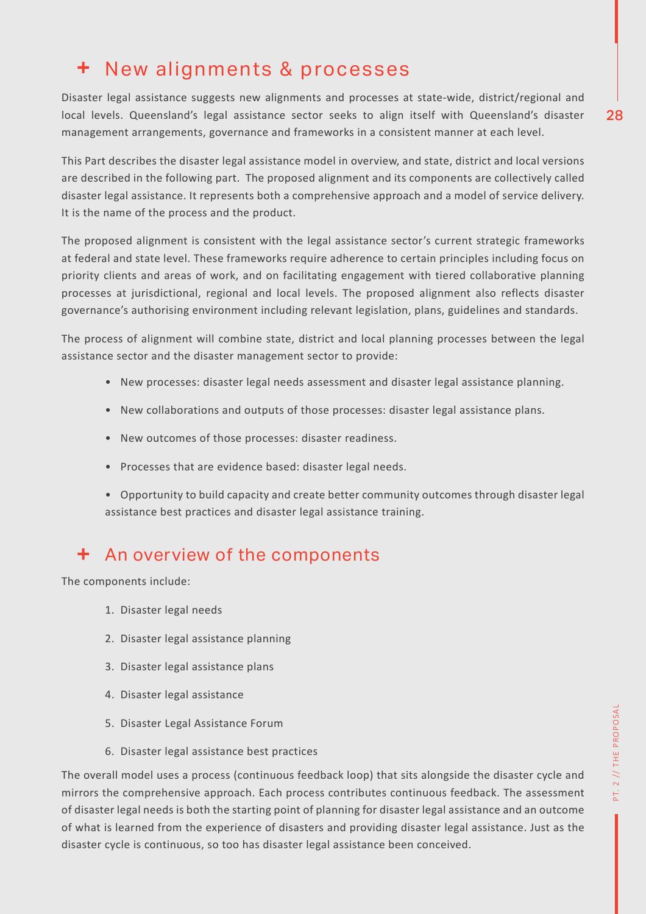## + New alignments & processes

Disaster legal assistance suggests new alignments and processes at state-wide, district/regional and local levels. Queensland's legal assistance sector seeks to align itself with Queensland's disaster management arrangements, governance and frameworks in a consistent manner at each level.

This Part describes the disaster legal assistance model in overview, and state, district and local versions are described in the following part. The proposed alignment and its components are collectively called disaster legal assistance. It represents both a comprehensive approach and a model of service delivery. It is the name of the process and the product.

The proposed alignment is consistent with the legal assistance sector's current strategic frameworks at federal and state level. These frameworks require adherence to certain principles including focus on priority clients and areas of work, and on facilitating engagement with tiered collaborative planning processes at jurisdictional, regional and local levels. The proposed alignment also reflects disaster governance's authorising environment including relevant legislation, plans, guidelines and standards.

The process of alignment will combine state, district and local planning processes between the legal assistance sector and the disaster management sector to provide:

- New processes: disaster legal needs assessment and disaster legal assistance planning.
- New collaborations and outputs of those processes: disaster legal assistance plans.
- New outcomes of those processes: disaster readiness.
- Processes that are evidence based: disaster legal needs.
- Opportunity to build capacity and create better community outcomes through disaster legal assistance best practices and disaster legal assistance training.

## + An overview of the components

The components include:

1. Disaster legal needs
2. Disaster legal assistance planning
3. Disaster legal assistance plans
4. Disaster legal assistance
5. Disaster Legal Assistance Forum
6. Disaster legal assistance best practices

The overall model uses a process (continuous feedback loop) that sits alongside the disaster cycle and mirrors the comprehensive approach. Each process contributes continuous feedback. The assessment of disaster legal needs is both the starting point of planning for disaster legal assistance and an outcome of what is learned from the experience of disasters and providing disaster legal assistance. Just as the disaster cycle is continuous, so too has disaster legal assistance been conceived.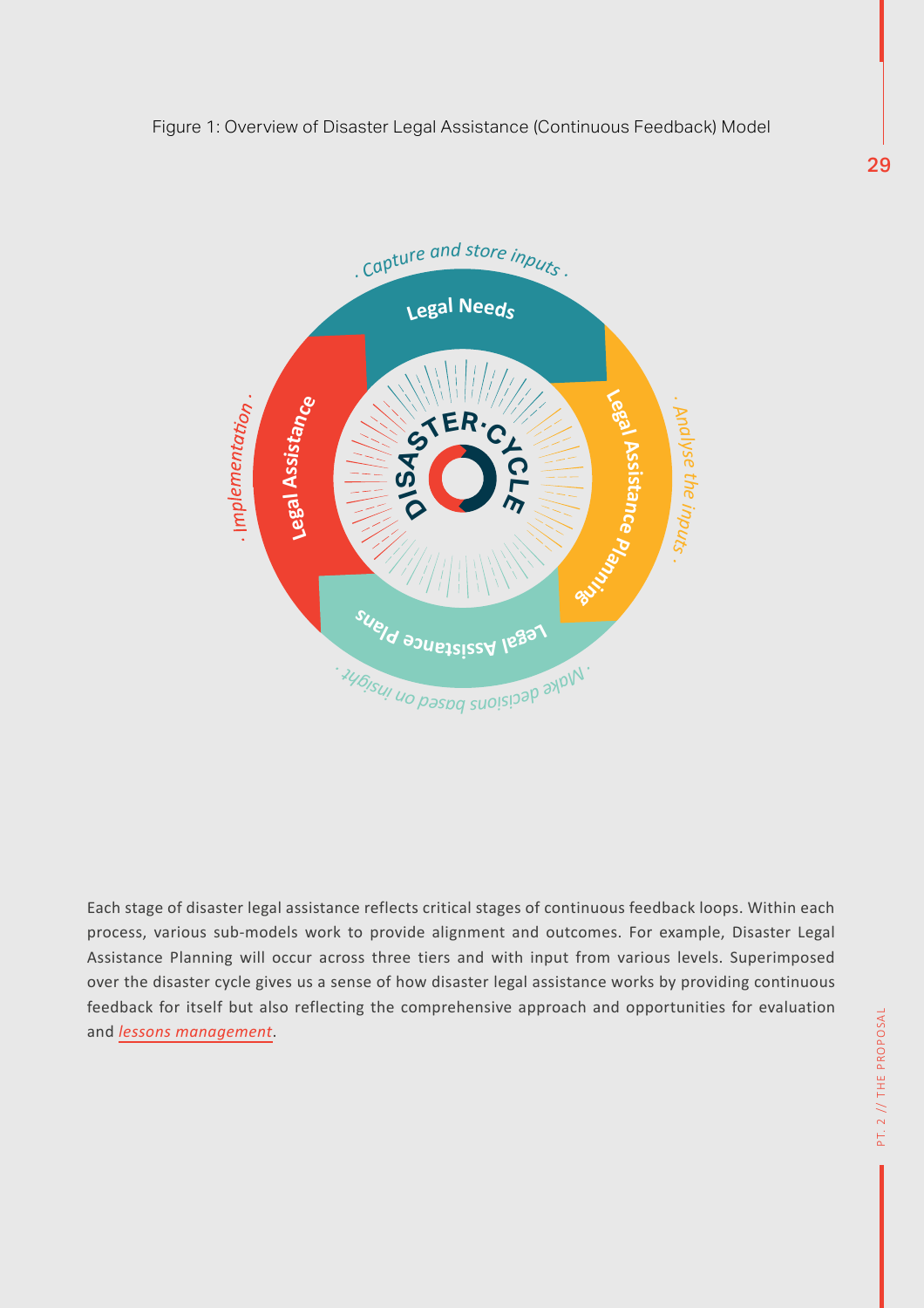Figure 1: Overview of Disaster Legal Assistance (Continuous Feedback) Model

. Capture and store inputs .

Legal Needs

Legal Assistance Planning

. Analyse the inputs .

Legal Assistance Plans

. Make decisions based on insight .

Legal Assistance

. Implementation .

DISASTER·CYCLE

Each stage of disaster legal assistance reflects critical stages of continuous feedback loops. Within each process, various sub-models work to provide alignment and outcomes. For example, Disaster Legal Assistance Planning will occur across three tiers and with input from various levels. Superimposed over the disaster cycle gives us a sense of how disaster legal assistance works by providing continuous feedback for itself but also reflecting the comprehensive approach and opportunities for evaluation and *lessons management*.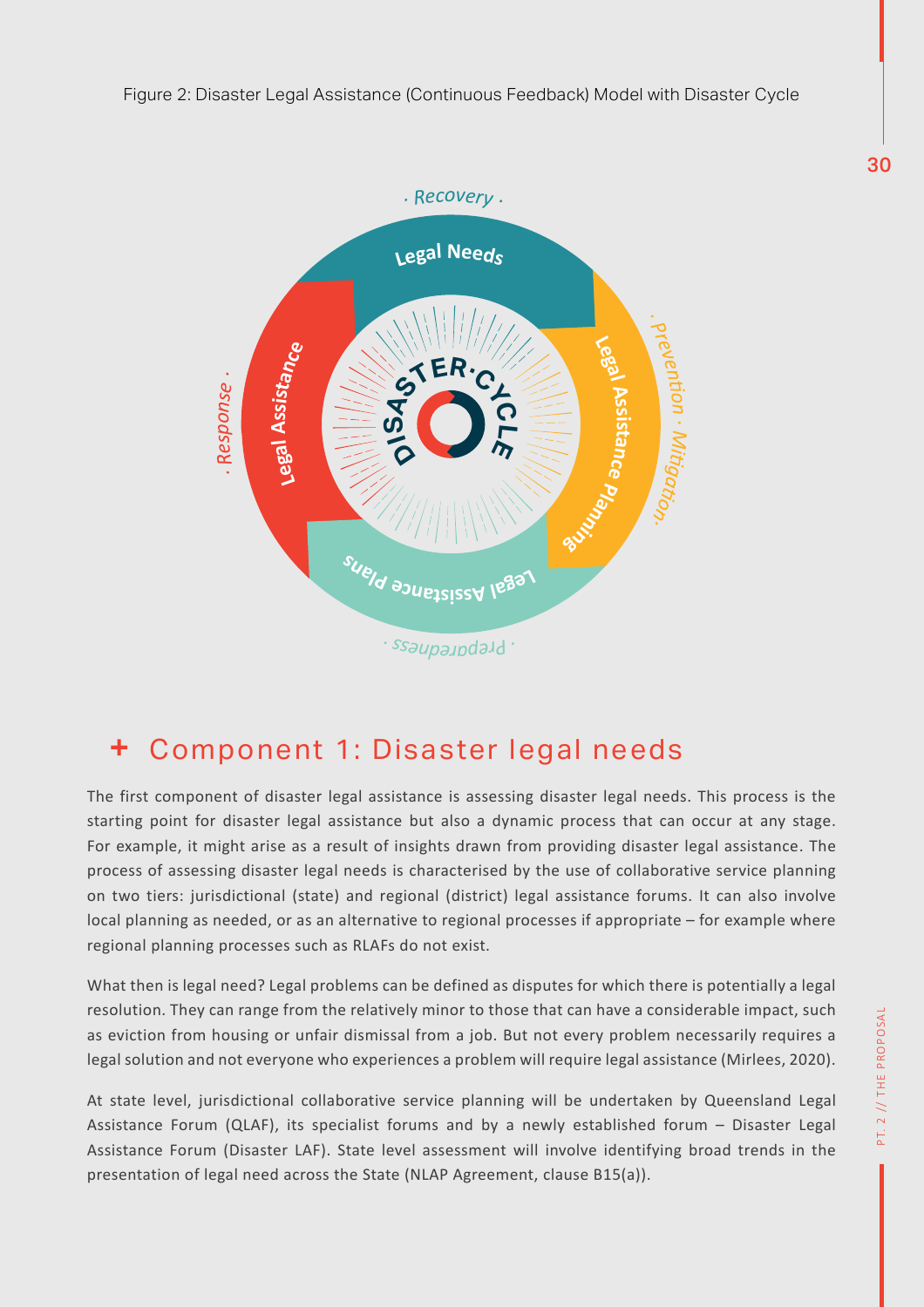Figure 2: Disaster Legal Assistance (Continuous Feedback) Model with Disaster Cycle

## + Component 1: Disaster legal needs

The first component of disaster legal assistance is assessing disaster legal needs. This process is the starting point for disaster legal assistance but also a dynamic process that can occur at any stage. For example, it might arise as a result of insights drawn from providing disaster legal assistance. The process of assessing disaster legal needs is characterised by the use of collaborative service planning on two tiers: jurisdictional (state) and regional (district) legal assistance forums. It can also involve local planning as needed, or as an alternative to regional processes if appropriate – for example where regional planning processes such as RLAFs do not exist.

What then is legal need? Legal problems can be defined as disputes for which there is potentially a legal resolution. They can range from the relatively minor to those that can have a considerable impact, such as eviction from housing or unfair dismissal from a job. But not every problem necessarily requires a legal solution and not everyone who experiences a problem will require legal assistance (Mirlees, 2020).

At state level, jurisdictional collaborative service planning will be undertaken by Queensland Legal Assistance Forum (QLAF), its specialist forums and by a newly established forum – Disaster Legal Assistance Forum (Disaster LAF). State level assessment will involve identifying broad trends in the presentation of legal need across the State (NLAP Agreement, clause B15(a)).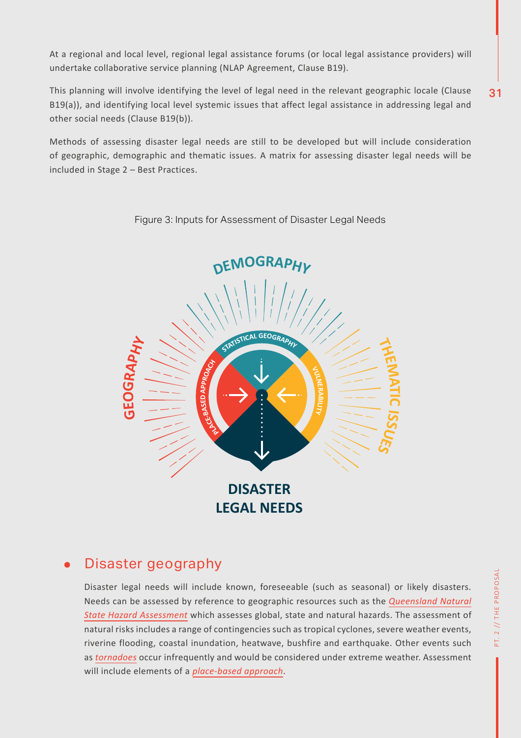At a regional and local level, regional legal assistance forums (or local legal assistance providers) will undertake collaborative service planning (NLAP Agreement, Clause B19).

This planning will involve identifying the level of legal need in the relevant geographic locale (Clause B19(a)), and identifying local level systemic issues that affect legal assistance in addressing legal and other social needs (Clause B19(b)).

Methods of assessing disaster legal needs are still to be developed but will include consideration of geographic, demographic and thematic issues. A matrix for assessing disaster legal needs will be included in Stage 2 – Best Practices.

Figure 3: Inputs for Assessment of Disaster Legal Needs

DEMOGRAPHY

GEOGRAPHY

THEMATIC ISSUES

STATISTICAL GEOGRAPHY

PLACE-BASED APPROACH

VULNERABILITY

DISASTER LEGAL NEEDS

## Disaster geography

Disaster legal needs will include known, foreseeable (such as seasonal) or likely disasters. Needs can be assessed by reference to geographic resources such as the *Queensland Natural State Hazard Assessment* which assesses global, state and natural hazards. The assessment of natural risks includes a range of contingencies such as tropical cyclones, severe weather events, riverine flooding, coastal inundation, heatwave, bushfire and earthquake. Other events such as *tornadoes* occur infrequently and would be considered under extreme weather. Assessment will include elements of a *place-based approach*.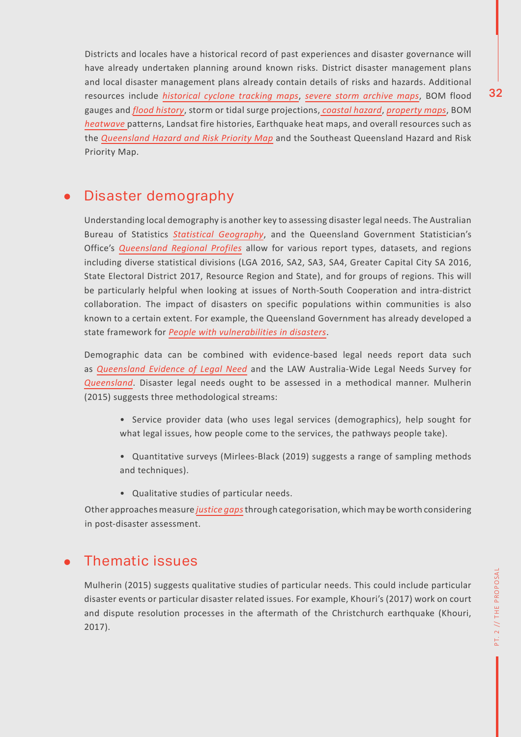Districts and locales have a historical record of past experiences and disaster governance will have already undertaken planning around known risks. District disaster management plans and local disaster management plans already contain details of risks and hazards. Additional resources include *historical cyclone tracking maps*, *severe storm archive maps*, BOM flood gauges and *flood history*, storm or tidal surge projections, *coastal hazard*, *property maps*, BOM *heatwave* patterns, Landsat fire histories, Earthquake heat maps, and overall resources such as the *Queensland Hazard and Risk Priority Map* and the Southeast Queensland Hazard and Risk Priority Map.

## Disaster demography

Understanding local demography is another key to assessing disaster legal needs. The Australian Bureau of Statistics *Statistical Geography*, and the Queensland Government Statistician's Office's *Queensland Regional Profiles* allow for various report types, datasets, and regions including diverse statistical divisions (LGA 2016, SA2, SA3, SA4, Greater Capital City SA 2016, State Electoral District 2017, Resource Region and State), and for groups of regions. This will be particularly helpful when looking at issues of North-South Cooperation and intra-district collaboration. The impact of disasters on specific populations within communities is also known to a certain extent. For example, the Queensland Government has already developed a state framework for *People with vulnerabilities in disasters*.

Demographic data can be combined with evidence-based legal needs report data such as *Queensland Evidence of Legal Need* and the LAW Australia-Wide Legal Needs Survey for *Queensland*. Disaster legal needs ought to be assessed in a methodical manner. Mulherin (2015) suggests three methodological streams:

- Service provider data (who uses legal services (demographics), help sought for what legal issues, how people come to the services, the pathways people take).
- Quantitative surveys (Mirlees-Black (2019) suggests a range of sampling methods and techniques).
- Qualitative studies of particular needs.

Other approaches measure *justice gaps* through categorisation, which may be worth considering in post-disaster assessment.

## Thematic issues

Mulherin (2015) suggests qualitative studies of particular needs. This could include particular disaster events or particular disaster related issues. For example, Khouri's (2017) work on court and dispute resolution processes in the aftermath of the Christchurch earthquake (Khouri, 2017).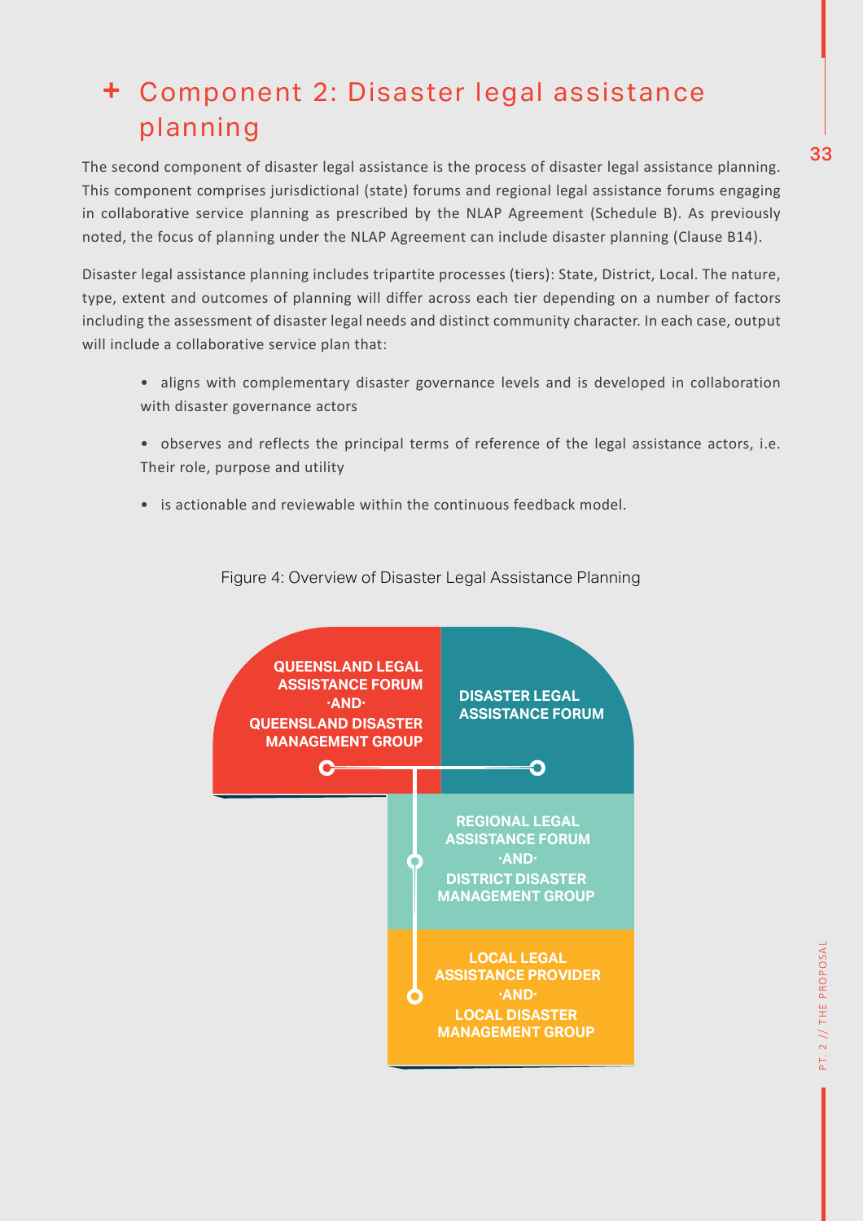## + Component 2: Disaster legal assistance planning

The second component of disaster legal assistance is the process of disaster legal assistance planning. This component comprises jurisdictional (state) forums and regional legal assistance forums engaging in collaborative service planning as prescribed by the NLAP Agreement (Schedule B). As previously noted, the focus of planning under the NLAP Agreement can include disaster planning (Clause B14).

Disaster legal assistance planning includes tripartite processes (tiers): State, District, Local. The nature, type, extent and outcomes of planning will differ across each tier depending on a number of factors including the assessment of disaster legal needs and distinct community character. In each case, output will include a collaborative service plan that:

- aligns with complementary disaster governance levels and is developed in collaboration with disaster governance actors
- observes and reflects the principal terms of reference of the legal assistance actors, i.e. Their role, purpose and utility
- is actionable and reviewable within the continuous feedback model.

Figure 4: Overview of Disaster Legal Assistance Planning

QUEENSLAND LEGAL ASSISTANCE FORUM ·AND· QUEENSLAND DISASTER MANAGEMENT GROUP

DISASTER LEGAL ASSISTANCE FORUM

REGIONAL LEGAL ASSISTANCE FORUM ·AND· DISTRICT DISASTER MANAGEMENT GROUP

LOCAL LEGAL ASSISTANCE PROVIDER ·AND· LOCAL DISASTER MANAGEMENT GROUP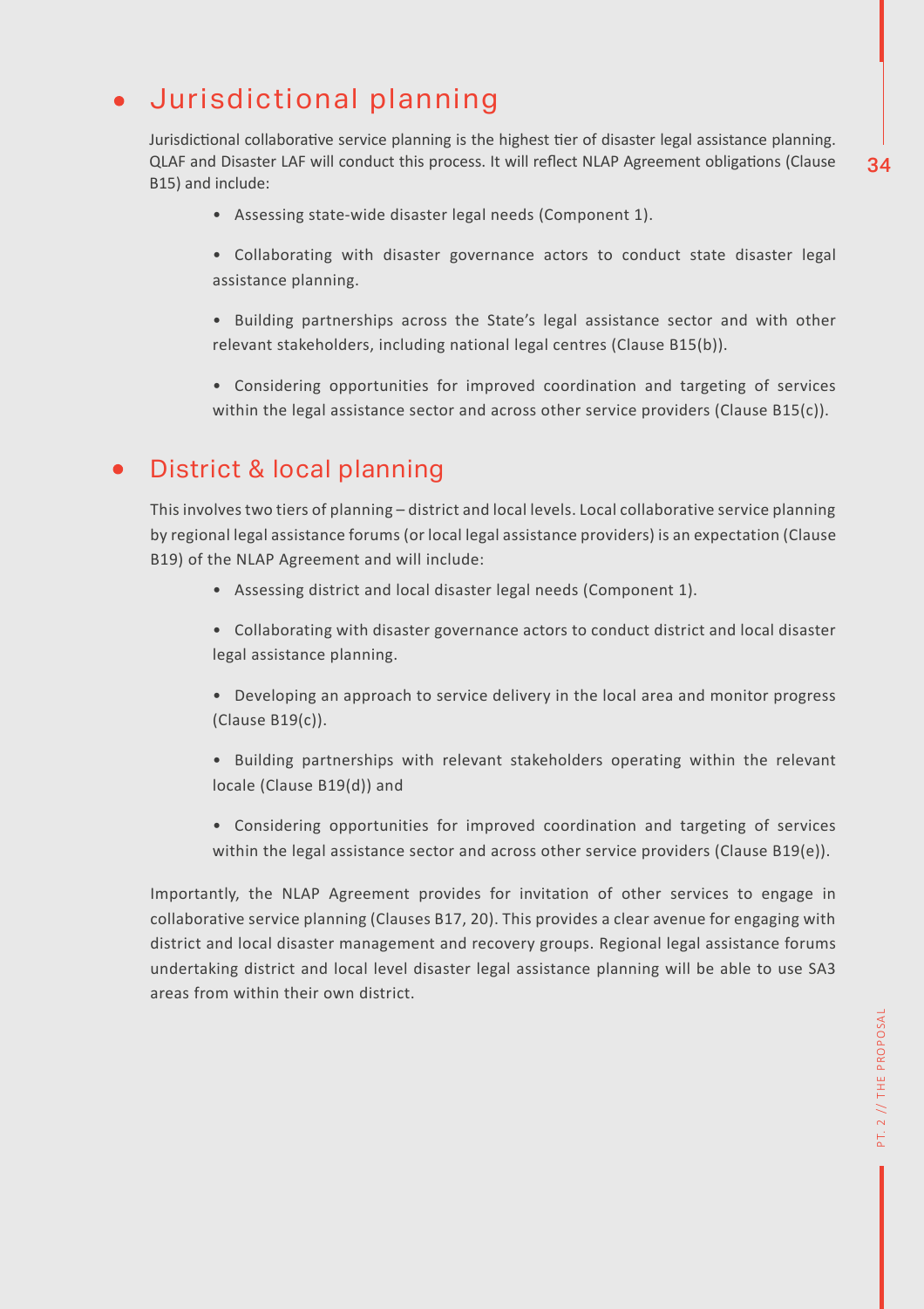## Jurisdictional planning

Jurisdictional collaborative service planning is the highest tier of disaster legal assistance planning. QLAF and Disaster LAF will conduct this process. It will reflect NLAP Agreement obligations (Clause B15) and include:

- Assessing state-wide disaster legal needs (Component 1).
- Collaborating with disaster governance actors to conduct state disaster legal assistance planning.
- Building partnerships across the State's legal assistance sector and with other relevant stakeholders, including national legal centres (Clause B15(b)).
- Considering opportunities for improved coordination and targeting of services within the legal assistance sector and across other service providers (Clause B15(c)).

## District & local planning

This involves two tiers of planning – district and local levels. Local collaborative service planning by regional legal assistance forums (or local legal assistance providers) is an expectation (Clause B19) of the NLAP Agreement and will include:

- Assessing district and local disaster legal needs (Component 1).
- Collaborating with disaster governance actors to conduct district and local disaster legal assistance planning.
- Developing an approach to service delivery in the local area and monitor progress (Clause B19(c)).
- Building partnerships with relevant stakeholders operating within the relevant locale (Clause B19(d)) and
- Considering opportunities for improved coordination and targeting of services within the legal assistance sector and across other service providers (Clause B19(e)).

Importantly, the NLAP Agreement provides for invitation of other services to engage in collaborative service planning (Clauses B17, 20). This provides a clear avenue for engaging with district and local disaster management and recovery groups. Regional legal assistance forums undertaking district and local level disaster legal assistance planning will be able to use SA3 areas from within their own district.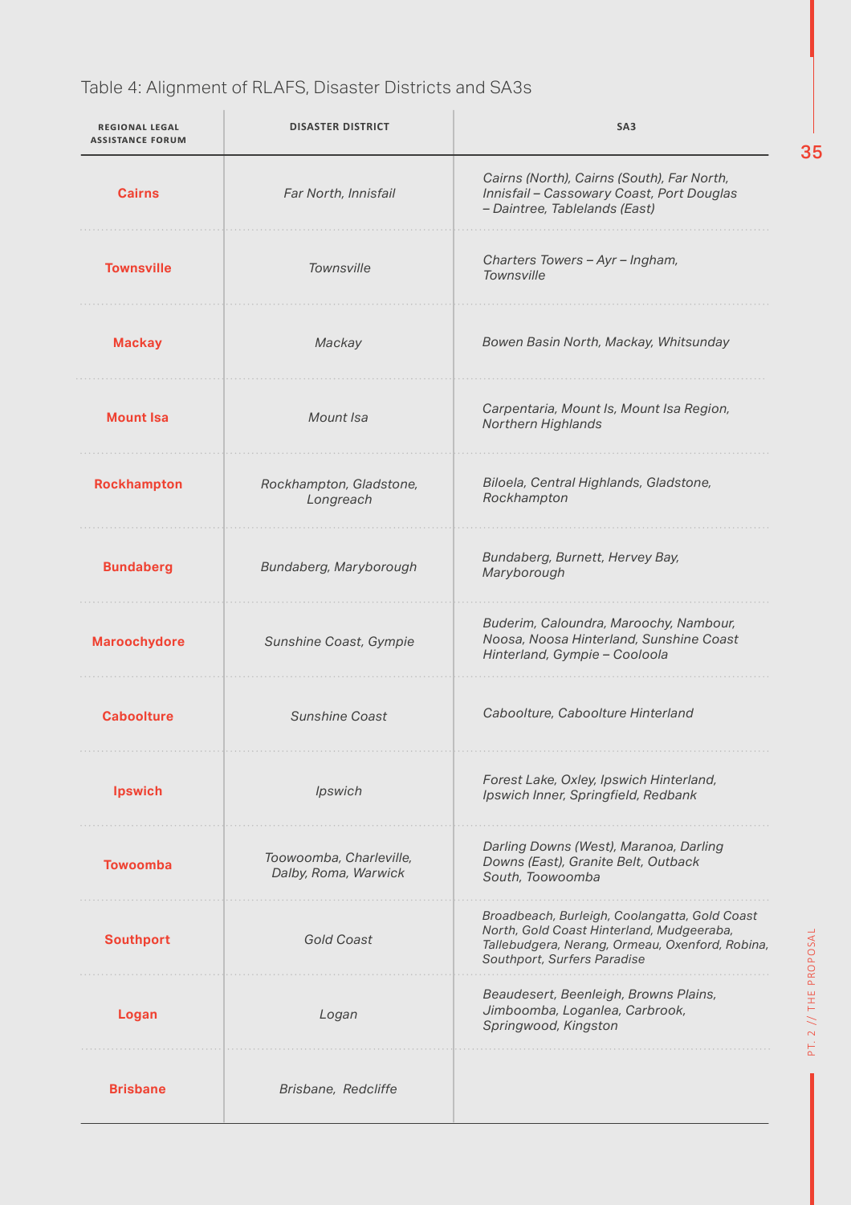Table 4: Alignment of RLAFS, Disaster Districts and SA3s

| REGIONAL LEGAL ASSISTANCE FORUM | DISASTER DISTRICT | SA3 |
|---|---|---|
| **Cairns** | *Far North, Innisfail* | *Cairns (North), Cairns (South), Far North, Innisfail – Cassowary Coast, Port Douglas – Daintree, Tablelands (East)* |
| **Townsville** | *Townsville* | *Charters Towers – Ayr – Ingham, Townsville* |
| **Mackay** | *Mackay* | *Bowen Basin North, Mackay, Whitsunday* |
| **Mount Isa** | *Mount Isa* | *Carpentaria, Mount Is, Mount Isa Region, Northern Highlands* |
| **Rockhampton** | *Rockhampton, Gladstone, Longreach* | *Biloela, Central Highlands, Gladstone, Rockhampton* |
| **Bundaberg** | *Bundaberg, Maryborough* | *Bundaberg, Burnett, Hervey Bay, Maryborough* |
| **Maroochydore** | *Sunshine Coast, Gympie* | *Buderim, Caloundra, Maroochy, Nambour, Noosa, Noosa Hinterland, Sunshine Coast Hinterland, Gympie – Cooloola* |
| **Caboolture** | *Sunshine Coast* | *Caboolture, Caboolture Hinterland* |
| **Ipswich** | *Ipswich* | *Forest Lake, Oxley, Ipswich Hinterland, Ipswich Inner, Springfield, Redbank* |
| **Towoomba** | *Toowoomba, Charleville, Dalby, Roma, Warwick* | *Darling Downs (West), Maranoa, Darling Downs (East), Granite Belt, Outback South, Toowoomba* |
| **Southport** | *Gold Coast* | *Broadbeach, Burleigh, Coolangatta, Gold Coast North, Gold Coast Hinterland, Mudgeeraba, Tallebudgera, Nerang, Ormeau, Oxenford, Robina, Southport, Surfers Paradise* |
| **Logan** | *Logan* | *Beaudesert, Beenleigh, Browns Plains, Jimboomba, Loganlea, Carbrook, Springwood, Kingston* |
| **Brisbane** | *Brisbane, Redcliffe* | |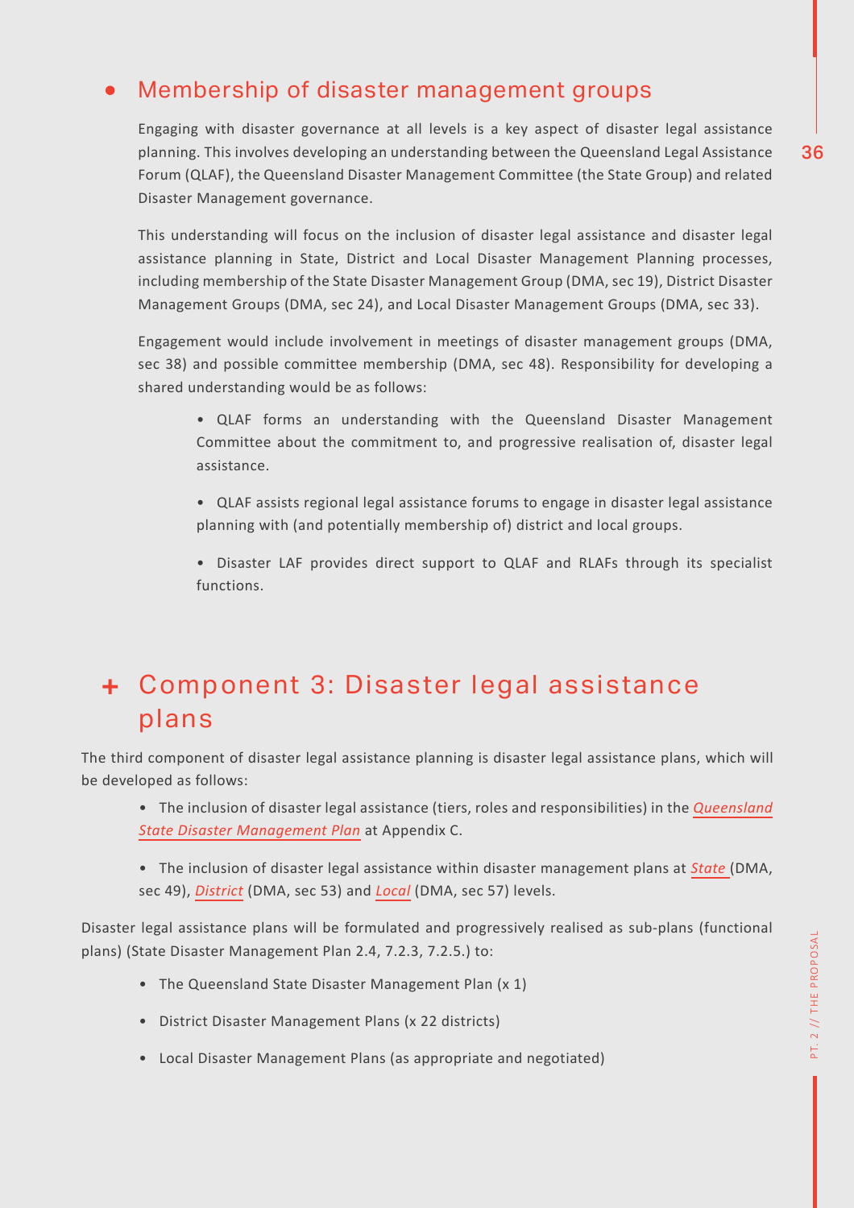## Membership of disaster management groups

Engaging with disaster governance at all levels is a key aspect of disaster legal assistance planning. This involves developing an understanding between the Queensland Legal Assistance Forum (QLAF), the Queensland Disaster Management Committee (the State Group) and related Disaster Management governance.

This understanding will focus on the inclusion of disaster legal assistance and disaster legal assistance planning in State, District and Local Disaster Management Planning processes, including membership of the State Disaster Management Group (DMA, sec 19), District Disaster Management Groups (DMA, sec 24), and Local Disaster Management Groups (DMA, sec 33).

Engagement would include involvement in meetings of disaster management groups (DMA, sec 38) and possible committee membership (DMA, sec 48). Responsibility for developing a shared understanding would be as follows:

- QLAF forms an understanding with the Queensland Disaster Management Committee about the commitment to, and progressive realisation of, disaster legal assistance.
- QLAF assists regional legal assistance forums to engage in disaster legal assistance planning with (and potentially membership of) district and local groups.
- Disaster LAF provides direct support to QLAF and RLAFs through its specialist functions.

# + Component 3: Disaster legal assistance plans

The third component of disaster legal assistance planning is disaster legal assistance plans, which will be developed as follows:

- The inclusion of disaster legal assistance (tiers, roles and responsibilities) in the *Queensland State Disaster Management Plan* at Appendix C.
- The inclusion of disaster legal assistance within disaster management plans at *State* (DMA, sec 49), *District* (DMA, sec 53) and *Local* (DMA, sec 57) levels.

Disaster legal assistance plans will be formulated and progressively realised as sub-plans (functional plans) (State Disaster Management Plan 2.4, 7.2.3, 7.2.5.) to:

- The Queensland State Disaster Management Plan (x 1)
- District Disaster Management Plans (x 22 districts)
- Local Disaster Management Plans (as appropriate and negotiated)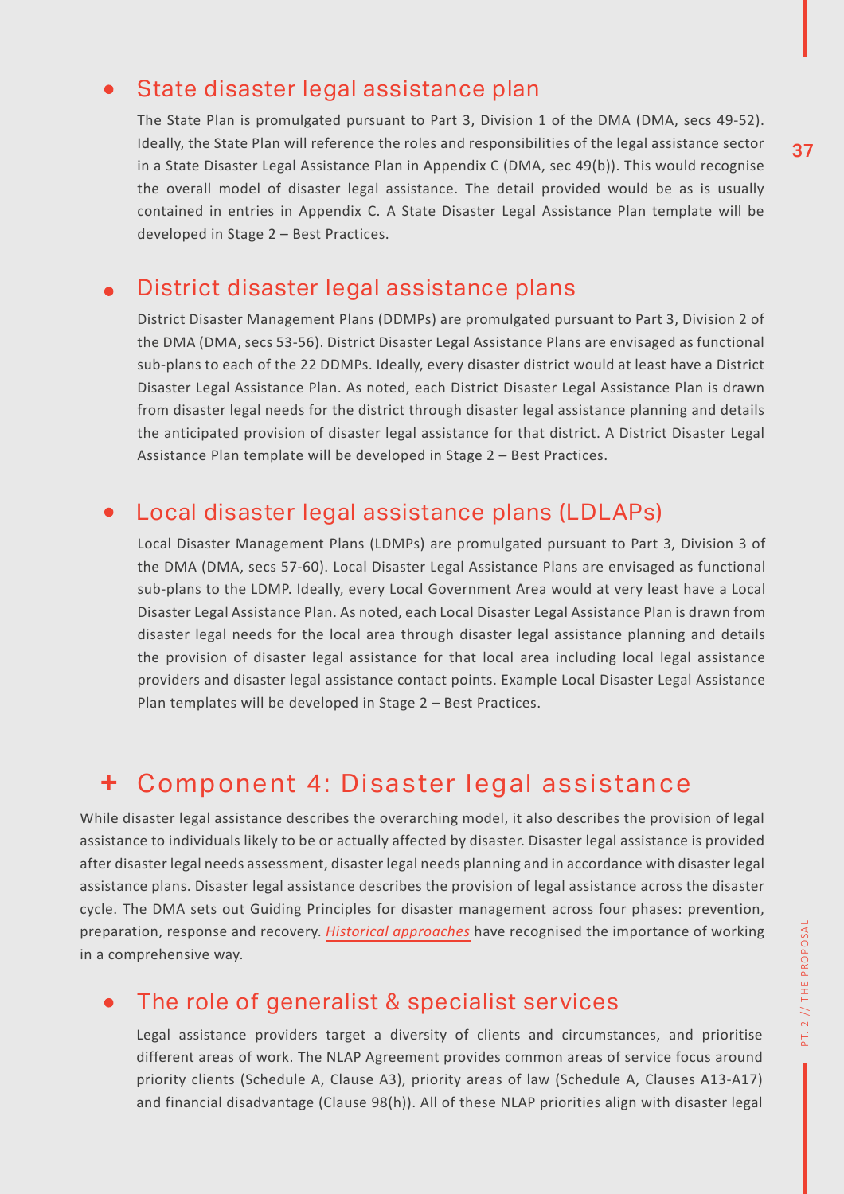- ### State disaster legal assistance plan

  The State Plan is promulgated pursuant to Part 3, Division 1 of the DMA (DMA, secs 49-52). Ideally, the State Plan will reference the roles and responsibilities of the legal assistance sector in a State Disaster Legal Assistance Plan in Appendix C (DMA, sec 49(b)). This would recognise the overall model of disaster legal assistance. The detail provided would be as is usually contained in entries in Appendix C. A State Disaster Legal Assistance Plan template will be developed in Stage 2 – Best Practices.

- ### District disaster legal assistance plans

  District Disaster Management Plans (DDMPs) are promulgated pursuant to Part 3, Division 2 of the DMA (DMA, secs 53-56). District Disaster Legal Assistance Plans are envisaged as functional sub-plans to each of the 22 DDMPs. Ideally, every disaster district would at least have a District Disaster Legal Assistance Plan. As noted, each District Disaster Legal Assistance Plan is drawn from disaster legal needs for the district through disaster legal assistance planning and details the anticipated provision of disaster legal assistance for that district. A District Disaster Legal Assistance Plan template will be developed in Stage 2 – Best Practices.

- ### Local disaster legal assistance plans (LDLAPs)

  Local Disaster Management Plans (LDMPs) are promulgated pursuant to Part 3, Division 3 of the DMA (DMA, secs 57-60). Local Disaster Legal Assistance Plans are envisaged as functional sub-plans to the LDMP. Ideally, every Local Government Area would at very least have a Local Disaster Legal Assistance Plan. As noted, each Local Disaster Legal Assistance Plan is drawn from disaster legal needs for the local area through disaster legal assistance planning and details the provision of disaster legal assistance for that local area including local legal assistance providers and disaster legal assistance contact points. Example Local Disaster Legal Assistance Plan templates will be developed in Stage 2 – Best Practices.

## + Component 4: Disaster legal assistance

While disaster legal assistance describes the overarching model, it also describes the provision of legal assistance to individuals likely to be or actually affected by disaster. Disaster legal assistance is provided after disaster legal needs assessment, disaster legal needs planning and in accordance with disaster legal assistance plans. Disaster legal assistance describes the provision of legal assistance across the disaster cycle. The DMA sets out Guiding Principles for disaster management across four phases: prevention, preparation, response and recovery. *Historical approaches* have recognised the importance of working in a comprehensive way.

- ### The role of generalist & specialist services

  Legal assistance providers target a diversity of clients and circumstances, and prioritise different areas of work. The NLAP Agreement provides common areas of service focus around priority clients (Schedule A, Clause A3), priority areas of law (Schedule A, Clauses A13-A17) and financial disadvantage (Clause 98(h)). All of these NLAP priorities align with disaster legal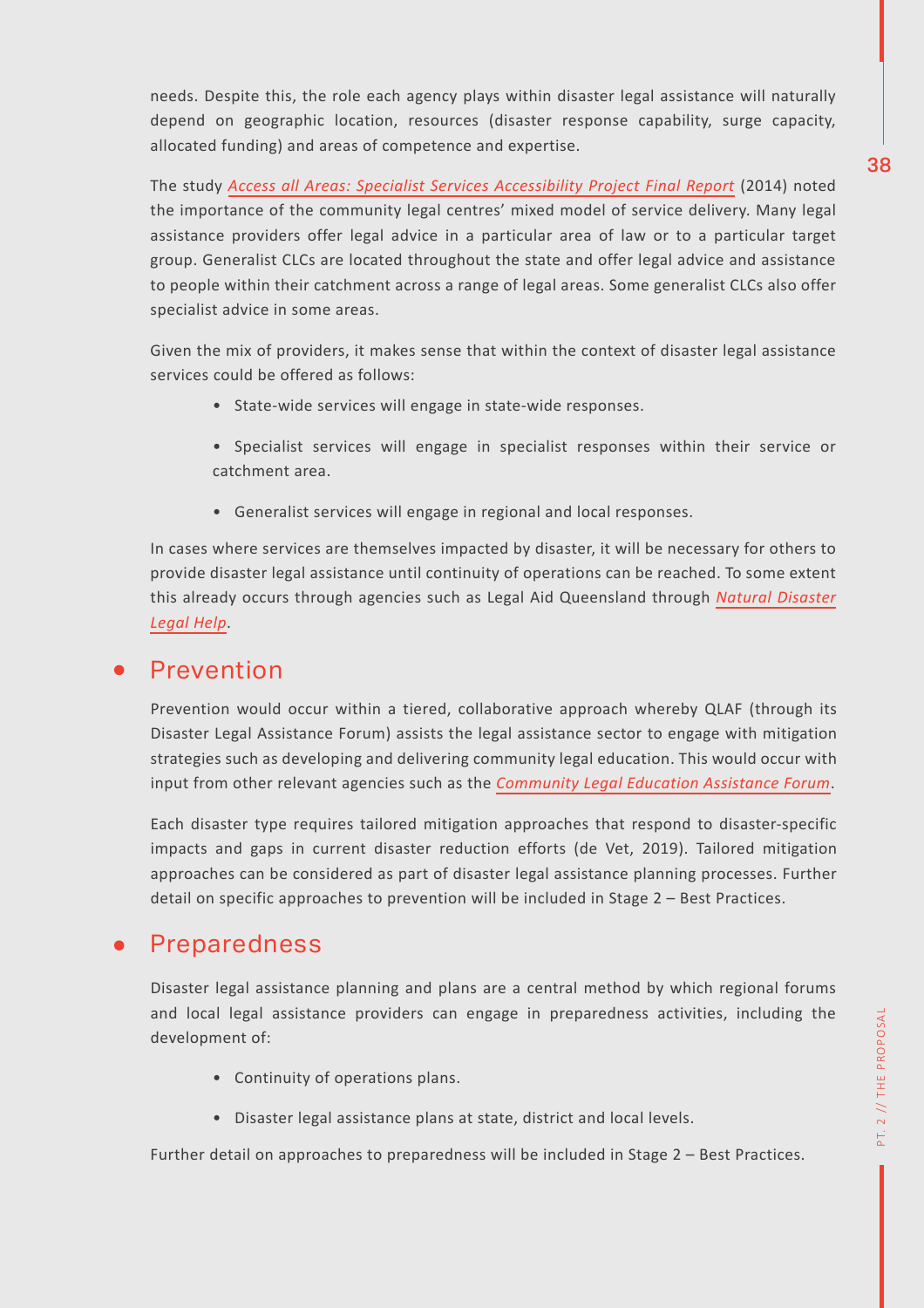needs. Despite this, the role each agency plays within disaster legal assistance will naturally depend on geographic location, resources (disaster response capability, surge capacity, allocated funding) and areas of competence and expertise.

The study *Access all Areas: Specialist Services Accessibility Project Final Report* (2014) noted the importance of the community legal centres' mixed model of service delivery. Many legal assistance providers offer legal advice in a particular area of law or to a particular target group. Generalist CLCs are located throughout the state and offer legal advice and assistance to people within their catchment across a range of legal areas. Some generalist CLCs also offer specialist advice in some areas.

Given the mix of providers, it makes sense that within the context of disaster legal assistance services could be offered as follows:

- State-wide services will engage in state-wide responses.
- Specialist services will engage in specialist responses within their service or catchment area.
- Generalist services will engage in regional and local responses.

In cases where services are themselves impacted by disaster, it will be necessary for others to provide disaster legal assistance until continuity of operations can be reached. To some extent this already occurs through agencies such as Legal Aid Queensland through *Natural Disaster Legal Help*.

## Prevention

Prevention would occur within a tiered, collaborative approach whereby QLAF (through its Disaster Legal Assistance Forum) assists the legal assistance sector to engage with mitigation strategies such as developing and delivering community legal education. This would occur with input from other relevant agencies such as the *Community Legal Education Assistance Forum*.

Each disaster type requires tailored mitigation approaches that respond to disaster-specific impacts and gaps in current disaster reduction efforts (de Vet, 2019). Tailored mitigation approaches can be considered as part of disaster legal assistance planning processes. Further detail on specific approaches to prevention will be included in Stage 2 – Best Practices.

## Preparedness

Disaster legal assistance planning and plans are a central method by which regional forums and local legal assistance providers can engage in preparedness activities, including the development of:

- Continuity of operations plans.
- Disaster legal assistance plans at state, district and local levels.

Further detail on approaches to preparedness will be included in Stage 2 – Best Practices.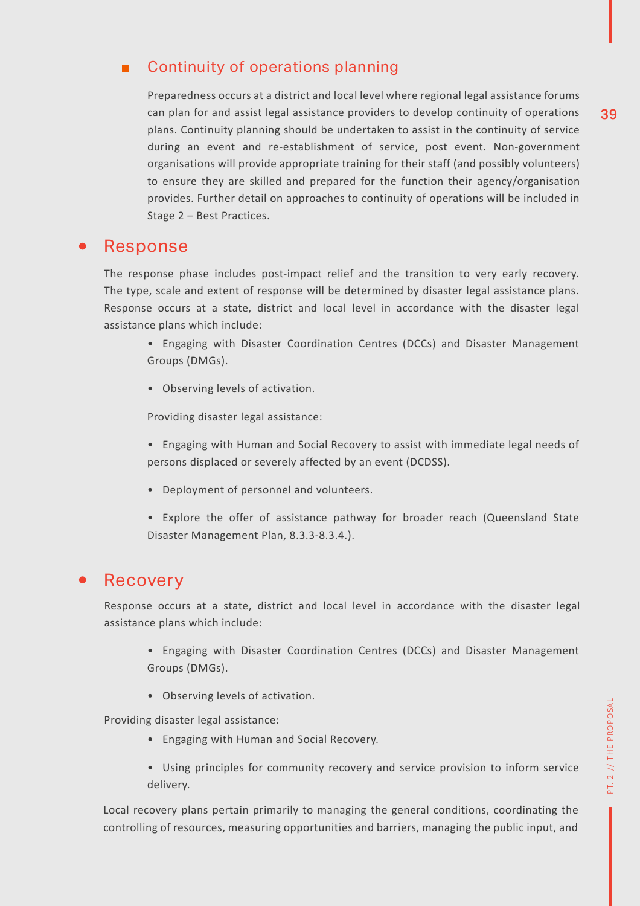### Continuity of operations planning

Preparedness occurs at a district and local level where regional legal assistance forums can plan for and assist legal assistance providers to develop continuity of operations plans. Continuity planning should be undertaken to assist in the continuity of service during an event and re-establishment of service, post event. Non-government organisations will provide appropriate training for their staff (and possibly volunteers) to ensure they are skilled and prepared for the function their agency/organisation provides. Further detail on approaches to continuity of operations will be included in Stage 2 – Best Practices.

## Response

The response phase includes post-impact relief and the transition to very early recovery. The type, scale and extent of response will be determined by disaster legal assistance plans. Response occurs at a state, district and local level in accordance with the disaster legal assistance plans which include:

- Engaging with Disaster Coordination Centres (DCCs) and Disaster Management Groups (DMGs).
- Observing levels of activation.

Providing disaster legal assistance:

- Engaging with Human and Social Recovery to assist with immediate legal needs of persons displaced or severely affected by an event (DCDSS).
- Deployment of personnel and volunteers.
- Explore the offer of assistance pathway for broader reach (Queensland State Disaster Management Plan, 8.3.3-8.3.4.).

## Recovery

Response occurs at a state, district and local level in accordance with the disaster legal assistance plans which include:

- Engaging with Disaster Coordination Centres (DCCs) and Disaster Management Groups (DMGs).
- Observing levels of activation.

Providing disaster legal assistance:

- Engaging with Human and Social Recovery.
- Using principles for community recovery and service provision to inform service delivery.

Local recovery plans pertain primarily to managing the general conditions, coordinating the controlling of resources, measuring opportunities and barriers, managing the public input, and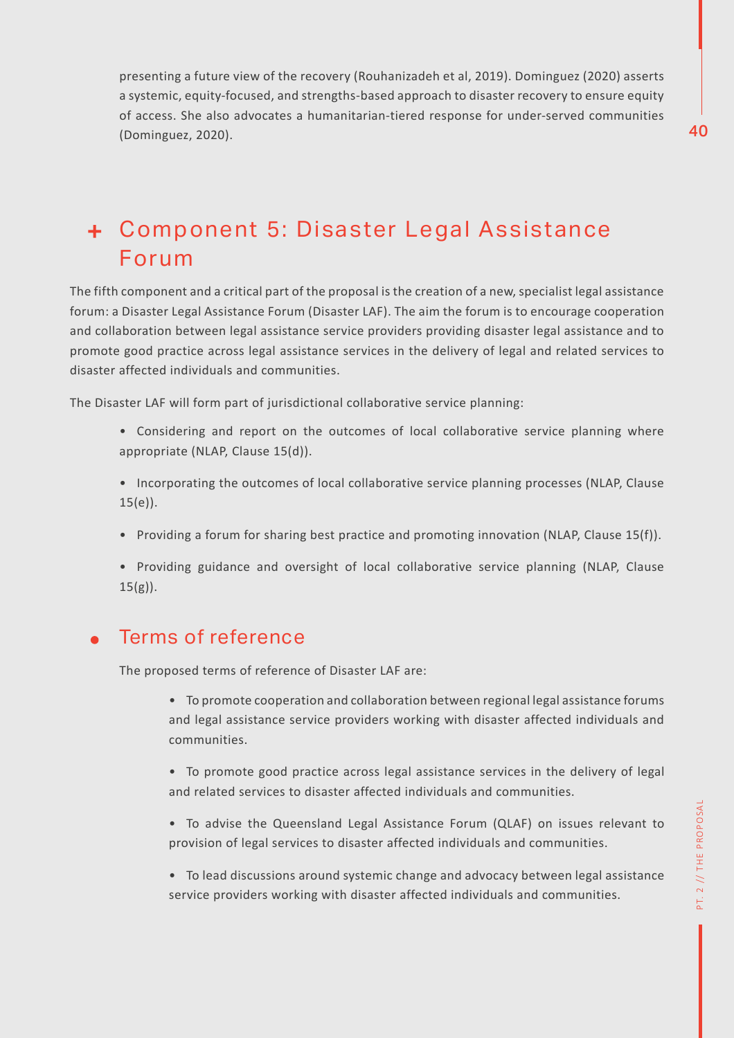presenting a future view of the recovery (Rouhanizadeh et al, 2019). Dominguez (2020) asserts a systemic, equity-focused, and strengths-based approach to disaster recovery to ensure equity of access. She also advocates a humanitarian-tiered response for under-served communities (Dominguez, 2020).

## + Component 5: Disaster Legal Assistance Forum

The fifth component and a critical part of the proposal is the creation of a new, specialist legal assistance forum: a Disaster Legal Assistance Forum (Disaster LAF). The aim the forum is to encourage cooperation and collaboration between legal assistance service providers providing disaster legal assistance and to promote good practice across legal assistance services in the delivery of legal and related services to disaster affected individuals and communities.

The Disaster LAF will form part of jurisdictional collaborative service planning:

- Considering and report on the outcomes of local collaborative service planning where appropriate (NLAP, Clause 15(d)).
- Incorporating the outcomes of local collaborative service planning processes (NLAP, Clause 15(e)).
- Providing a forum for sharing best practice and promoting innovation (NLAP, Clause 15(f)).
- Providing guidance and oversight of local collaborative service planning (NLAP, Clause 15(g)).

### Terms of reference

The proposed terms of reference of Disaster LAF are:

- To promote cooperation and collaboration between regional legal assistance forums and legal assistance service providers working with disaster affected individuals and communities.
- To promote good practice across legal assistance services in the delivery of legal and related services to disaster affected individuals and communities.
- To advise the Queensland Legal Assistance Forum (QLAF) on issues relevant to provision of legal services to disaster affected individuals and communities.
- To lead discussions around systemic change and advocacy between legal assistance service providers working with disaster affected individuals and communities.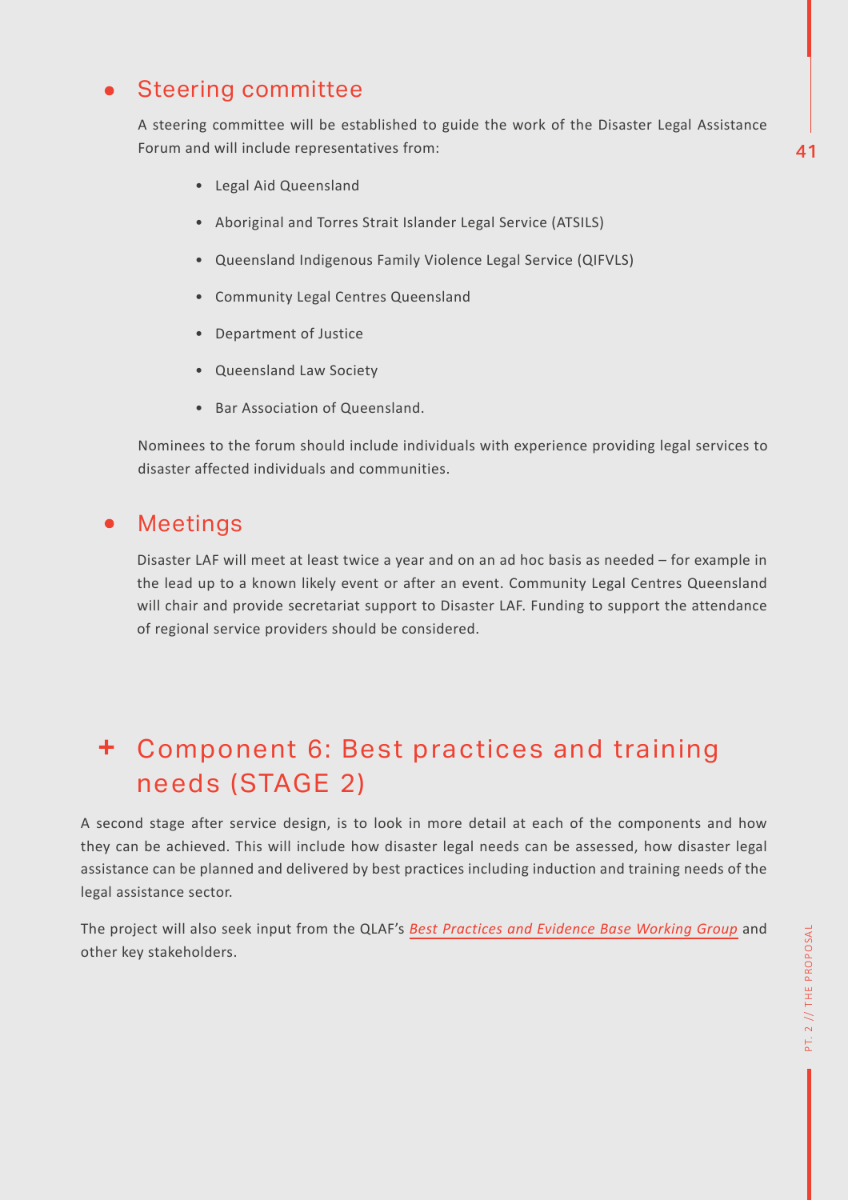### Steering committee

A steering committee will be established to guide the work of the Disaster Legal Assistance Forum and will include representatives from:

- Legal Aid Queensland
- Aboriginal and Torres Strait Islander Legal Service (ATSILS)
- Queensland Indigenous Family Violence Legal Service (QIFVLS)
- Community Legal Centres Queensland
- Department of Justice
- Queensland Law Society
- Bar Association of Queensland.

Nominees to the forum should include individuals with experience providing legal services to disaster affected individuals and communities.

### Meetings

Disaster LAF will meet at least twice a year and on an ad hoc basis as needed – for example in the lead up to a known likely event or after an event. Community Legal Centres Queensland will chair and provide secretariat support to Disaster LAF. Funding to support the attendance of regional service providers should be considered.

## Component 6: Best practices and training needs (STAGE 2)

A second stage after service design, is to look in more detail at each of the components and how they can be achieved. This will include how disaster legal needs can be assessed, how disaster legal assistance can be planned and delivered by best practices including induction and training needs of the legal assistance sector.

The project will also seek input from the QLAF's *Best Practices and Evidence Base Working Group* and other key stakeholders.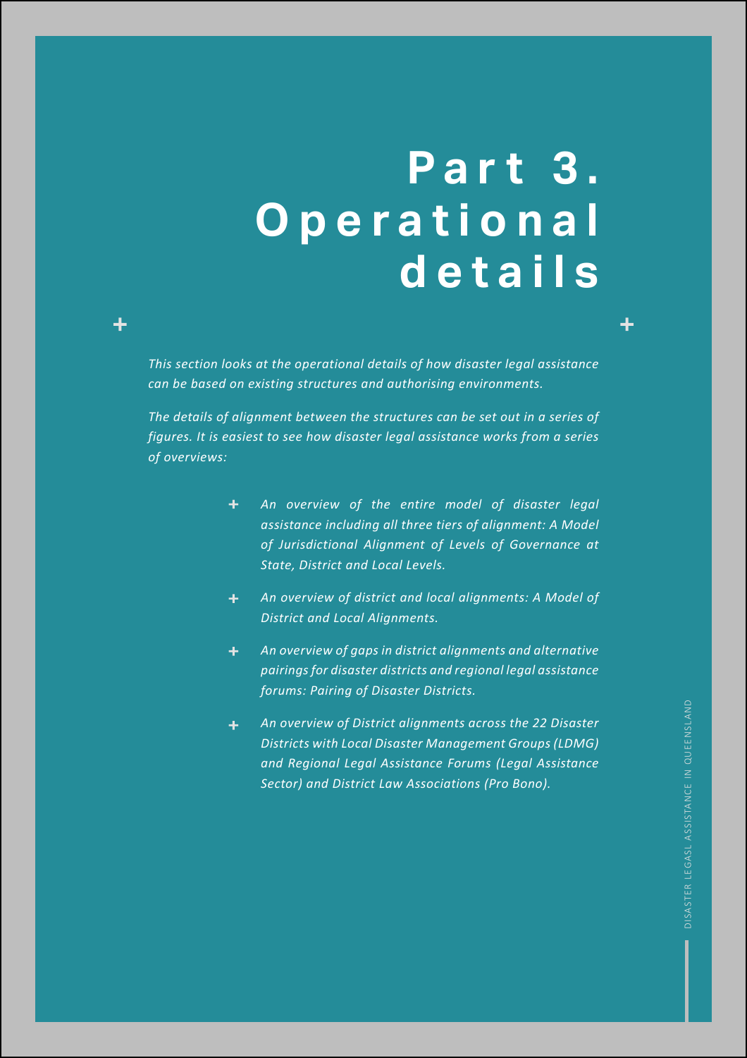# Part 3. Operational details

*This section looks at the operational details of how disaster legal assistance can be based on existing structures and authorising environments.*

*The details of alignment between the structures can be set out in a series of figures. It is easiest to see how disaster legal assistance works from a series of overviews:*

- *An overview of the entire model of disaster legal assistance including all three tiers of alignment: A Model of Jurisdictional Alignment of Levels of Governance at State, District and Local Levels.*
- *An overview of district and local alignments: A Model of District and Local Alignments.*
- *An overview of gaps in district alignments and alternative pairings for disaster districts and regional legal assistance forums: Pairing of Disaster Districts.*
- *An overview of District alignments across the 22 Disaster Districts with Local Disaster Management Groups (LDMG) and Regional Legal Assistance Forums (Legal Assistance Sector) and District Law Associations (Pro Bono).*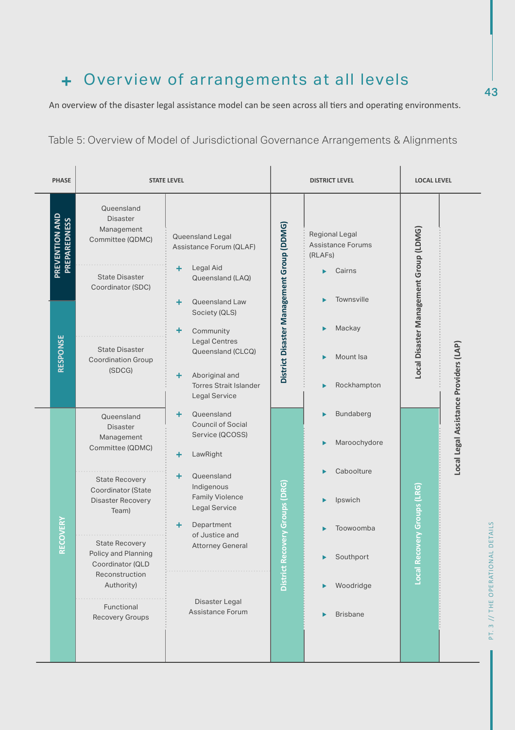## + Overview of arrangements at all levels

An overview of the disaster legal assistance model can be seen across all tiers and operating environments.

Table 5: Overview of Model of Jurisdictional Governance Arrangements & Alignments

| PHASE | STATE LEVEL | | DISTRICT LEVEL | | LOCAL LEVEL | |
|---|---|---|---|---|---|---|
| PREVENTION AND PREPAREDNESS | Queensland Disaster Management Committee (QDMC); State Disaster Coordinator (SDC) | Queensland Legal Assistance Forum (QLAF): Legal Aid Queensland (LAQ); Queensland Law Society (QLS); Community Legal Centres Queensland (CLCQ); Aboriginal and Torres Strait Islander Legal Service; Queensland Council of Social Service (QCOSS); LawRight; Queensland Indigenous Family Violence Legal Service; Department of Justice and Attorney General | District Disaster Management Group (DDMG) | Regional Legal Assistance Forums (RLAFs): Cairns; Townsville; Mackay; Mount Isa; Rockhampton; Bundaberg; Maroochydore; Caboolture; Ipswich; Toowoomba; Southport; Woodridge; Brisbane | Local Disaster Management Group (LDMG) | Local Legal Assistance Providers (LAP) |
| RESPONSE | State Disaster Coordination Group (SDCG) | | | | | |
| RECOVERY | Queensland Disaster Management Committee (QDMC); State Recovery Coordinator (State Disaster Recovery Team); State Recovery Policy and Planning Coordinator (QLD Reconstruction Authority); Functional Recovery Groups | Disaster Legal Assistance Forum | District Recovery Groups (DRG) | | Local Recovery Groups (LRG) | |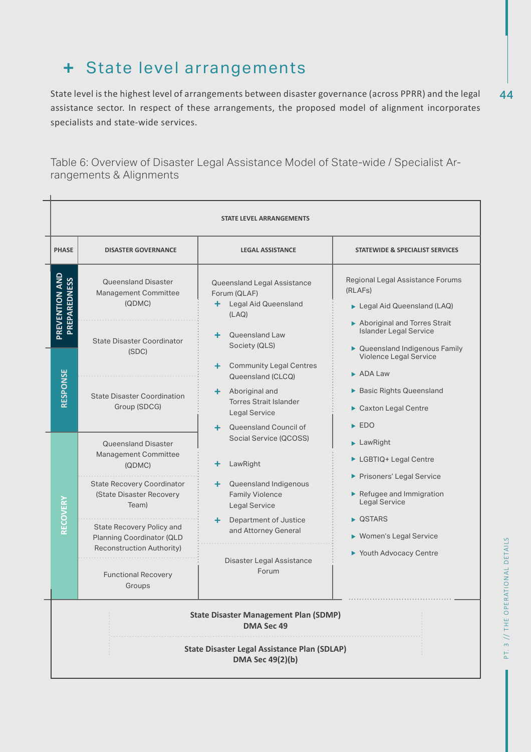# + State level arrangements

State level is the highest level of arrangements between disaster governance (across PPRR) and the legal assistance sector. In respect of these arrangements, the proposed model of alignment incorporates specialists and state-wide services.

Table 6: Overview of Disaster Legal Assistance Model of State-wide / Specialist Arrangements & Alignments

| STATE LEVEL ARRANGEMENTS | | | |
|---|---|---|---|
| **PHASE** | **DISASTER GOVERNANCE** | **LEGAL ASSISTANCE** | **STATEWIDE & SPECIALIST SERVICES** |
| PREVENTION AND PREPAREDNESS | Queensland Disaster Management Committee (QDMC)<br>State Disaster Coordinator (SDC) | Queensland Legal Assistance Forum (QLAF)<br>+ Legal Aid Queensland (LAQ)<br>+ Queensland Law Society (QLS)<br>+ Community Legal Centres Queensland (CLCQ)<br>+ Aboriginal and Torres Strait Islander Legal Service<br>+ Queensland Council of Social Service (QCOSS) | Regional Legal Assistance Forums (RLAFs)<br>▸ Legal Aid Queensland (LAQ)<br>▸ Aboriginal and Torres Strait Islander Legal Service<br>▸ Queensland Indigenous Family Violence Legal Service<br>▸ ADA Law<br>▸ Basic Rights Queensland<br>▸ Caxton Legal Centre<br>▸ EDO<br>▸ LawRight<br>▸ LGBTIQ+ Legal Centre<br>▸ Prisoners' Legal Service<br>▸ Refugee and Immigration Legal Service<br>▸ QSTARS<br>▸ Women's Legal Service<br>▸ Youth Advocacy Centre |
| RESPONSE | State Disaster Coordinator (SDC)<br>State Disaster Coordination Group (SDCG) | | |
| RECOVERY | Queensland Disaster Management Committee (QDMC)<br>State Recovery Coordinator (State Disaster Recovery Team)<br>State Recovery Policy and Planning Coordinator (QLD Reconstruction Authority)<br>Functional Recovery Groups | + LawRight<br>+ Queensland Indigenous Family Violence Legal Service<br>+ Department of Justice and Attorney General<br><br>Disaster Legal Assistance Forum | |
| **State Disaster Management Plan (SDMP)**<br>**DMA Sec 49**<br><br>**State Disaster Legal Assistance Plan (SDLAP)**<br>**DMA Sec 49(2)(b)** | | | |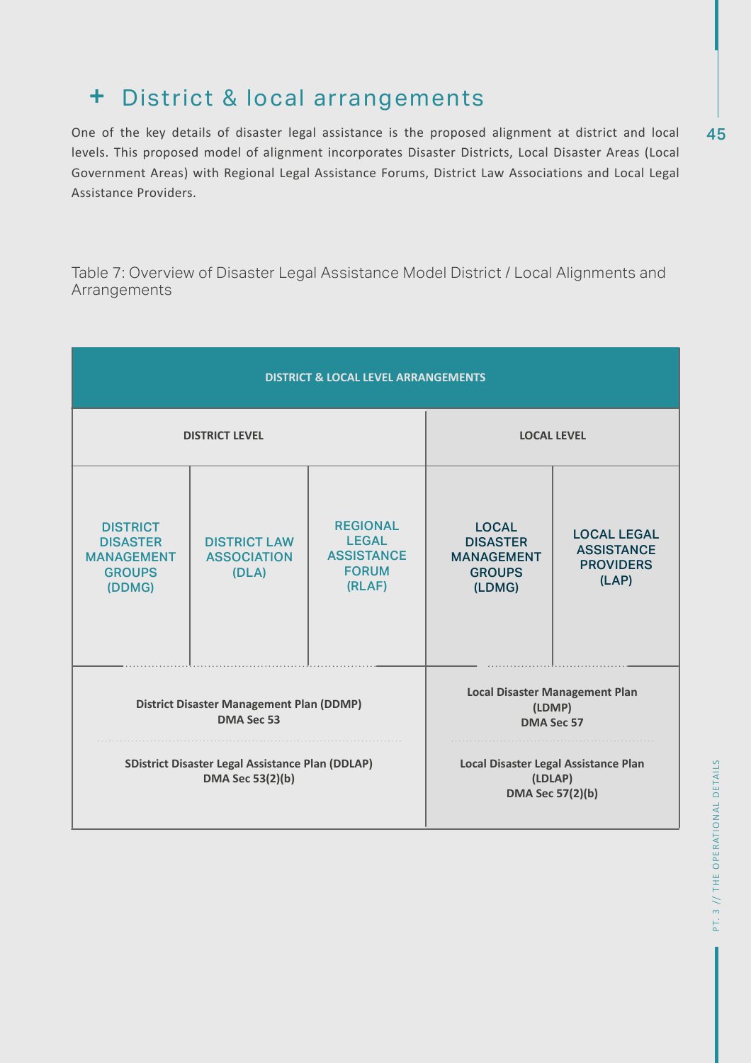## + District & local arrangements

One of the key details of disaster legal assistance is the proposed alignment at district and local levels. This proposed model of alignment incorporates Disaster Districts, Local Disaster Areas (Local Government Areas) with Regional Legal Assistance Forums, District Law Associations and Local Legal Assistance Providers.

Table 7: Overview of Disaster Legal Assistance Model District / Local Alignments and Arrangements

| DISTRICT & LOCAL LEVEL ARRANGEMENTS | | | | |
|---|---|---|---|---|
| **DISTRICT LEVEL** | | | **LOCAL LEVEL** | |
| DISTRICT DISASTER MANAGEMENT GROUPS (DDMG) | DISTRICT LAW ASSOCIATION (DLA) | REGIONAL LEGAL ASSISTANCE FORUM (RLAF) | LOCAL DISASTER MANAGEMENT GROUPS (LDMG) | LOCAL LEGAL ASSISTANCE PROVIDERS (LAP) |
| **District Disaster Management Plan (DDMP) DMA Sec 53** | | | **Local Disaster Management Plan (LDMP) DMA Sec 57** | |
| **SDistrict Disaster Legal Assistance Plan (DDLAP) DMA Sec 53(2)(b)** | | | **Local Disaster Legal Assistance Plan (LDLAP) DMA Sec 57(2)(b)** | |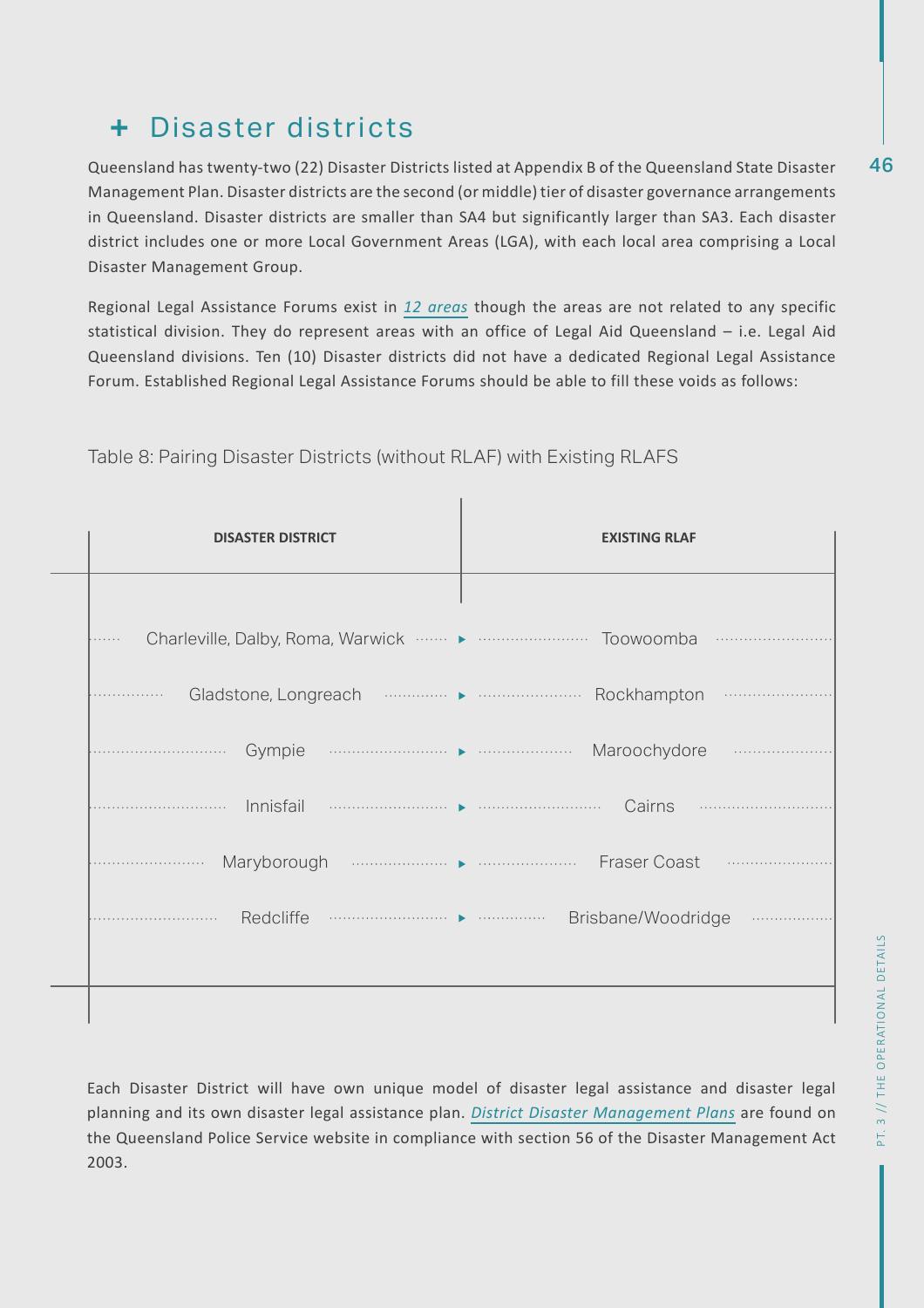## + Disaster districts

Queensland has twenty-two (22) Disaster Districts listed at Appendix B of the Queensland State Disaster Management Plan. Disaster districts are the second (or middle) tier of disaster governance arrangements in Queensland. Disaster districts are smaller than SA4 but significantly larger than SA3. Each disaster district includes one or more Local Government Areas (LGA), with each local area comprising a Local Disaster Management Group.

Regional Legal Assistance Forums exist in *12 areas* though the areas are not related to any specific statistical division. They do represent areas with an office of Legal Aid Queensland – i.e. Legal Aid Queensland divisions. Ten (10) Disaster districts did not have a dedicated Regional Legal Assistance Forum. Established Regional Legal Assistance Forums should be able to fill these voids as follows:

Table 8: Pairing Disaster Districts (without RLAF) with Existing RLAFS

| DISASTER DISTRICT | EXISTING RLAF |
|---|---|
| Charleville, Dalby, Roma, Warwick | Toowoomba |
| Gladstone, Longreach | Rockhampton |
| Gympie | Maroochydore |
| Innisfail | Cairns |
| Maryborough | Fraser Coast |
| Redcliffe | Brisbane/Woodridge |

Each Disaster District will have own unique model of disaster legal assistance and disaster legal planning and its own disaster legal assistance plan. *District Disaster Management Plans* are found on the Queensland Police Service website in compliance with section 56 of the Disaster Management Act 2003.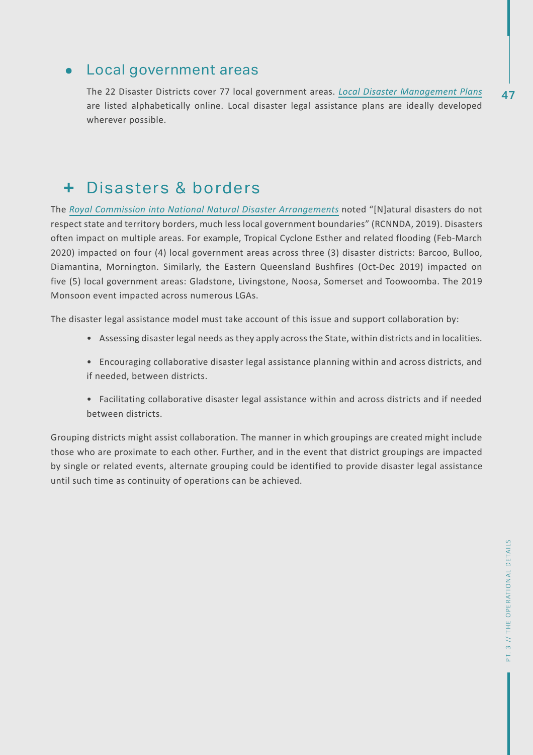## Local government areas

The 22 Disaster Districts cover 77 local government areas. *Local Disaster Management Plans* are listed alphabetically online. Local disaster legal assistance plans are ideally developed wherever possible.

# Disasters & borders

The *Royal Commission into National Natural Disaster Arrangements* noted "[N]atural disasters do not respect state and territory borders, much less local government boundaries" (RCNNDA, 2019). Disasters often impact on multiple areas. For example, Tropical Cyclone Esther and related flooding (Feb-March 2020) impacted on four (4) local government areas across three (3) disaster districts: Barcoo, Bulloo, Diamantina, Mornington. Similarly, the Eastern Queensland Bushfires (Oct-Dec 2019) impacted on five (5) local government areas: Gladstone, Livingstone, Noosa, Somerset and Toowoomba. The 2019 Monsoon event impacted across numerous LGAs.

The disaster legal assistance model must take account of this issue and support collaboration by:

- Assessing disaster legal needs as they apply across the State, within districts and in localities.
- Encouraging collaborative disaster legal assistance planning within and across districts, and if needed, between districts.
- Facilitating collaborative disaster legal assistance within and across districts and if needed between districts.

Grouping districts might assist collaboration. The manner in which groupings are created might include those who are proximate to each other. Further, and in the event that district groupings are impacted by single or related events, alternate grouping could be identified to provide disaster legal assistance until such time as continuity of operations can be achieved.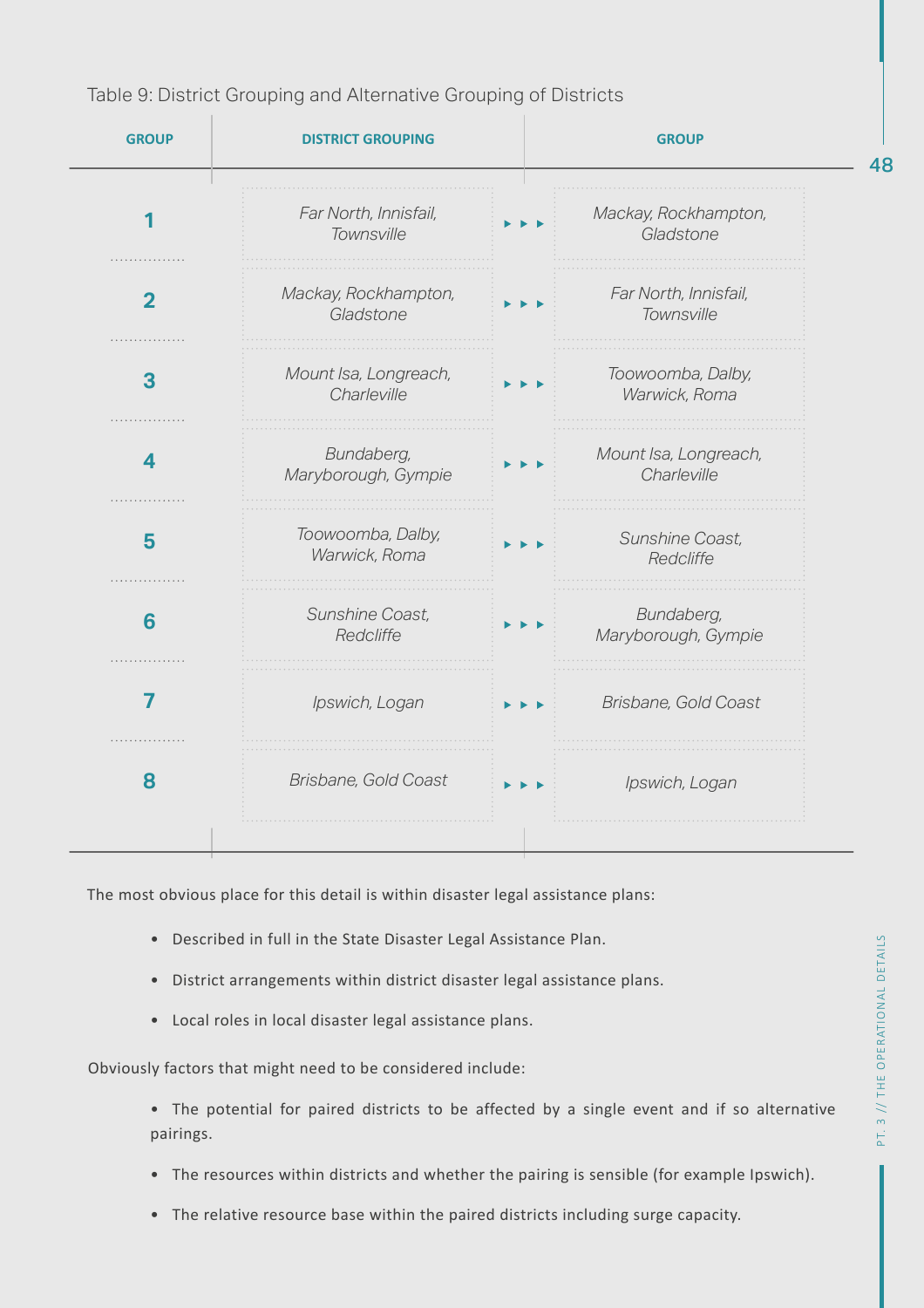Table 9: District Grouping and Alternative Grouping of Districts

| GROUP | DISTRICT GROUPING | | GROUP |
|---|---|---|---|
| 1 | *Far North, Innisfail, Townsville* | ▸ ▸ ▸ | *Mackay, Rockhampton, Gladstone* |
| 2 | *Mackay, Rockhampton, Gladstone* | ▸ ▸ ▸ | *Far North, Innisfail, Townsville* |
| 3 | *Mount Isa, Longreach, Charleville* | ▸ ▸ ▸ | *Toowoomba, Dalby, Warwick, Roma* |
| 4 | *Bundaberg, Maryborough, Gympie* | ▸ ▸ ▸ | *Mount Isa, Longreach, Charleville* |
| 5 | *Toowoomba, Dalby, Warwick, Roma* | ▸ ▸ ▸ | *Sunshine Coast, Redcliffe* |
| 6 | *Sunshine Coast, Redcliffe* | ▸ ▸ ▸ | *Bundaberg, Maryborough, Gympie* |
| 7 | *Ipswich, Logan* | ▸ ▸ ▸ | *Brisbane, Gold Coast* |
| 8 | *Brisbane, Gold Coast* | ▸ ▸ ▸ | *Ipswich, Logan* |

The most obvious place for this detail is within disaster legal assistance plans:

- Described in full in the State Disaster Legal Assistance Plan.
- District arrangements within district disaster legal assistance plans.
- Local roles in local disaster legal assistance plans.

Obviously factors that might need to be considered include:

- The potential for paired districts to be affected by a single event and if so alternative pairings.
- The resources within districts and whether the pairing is sensible (for example Ipswich).
- The relative resource base within the paired districts including surge capacity.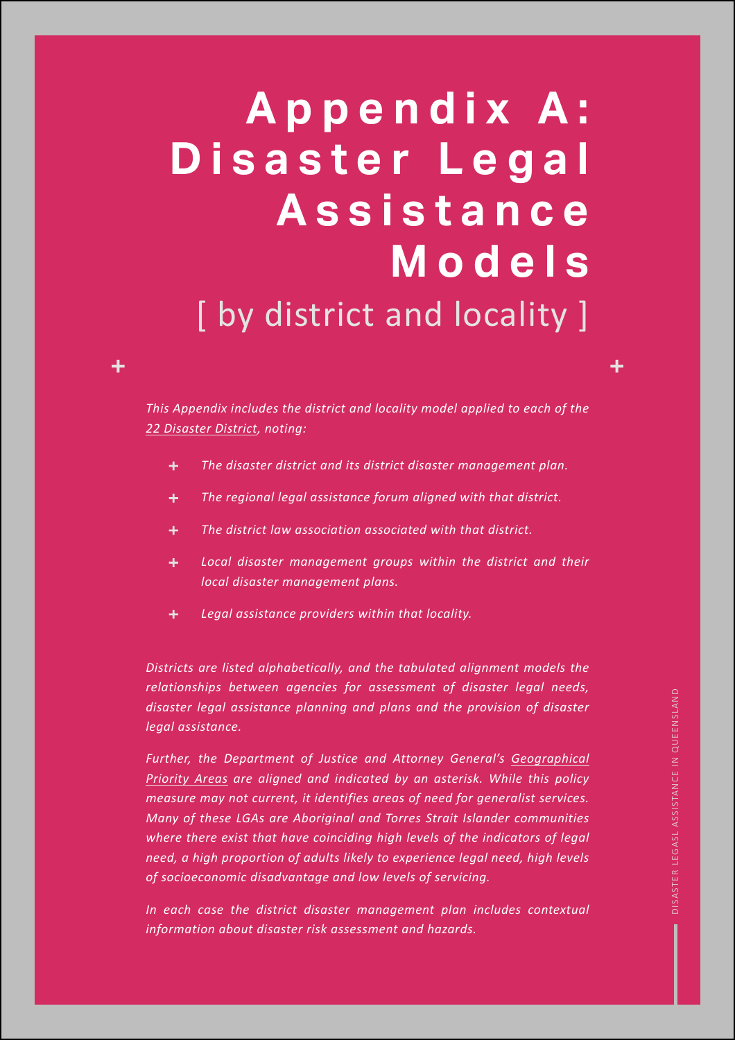# Appendix A: Disaster Legal Assistance Models

[ by district and locality ]

*This Appendix includes the district and locality model applied to each of the 22 Disaster District, noting:*

- *The disaster district and its district disaster management plan.*
- *The regional legal assistance forum aligned with that district.*
- *The district law association associated with that district.*
- *Local disaster management groups within the district and their local disaster management plans.*
- *Legal assistance providers within that locality.*

*Districts are listed alphabetically, and the tabulated alignment models the relationships between agencies for assessment of disaster legal needs, disaster legal assistance planning and plans and the provision of disaster legal assistance.*

*Further, the Department of Justice and Attorney General's Geographical Priority Areas are aligned and indicated by an asterisk. While this policy measure may not current, it identifies areas of need for generalist services. Many of these LGAs are Aboriginal and Torres Strait Islander communities where there exist that have coinciding high levels of the indicators of legal need, a high proportion of adults likely to experience legal need, high levels of socioeconomic disadvantage and low levels of servicing.*

*In each case the district disaster management plan includes contextual information about disaster risk assessment and hazards.*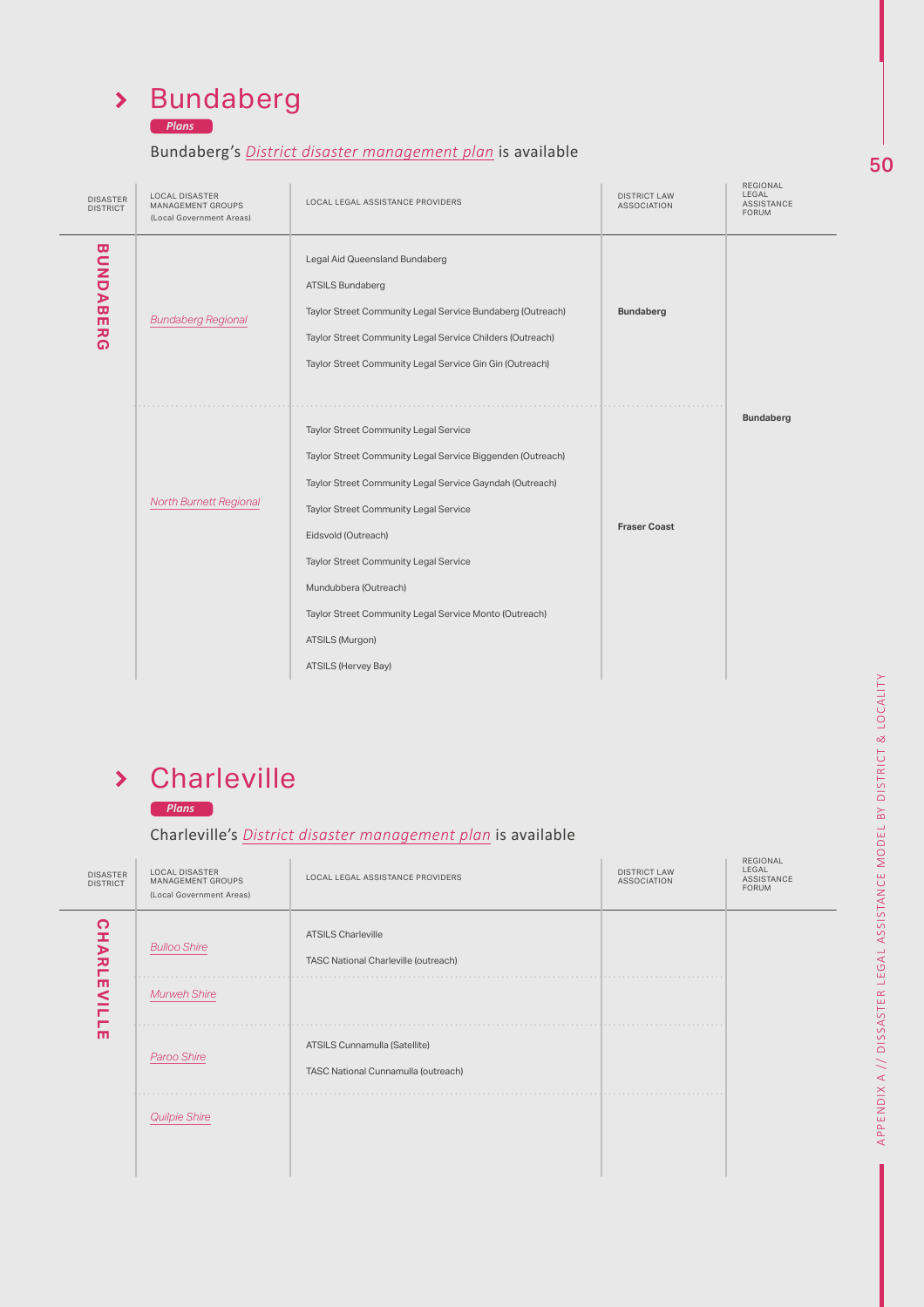## Bundaberg

*Plans*

Bundaberg's *District disaster management plan* is available

| DISASTER DISTRICT | LOCAL DISASTER MANAGEMENT GROUPS (Local Government Areas) | LOCAL LEGAL ASSISTANCE PROVIDERS | DISTRICT LAW ASSOCIATION | REGIONAL LEGAL ASSISTANCE FORUM |
|---|---|---|---|---|
| **BUNDABERG** | *Bundaberg Regional* | Legal Aid Queensland Bundaberg<br>ATSILS Bundaberg<br>Taylor Street Community Legal Service Bundaberg (Outreach)<br>Taylor Street Community Legal Service Childers (Outreach)<br>Taylor Street Community Legal Service Gin Gin (Outreach) | **Bundaberg** | **Bundaberg** |
| | *North Burnett Regional* | Taylor Street Community Legal Service<br>Taylor Street Community Legal Service Biggenden (Outreach)<br>Taylor Street Community Legal Service Gayndah (Outreach)<br>Taylor Street Community Legal Service Eidsvold (Outreach)<br>Taylor Street Community Legal Service Mundubbera (Outreach)<br>Taylor Street Community Legal Service Monto (Outreach)<br>ATSILS (Murgon)<br>ATSILS (Hervey Bay) | **Fraser Coast** | |

## Charleville

*Plans*

Charleville's *District disaster management plan* is available

| DISASTER DISTRICT | LOCAL DISASTER MANAGEMENT GROUPS (Local Government Areas) | LOCAL LEGAL ASSISTANCE PROVIDERS | DISTRICT LAW ASSOCIATION | REGIONAL LEGAL ASSISTANCE FORUM |
|---|---|---|---|---|
| **CHARLEVILLE** | *Bulloo Shire* | ATSILS Charleville<br>TASC National Charleville (outreach) | | |
| | *Murweh Shire* | | | |
| | *Paroo Shire* | ATSILS Cunnamulla (Satellite)<br>TASC National Cunnamulla (outreach) | | |
| | *Quilpie Shire* | | | |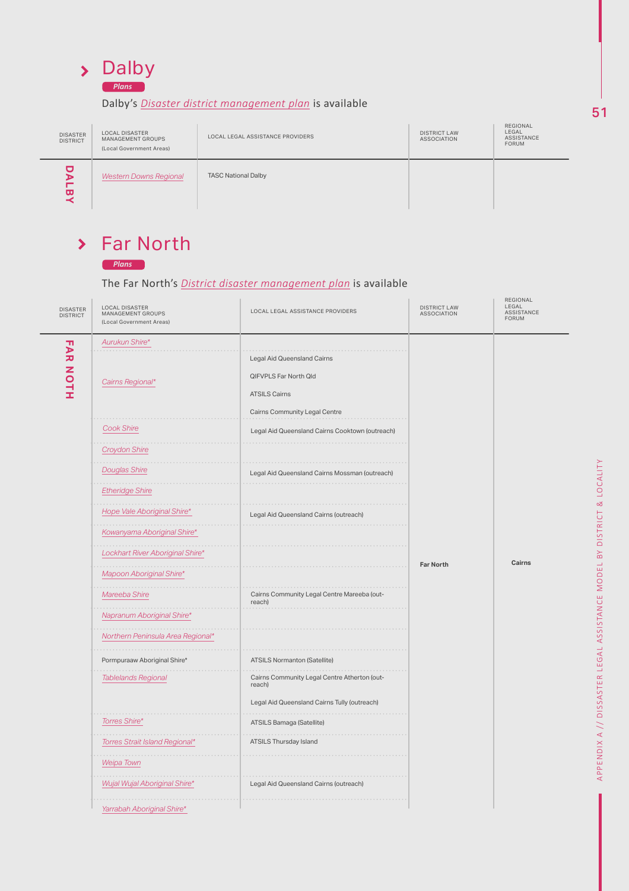# Dalby

**Plans**

Dalby's *Disaster district management plan* is available

| DISASTER DISTRICT | LOCAL DISASTER MANAGEMENT GROUPS (Local Government Areas) | LOCAL LEGAL ASSISTANCE PROVIDERS | DISTRICT LAW ASSOCIATION | REGIONAL LEGAL ASSISTANCE FORUM |
|---|---|---|---|---|
| DALBY | *Western Downs Regional* | TASC National Dalby | | |

# Far North

**Plans**

The Far North's *District disaster management plan* is available

| DISASTER DISTRICT | LOCAL DISASTER MANAGEMENT GROUPS (Local Government Areas) | LOCAL LEGAL ASSISTANCE PROVIDERS | DISTRICT LAW ASSOCIATION | REGIONAL LEGAL ASSISTANCE FORUM |
|---|---|---|---|---|
| FAR NOTH | *Aurukun Shire** | | Far North | Cairns |
| | *Cairns Regional** | Legal Aid Queensland Cairns<br>QIFVPLS Far North Qld<br>ATSILS Cairns<br>Cairns Community Legal Centre | | |
| | *Cook Shire* | Legal Aid Queensland Cairns Cooktown (outreach) | | |
| | *Croydon Shire* | | | |
| | *Douglas Shire* | Legal Aid Queensland Cairns Mossman (outreach) | | |
| | *Etheridge Shire* | | | |
| | *Hope Vale Aboriginal Shire** | Legal Aid Queensland Cairns (outreach) | | |
| | *Kowanyama Aboriginal Shire** | | | |
| | *Lockhart River Aboriginal Shire** | | | |
| | *Mapoon Aboriginal Shire** | | | |
| | *Mareeba Shire* | Cairns Community Legal Centre Mareeba (outreach) | | |
| | *Napranum Aboriginal Shire** | | | |
| | *Northern Peninsula Area Regional** | | | |
| | Pormpuraaw Aboriginal Shire* | ATSILS Normanton (Satellite) | | |
| | *Tablelands Regional* | Cairns Community Legal Centre Atherton (outreach)<br>Legal Aid Queensland Cairns Tully (outreach) | | |
| | *Torres Shire** | ATSILS Bamaga (Satellite) | | |
| | *Torres Strait Island Regional** | ATSILS Thursday Island | | |
| | *Weipa Town* | | | |
| | *Wujal Wujal Aboriginal Shire** | Legal Aid Queensland Cairns (outreach) | | |
| | *Yarrabah Aboriginal Shire** | | | |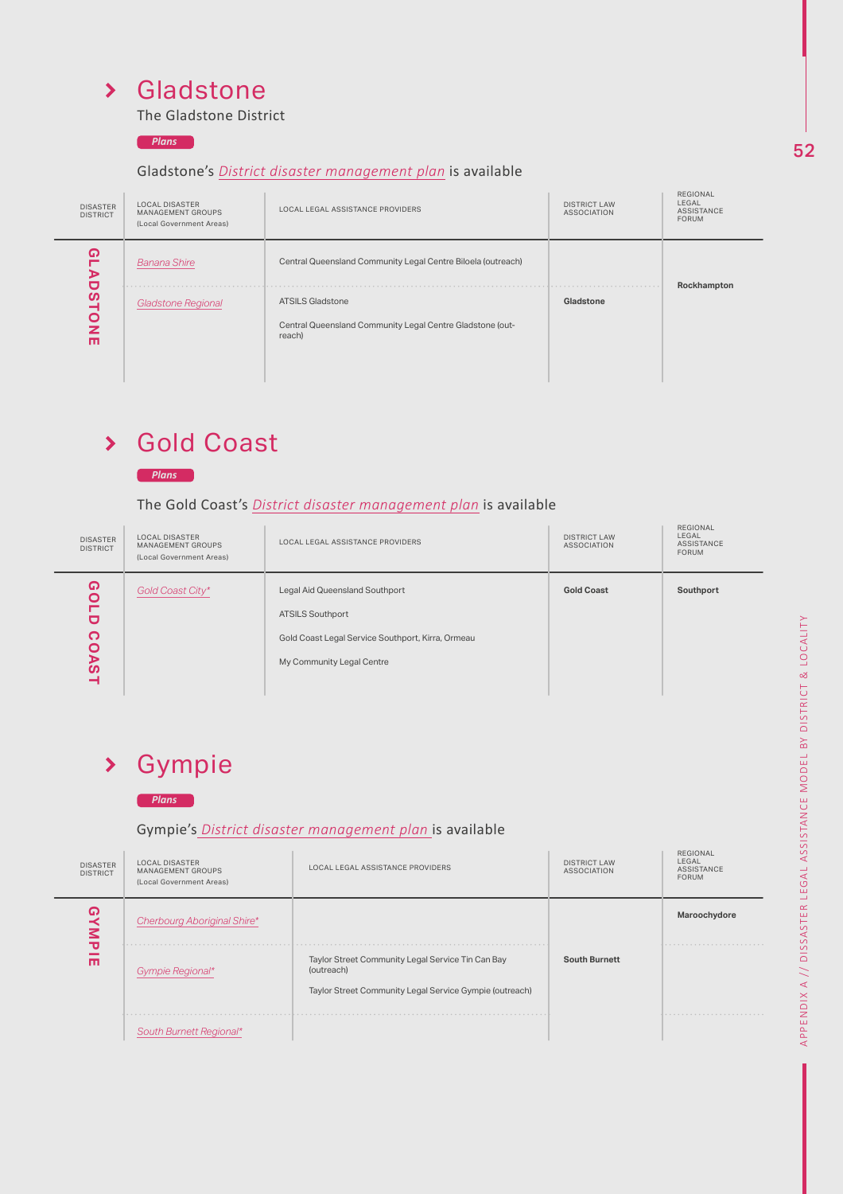## Gladstone

The Gladstone District

**Plans**

Gladstone's *District disaster management plan* is available

| DISASTER DISTRICT | LOCAL DISASTER MANAGEMENT GROUPS (Local Government Areas) | LOCAL LEGAL ASSISTANCE PROVIDERS | DISTRICT LAW ASSOCIATION | REGIONAL LEGAL ASSISTANCE FORUM |
|---|---|---|---|---|
| GLADSTONE | *Banana Shire* | Central Queensland Community Legal Centre Biloela (outreach) | Gladstone | Rockhampton |
| | *Gladstone Regional* | ATSILS Gladstone<br>Central Queensland Community Legal Centre Gladstone (out-reach) | | |

## Gold Coast

**Plans**

The Gold Coast's *District disaster management plan* is available

| DISASTER DISTRICT | LOCAL DISASTER MANAGEMENT GROUPS (Local Government Areas) | LOCAL LEGAL ASSISTANCE PROVIDERS | DISTRICT LAW ASSOCIATION | REGIONAL LEGAL ASSISTANCE FORUM |
|---|---|---|---|---|
| GOLD COAST | *Gold Coast City** | Legal Aid Queensland Southport<br>ATSILS Southport<br>Gold Coast Legal Service Southport, Kirra, Ormeau<br>My Community Legal Centre | Gold Coast | Southport |

## Gympie

**Plans**

Gympie's *District disaster management plan* is available

| DISASTER DISTRICT | LOCAL DISASTER MANAGEMENT GROUPS (Local Government Areas) | LOCAL LEGAL ASSISTANCE PROVIDERS | DISTRICT LAW ASSOCIATION | REGIONAL LEGAL ASSISTANCE FORUM |
|---|---|---|---|---|
| GYMPIE | *Cherbourg Aboriginal Shire** | | South Burnett | Maroochydore |
| | *Gympie Regional** | Taylor Street Community Legal Service Tin Can Bay (outreach)<br>Taylor Street Community Legal Service Gympie (outreach) | | |
| | *South Burnett Regional** | | | |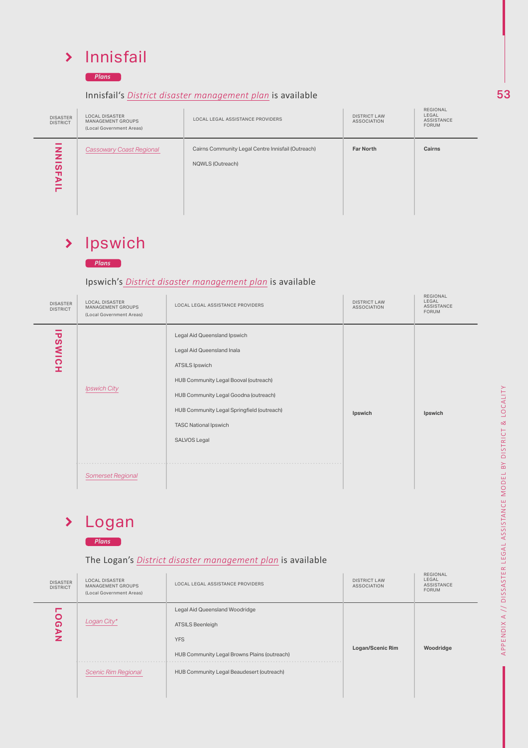## Innisfail

*Plans*

Innisfail's *District disaster management plan* is available

| DISASTER DISTRICT | LOCAL DISASTER MANAGEMENT GROUPS (Local Government Areas) | LOCAL LEGAL ASSISTANCE PROVIDERS | DISTRICT LAW ASSOCIATION | REGIONAL LEGAL ASSISTANCE FORUM |
|---|---|---|---|---|
| **INNISFAIL** | *Cassowary Coast Regional* | Cairns Community Legal Centre Innisfail (Outreach)<br>NQWLS (Outreach) | **Far North** | **Cairns** |

## Ipswich

*Plans*

Ipswich's *District disaster management plan* is available

| DISASTER DISTRICT | LOCAL DISASTER MANAGEMENT GROUPS (Local Government Areas) | LOCAL LEGAL ASSISTANCE PROVIDERS | DISTRICT LAW ASSOCIATION | REGIONAL LEGAL ASSISTANCE FORUM |
|---|---|---|---|---|
| **IPSWICH** | *Ipswich City* | Legal Aid Queensland Ipswich<br>Legal Aid Queensland Inala<br>ATSILS Ipswich<br>HUB Community Legal Booval (outreach)<br>HUB Community Legal Goodna (outreach)<br>HUB Community Legal Springfield (outreach)<br>TASC National Ipswich<br>SALVOS Legal | **Ipswich** | **Ipswich** |
| | *Somerset Regional* | | | |

## Logan

*Plans*

The Logan's *District disaster management plan* is available

| DISASTER DISTRICT | LOCAL DISASTER MANAGEMENT GROUPS (Local Government Areas) | LOCAL LEGAL ASSISTANCE PROVIDERS | DISTRICT LAW ASSOCIATION | REGIONAL LEGAL ASSISTANCE FORUM |
|---|---|---|---|---|
| **LOGAN** | *Logan City** | Legal Aid Queensland Woodridge<br>ATSILS Beenleigh<br>YFS<br>HUB Community Legal Browns Plains (outreach) | **Logan/Scenic Rim** | **Woodridge** |
| | *Scenic Rim Regional* | HUB Community Legal Beaudesert (outreach) | | |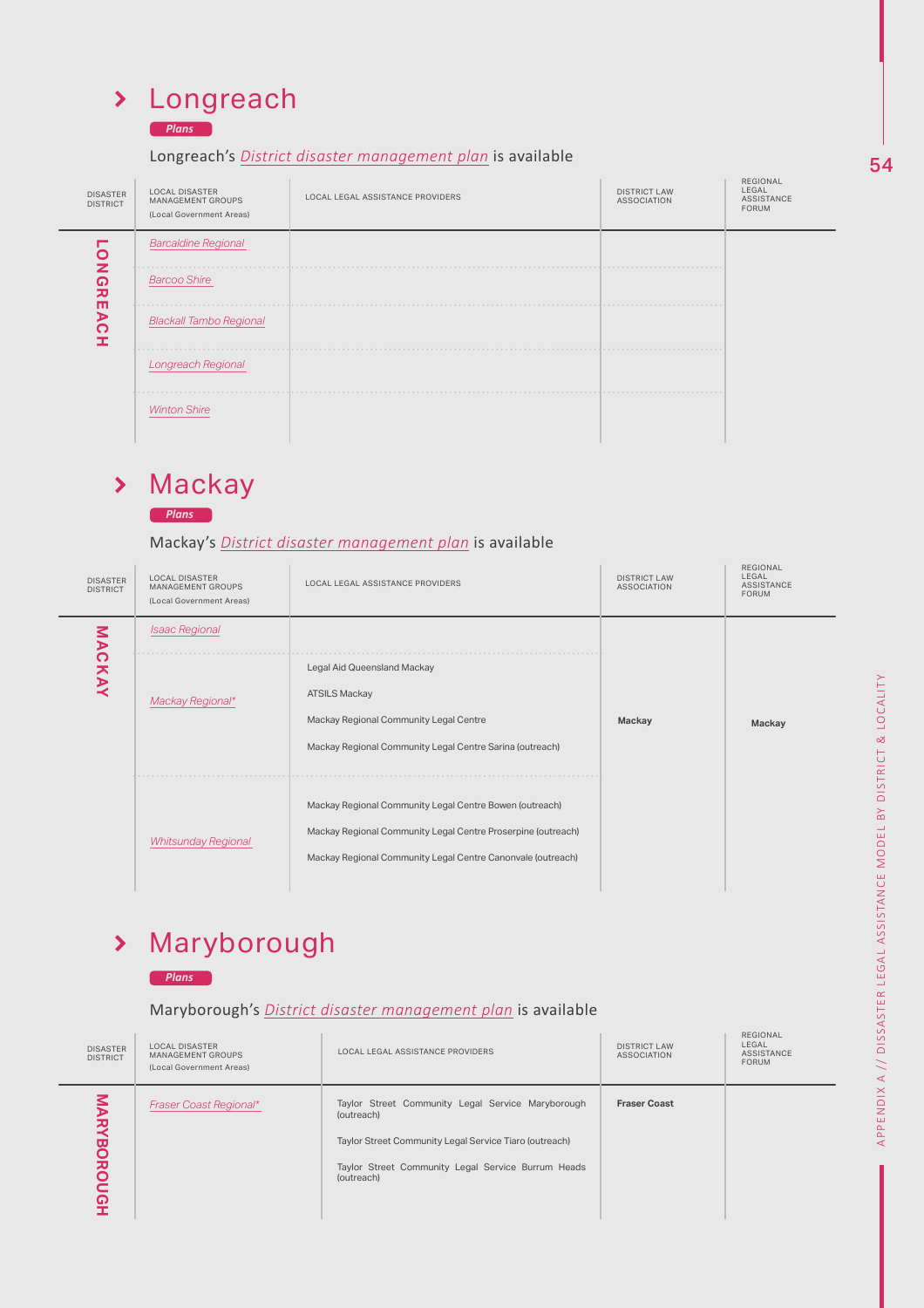## Longreach

*Plans*

Longreach's *District disaster management plan* is available

| DISASTER DISTRICT | LOCAL DISASTER MANAGEMENT GROUPS (Local Government Areas) | LOCAL LEGAL ASSISTANCE PROVIDERS | DISTRICT LAW ASSOCIATION | REGIONAL LEGAL ASSISTANCE FORUM |
|---|---|---|---|---|
| **LONGREACH** | *Barcaldine Regional* | | | |
| | *Barcoo Shire* | | | |
| | *Blackall Tambo Regional* | | | |
| | *Longreach Regional* | | | |
| | *Winton Shire* | | | |

## Mackay

*Plans*

Mackay's *District disaster management plan* is available

| DISASTER DISTRICT | LOCAL DISASTER MANAGEMENT GROUPS (Local Government Areas) | LOCAL LEGAL ASSISTANCE PROVIDERS | DISTRICT LAW ASSOCIATION | REGIONAL LEGAL ASSISTANCE FORUM |
|---|---|---|---|---|
| **MACKAY** | *Isaac Regional* | | **Mackay** | **Mackay** |
| | *Mackay Regional** | Legal Aid Queensland Mackay<br>ATSILS Mackay<br>Mackay Regional Community Legal Centre<br>Mackay Regional Community Legal Centre Sarina (outreach) | | |
| | *Whitsunday Regional* | Mackay Regional Community Legal Centre Bowen (outreach)<br>Mackay Regional Community Legal Centre Proserpine (outreach)<br>Mackay Regional Community Legal Centre Canonvale (outreach) | | |

## Maryborough

*Plans*

Maryborough's *District disaster management plan* is available

| DISASTER DISTRICT | LOCAL DISASTER MANAGEMENT GROUPS (Local Government Areas) | LOCAL LEGAL ASSISTANCE PROVIDERS | DISTRICT LAW ASSOCIATION | REGIONAL LEGAL ASSISTANCE FORUM |
|---|---|---|---|---|
| **MARYBOROUGH** | *Fraser Coast Regional** | Taylor Street Community Legal Service Maryborough (outreach)<br>Taylor Street Community Legal Service Tiaro (outreach)<br>Taylor Street Community Legal Service Burrum Heads (outreach) | **Fraser Coast** | |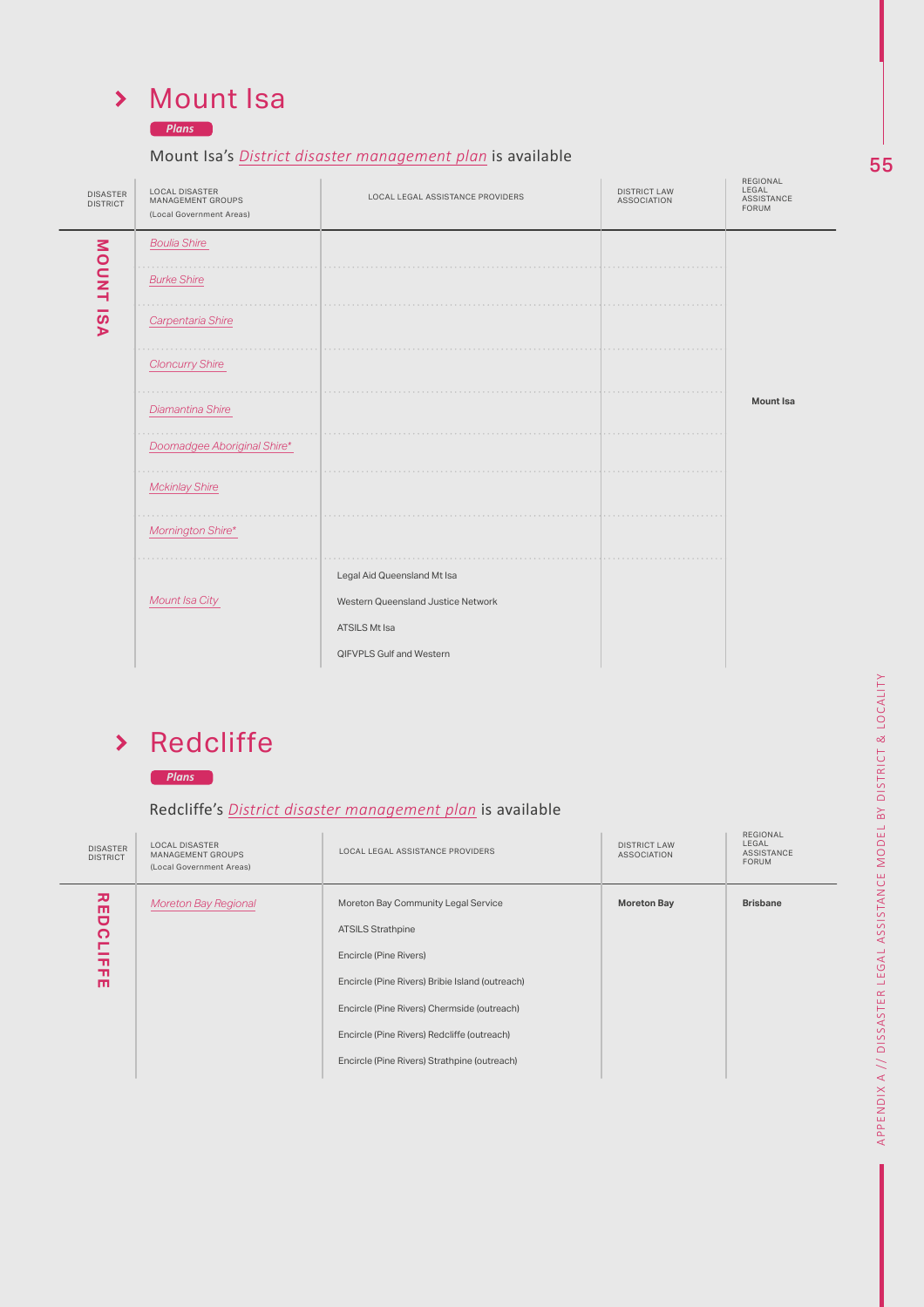## Mount Isa

**Plans**

Mount Isa's *District disaster management plan* is available

| DISASTER DISTRICT | LOCAL DISASTER MANAGEMENT GROUPS (Local Government Areas) | LOCAL LEGAL ASSISTANCE PROVIDERS | DISTRICT LAW ASSOCIATION | REGIONAL LEGAL ASSISTANCE FORUM |
|---|---|---|---|---|
| MOUNT ISA | *Boulia Shire* | | | **Mount Isa** |
| | *Burke Shire* | | | |
| | *Carpentaria Shire* | | | |
| | *Cloncurry Shire* | | | |
| | *Diamantina Shire* | | | |
| | *Doomadgee Aboriginal Shire** | | | |
| | *Mckinlay Shire* | | | |
| | *Mornington Shire** | | | |
| | *Mount Isa City* | Legal Aid Queensland Mt Isa<br>Western Queensland Justice Network<br>ATSILS Mt Isa<br>QIFVPLS Gulf and Western | | |

## Redcliffe

**Plans**

Redcliffe's *District disaster management plan* is available

| DISASTER DISTRICT | LOCAL DISASTER MANAGEMENT GROUPS (Local Government Areas) | LOCAL LEGAL ASSISTANCE PROVIDERS | DISTRICT LAW ASSOCIATION | REGIONAL LEGAL ASSISTANCE FORUM |
|---|---|---|---|---|
| REDCLIFFE | *Moreton Bay Regional* | Moreton Bay Community Legal Service<br>ATSILS Strathpine<br>Encircle (Pine Rivers)<br>Encircle (Pine Rivers) Bribie Island (outreach)<br>Encircle (Pine Rivers) Chermside (outreach)<br>Encircle (Pine Rivers) Redcliffe (outreach)<br>Encircle (Pine Rivers) Strathpine (outreach) | **Moreton Bay** | **Brisbane** |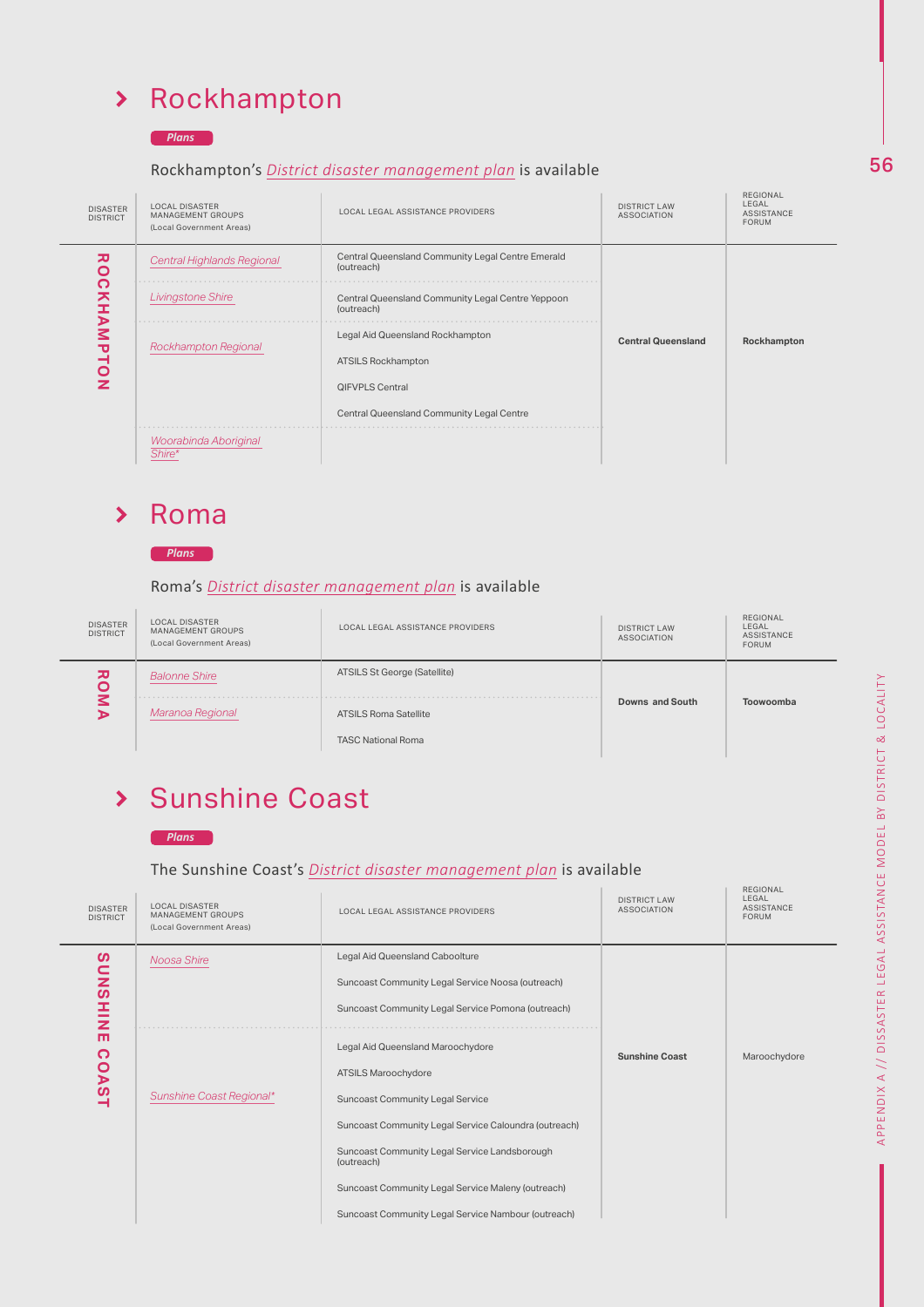# Rockhampton

*Plans*

Rockhampton's *District disaster management plan* is available

| DISASTER DISTRICT | LOCAL DISASTER MANAGEMENT GROUPS (Local Government Areas) | LOCAL LEGAL ASSISTANCE PROVIDERS | DISTRICT LAW ASSOCIATION | REGIONAL LEGAL ASSISTANCE FORUM |
|---|---|---|---|---|
| ROCKHAMPTON | *Central Highlands Regional* | Central Queensland Community Legal Centre Emerald (outreach) | **Central Queensland** | **Rockhampton** |
| | *Livingstone Shire* | Central Queensland Community Legal Centre Yeppoon (outreach) | | |
| | *Rockhampton Regional* | Legal Aid Queensland Rockhampton | | |
| | | ATSILS Rockhampton | | |
| | | QIFVPLS Central | | |
| | | Central Queensland Community Legal Centre | | |
| | *Woorabinda Aboriginal Shire** | | | |

# Roma

*Plans*

Roma's *District disaster management plan* is available

| DISASTER DISTRICT | LOCAL DISASTER MANAGEMENT GROUPS (Local Government Areas) | LOCAL LEGAL ASSISTANCE PROVIDERS | DISTRICT LAW ASSOCIATION | REGIONAL LEGAL ASSISTANCE FORUM |
|---|---|---|---|---|
| ROMA | *Balonne Shire* | ATSILS St George (Satellite) | **Downs and South** | **Toowoomba** |
| | *Maranoa Regional* | ATSILS Roma Satellite | | |
| | | TASC National Roma | | |

# Sunshine Coast

*Plans*

The Sunshine Coast's *District disaster management plan* is available

| DISASTER DISTRICT | LOCAL DISASTER MANAGEMENT GROUPS (Local Government Areas) | LOCAL LEGAL ASSISTANCE PROVIDERS | DISTRICT LAW ASSOCIATION | REGIONAL LEGAL ASSISTANCE FORUM |
|---|---|---|---|---|
| SUNSHINE COAST | *Noosa Shire* | Legal Aid Queensland Caboolture | **Sunshine Coast** | Maroochydore |
| | | Suncoast Community Legal Service Noosa (outreach) | | |
| | | Suncoast Community Legal Service Pomona (outreach) | | |
| | *Sunshine Coast Regional** | Legal Aid Queensland Maroochydore | | |
| | | ATSILS Maroochydore | | |
| | | Suncoast Community Legal Service | | |
| | | Suncoast Community Legal Service Caloundra (outreach) | | |
| | | Suncoast Community Legal Service Landsborough (outreach) | | |
| | | Suncoast Community Legal Service Maleny (outreach) | | |
| | | Suncoast Community Legal Service Nambour (outreach) | | |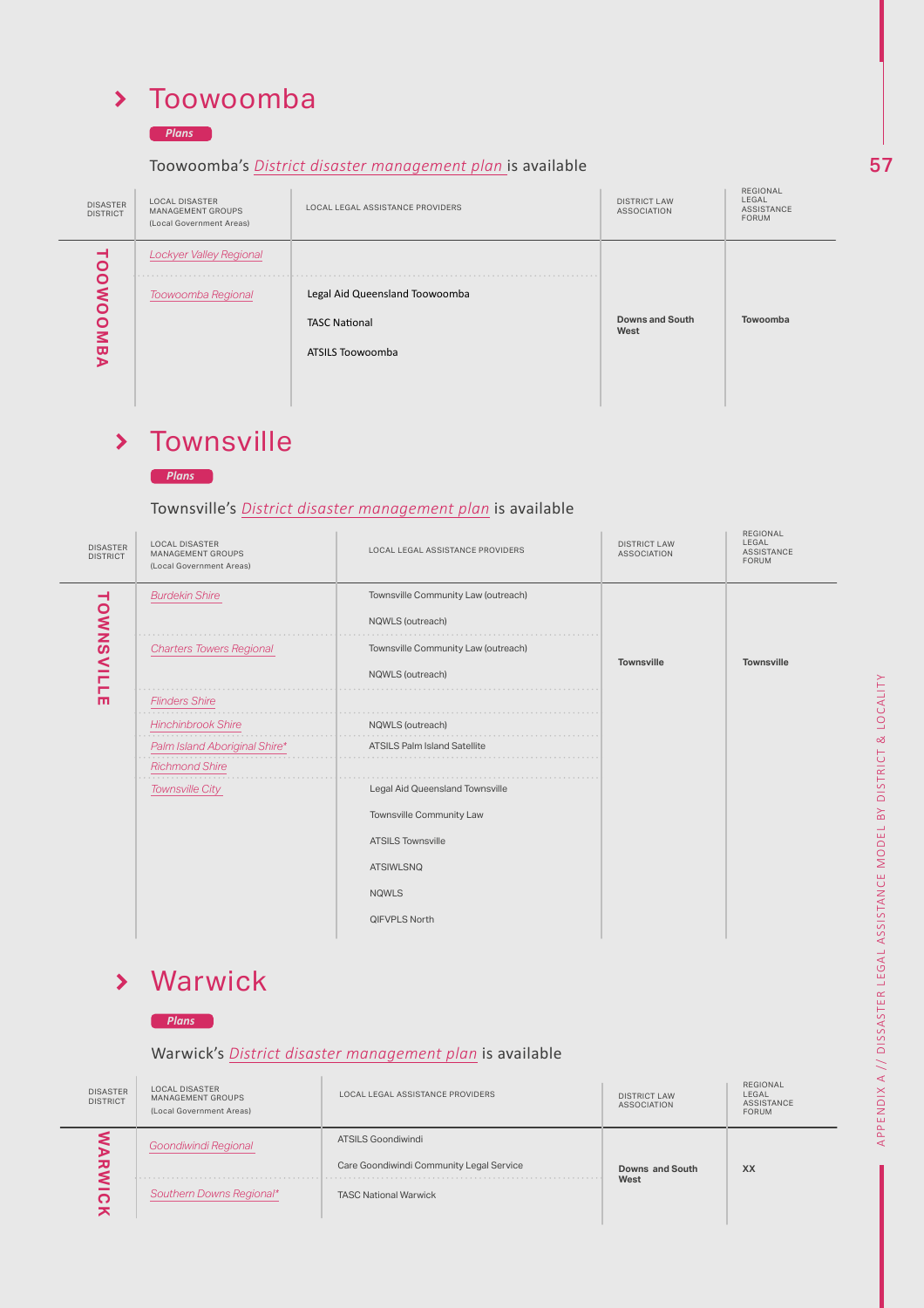## Toowoomba

**Plans**

Toowoomba's *District disaster management plan* is available

| DISASTER DISTRICT | LOCAL DISASTER MANAGEMENT GROUPS (Local Government Areas) | LOCAL LEGAL ASSISTANCE PROVIDERS | DISTRICT LAW ASSOCIATION | REGIONAL LEGAL ASSISTANCE FORUM |
|---|---|---|---|---|
| TOOWOOMBA | *Lockyer Valley Regional* | | **Downs and South West** | **Towoomba** |
| | *Toowoomba Regional* | Legal Aid Queensland Toowoomba | | |
| | | TASC National | | |
| | | ATSILS Toowoomba | | |

## Townsville

**Plans**

Townsville's *District disaster management plan* is available

| DISASTER DISTRICT | LOCAL DISASTER MANAGEMENT GROUPS (Local Government Areas) | LOCAL LEGAL ASSISTANCE PROVIDERS | DISTRICT LAW ASSOCIATION | REGIONAL LEGAL ASSISTANCE FORUM |
|---|---|---|---|---|
| TOWNSVILLE | *Burdekin Shire* | Townsville Community Law (outreach) | **Townsville** | **Townsville** |
| | | NQWLS (outreach) | | |
| | *Charters Towers Regional* | Townsville Community Law (outreach) | | |
| | | NQWLS (outreach) | | |
| | *Flinders Shire* | | | |
| | *Hinchinbrook Shire* | NQWLS (outreach) | | |
| | *Palm Island Aboriginal Shire** | ATSILS Palm Island Satellite | | |
| | *Richmond Shire* | | | |
| | *Townsville City* | Legal Aid Queensland Townsville | | |
| | | Townsville Community Law | | |
| | | ATSILS Townsville | | |
| | | ATSIWLSNQ | | |
| | | NQWLS | | |
| | | QIFVPLS North | | |

## Warwick

**Plans**

Warwick's *District disaster management plan* is available

| DISASTER DISTRICT | LOCAL DISASTER MANAGEMENT GROUPS (Local Government Areas) | LOCAL LEGAL ASSISTANCE PROVIDERS | DISTRICT LAW ASSOCIATION | REGIONAL LEGAL ASSISTANCE FORUM |
|---|---|---|---|---|
| WARWICK | *Goondiwindi Regional* | ATSILS Goondiwindi | **Downs and South West** | **XX** |
| | | Care Goondiwindi Community Legal Service | | |
| | *Southern Downs Regional** | TASC National Warwick | | |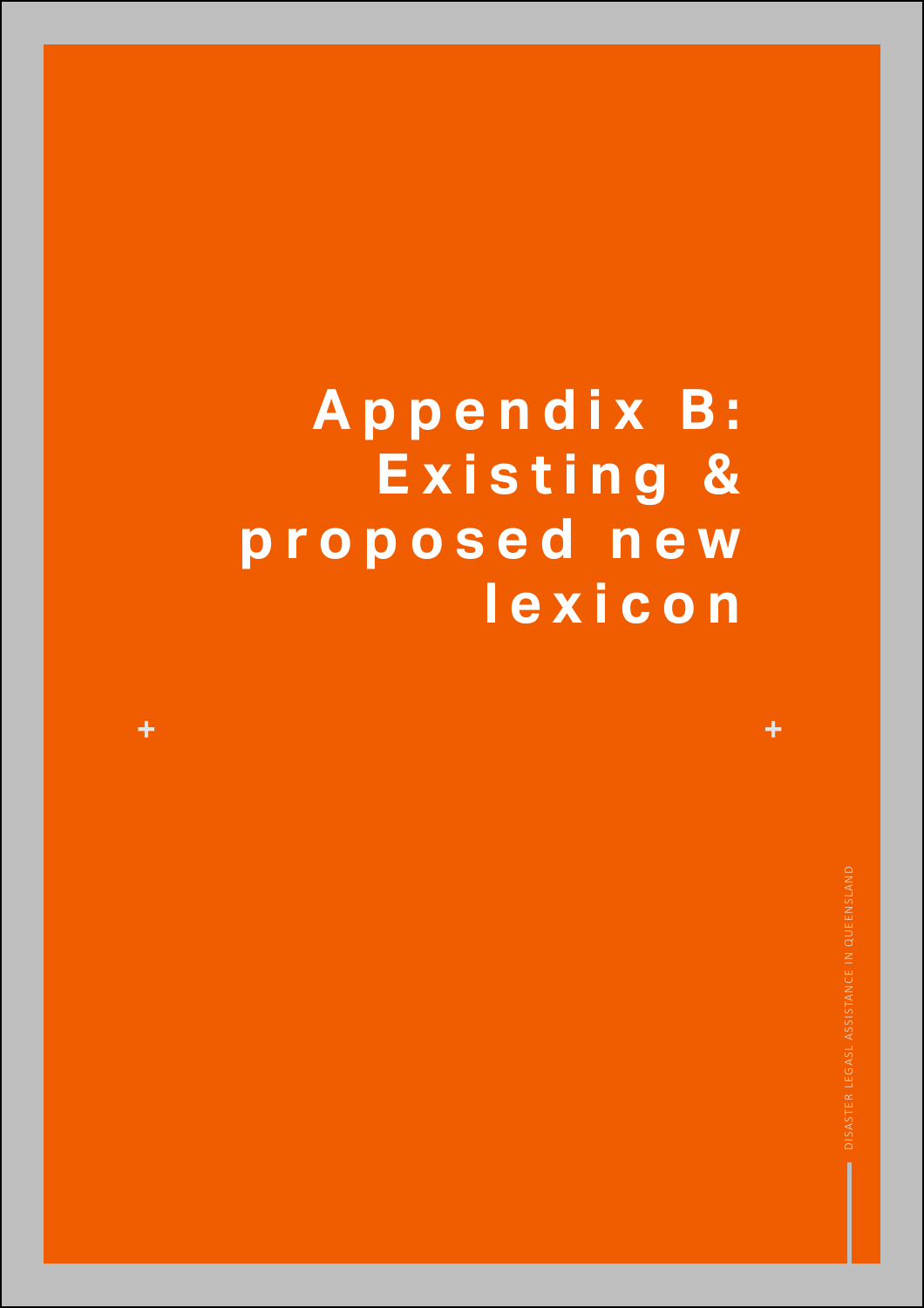# Appendix B: Existing & proposed new lexicon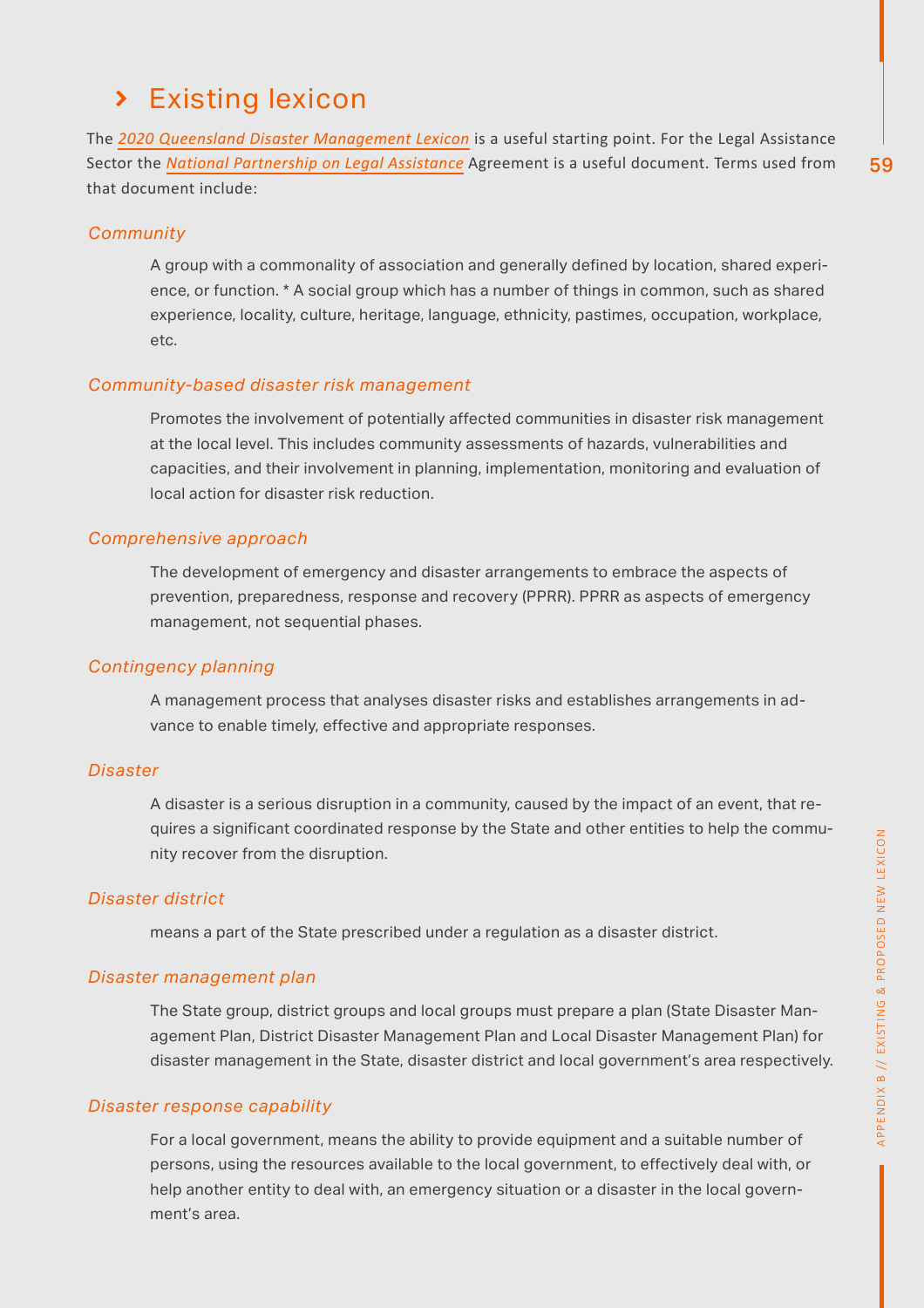## › Existing lexicon

The *2020 Queensland Disaster Management Lexicon* is a useful starting point. For the Legal Assistance Sector the *National Partnership on Legal Assistance* Agreement is a useful document. Terms used from that document include:

### *Community*

A group with a commonality of association and generally defined by location, shared experience, or function. * A social group which has a number of things in common, such as shared experience, locality, culture, heritage, language, ethnicity, pastimes, occupation, workplace, etc.

### *Community-based disaster risk management*

Promotes the involvement of potentially affected communities in disaster risk management at the local level. This includes community assessments of hazards, vulnerabilities and capacities, and their involvement in planning, implementation, monitoring and evaluation of local action for disaster risk reduction.

### *Comprehensive approach*

The development of emergency and disaster arrangements to embrace the aspects of prevention, preparedness, response and recovery (PPRR). PPRR as aspects of emergency management, not sequential phases.

### *Contingency planning*

A management process that analyses disaster risks and establishes arrangements in advance to enable timely, effective and appropriate responses.

### *Disaster*

A disaster is a serious disruption in a community, caused by the impact of an event, that requires a significant coordinated response by the State and other entities to help the community recover from the disruption.

### *Disaster district*

means a part of the State prescribed under a regulation as a disaster district.

### *Disaster management plan*

The State group, district groups and local groups must prepare a plan (State Disaster Management Plan, District Disaster Management Plan and Local Disaster Management Plan) for disaster management in the State, disaster district and local government's area respectively.

### *Disaster response capability*

For a local government, means the ability to provide equipment and a suitable number of persons, using the resources available to the local government, to effectively deal with, or help another entity to deal with, an emergency situation or a disaster in the local government's area.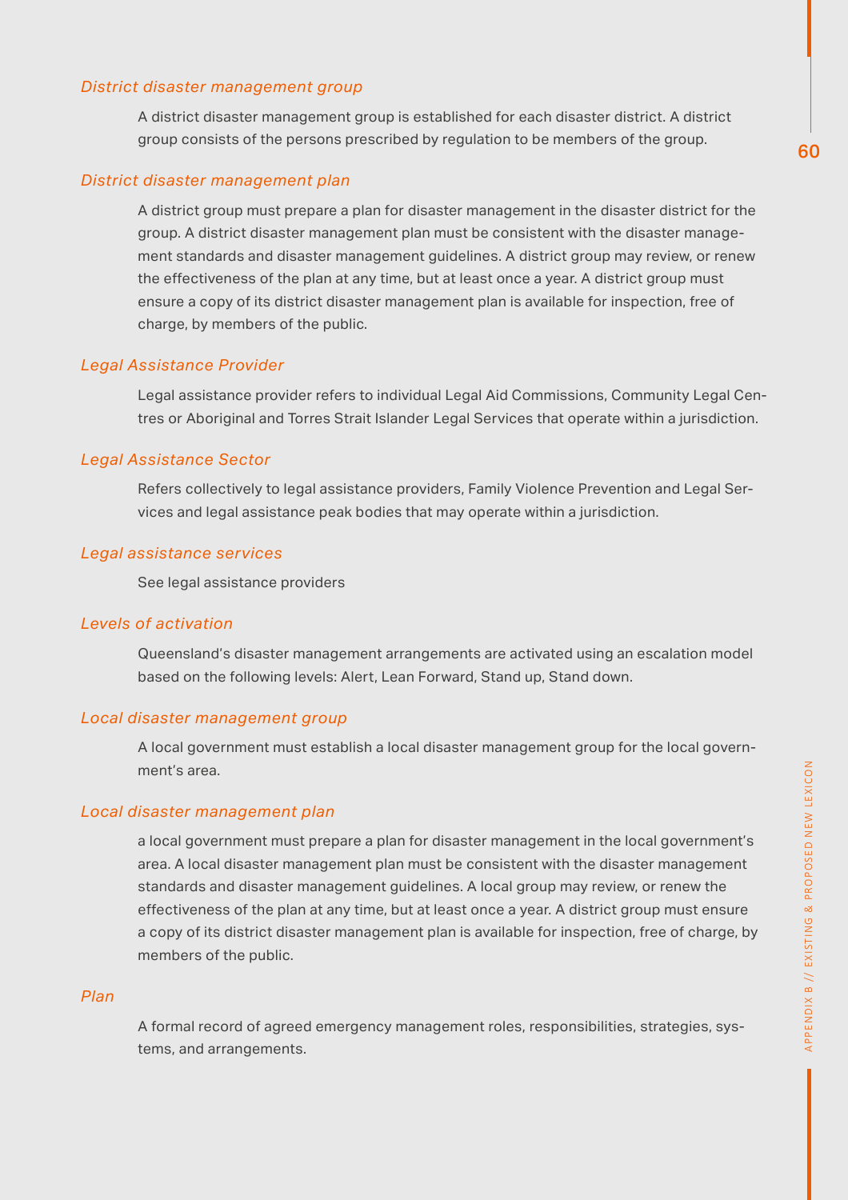*District disaster management group*

A district disaster management group is established for each disaster district. A district group consists of the persons prescribed by regulation to be members of the group.

*District disaster management plan*

A district group must prepare a plan for disaster management in the disaster district for the group. A district disaster management plan must be consistent with the disaster management standards and disaster management guidelines. A district group may review, or renew the effectiveness of the plan at any time, but at least once a year. A district group must ensure a copy of its district disaster management plan is available for inspection, free of charge, by members of the public.

*Legal Assistance Provider*

Legal assistance provider refers to individual Legal Aid Commissions, Community Legal Centres or Aboriginal and Torres Strait Islander Legal Services that operate within a jurisdiction.

*Legal Assistance Sector*

Refers collectively to legal assistance providers, Family Violence Prevention and Legal Services and legal assistance peak bodies that may operate within a jurisdiction.

*Legal assistance services*

See legal assistance providers

*Levels of activation*

Queensland's disaster management arrangements are activated using an escalation model based on the following levels: Alert, Lean Forward, Stand up, Stand down.

*Local disaster management group*

A local government must establish a local disaster management group for the local government's area.

*Local disaster management plan*

a local government must prepare a plan for disaster management in the local government's area. A local disaster management plan must be consistent with the disaster management standards and disaster management guidelines. A local group may review, or renew the effectiveness of the plan at any time, but at least once a year. A district group must ensure a copy of its district disaster management plan is available for inspection, free of charge, by members of the public.

*Plan*

A formal record of agreed emergency management roles, responsibilities, strategies, systems, and arrangements.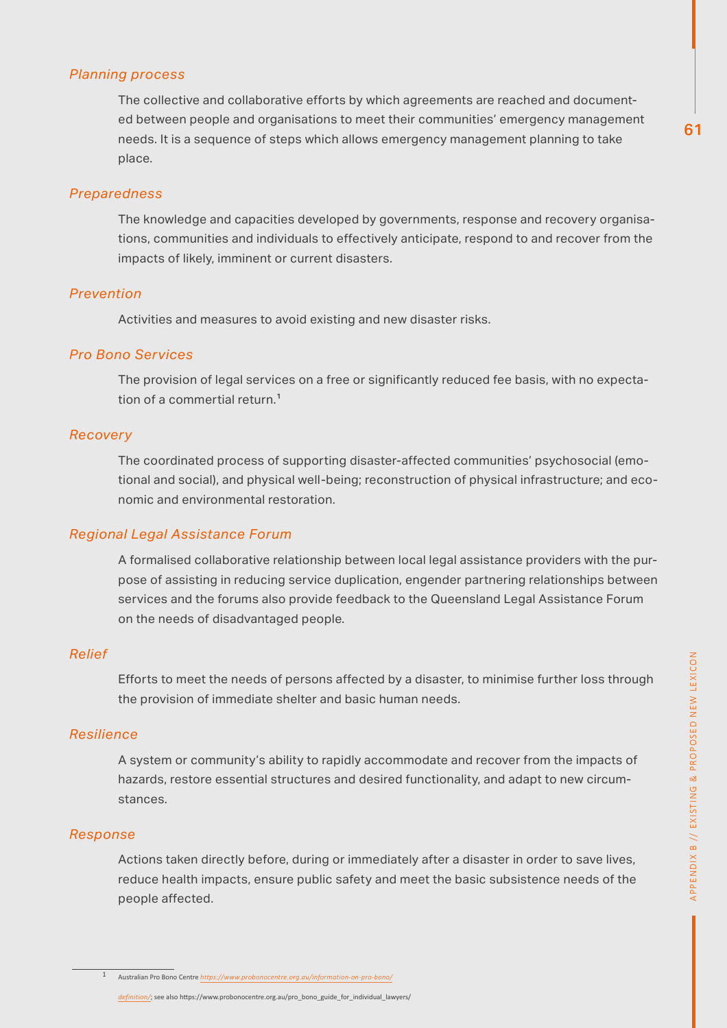*Planning process*

The collective and collaborative efforts by which agreements are reached and documented between people and organisations to meet their communities' emergency management needs. It is a sequence of steps which allows emergency management planning to take place.

*Preparedness*

The knowledge and capacities developed by governments, response and recovery organisations, communities and individuals to effectively anticipate, respond to and recover from the impacts of likely, imminent or current disasters.

*Prevention*

Activities and measures to avoid existing and new disaster risks.

*Pro Bono Services*

The provision of legal services on a free or significantly reduced fee basis, with no expectation of a commertial return.[1]

*Recovery*

The coordinated process of supporting disaster-affected communities' psychosocial (emotional and social), and physical well-being; reconstruction of physical infrastructure; and economic and environmental restoration.

*Regional Legal Assistance Forum*

A formalised collaborative relationship between local legal assistance providers with the purpose of assisting in reducing service duplication, engender partnering relationships between services and the forums also provide feedback to the Queensland Legal Assistance Forum on the needs of disadvantaged people.

*Relief*

Efforts to meet the needs of persons affected by a disaster, to minimise further loss through the provision of immediate shelter and basic human needs.

*Resilience*

A system or community's ability to rapidly accommodate and recover from the impacts of hazards, restore essential structures and desired functionality, and adapt to new circumstances.

*Response*

Actions taken directly before, during or immediately after a disaster in order to save lives, reduce health impacts, ensure public safety and meet the basic subsistence needs of the people affected.

---

[1] Australian Pro Bono Centre *https://www.probonocentre.org.au/information-on-pro-bono/definition/*; see also https://www.probonocentre.org.au/pro_bono_guide_for_individual_lawyers/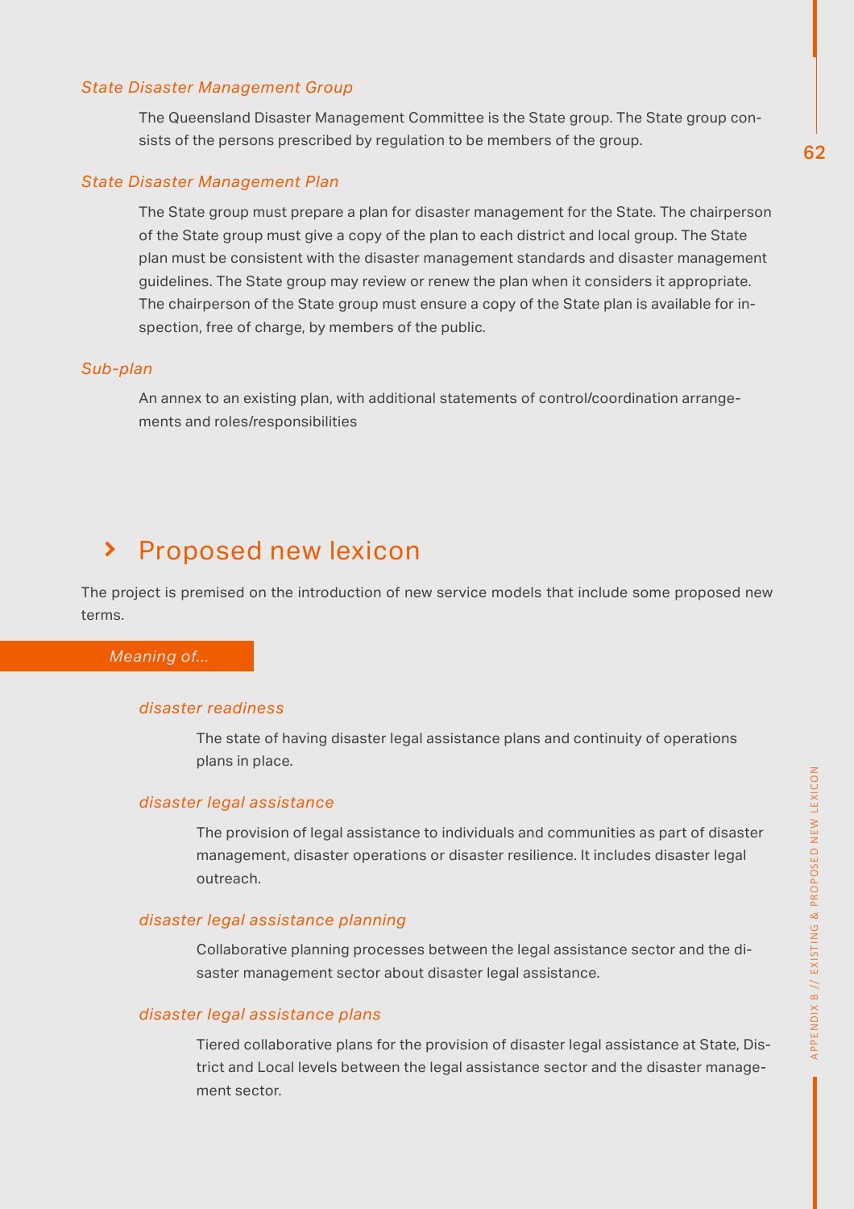*State Disaster Management Group*

The Queensland Disaster Management Committee is the State group. The State group consists of the persons prescribed by regulation to be members of the group.

*State Disaster Management Plan*

The State group must prepare a plan for disaster management for the State. The chairperson of the State group must give a copy of the plan to each district and local group. The State plan must be consistent with the disaster management standards and disaster management guidelines. The State group may review or renew the plan when it considers it appropriate. The chairperson of the State group must ensure a copy of the State plan is available for inspection, free of charge, by members of the public.

*Sub-plan*

An annex to an existing plan, with additional statements of control/coordination arrangements and roles/responsibilities

## › Proposed new lexicon

The project is premised on the introduction of new service models that include some proposed new terms.

*Meaning of...*

*disaster readiness*

The state of having disaster legal assistance plans and continuity of operations plans in place.

*disaster legal assistance*

The provision of legal assistance to individuals and communities as part of disaster management, disaster operations or disaster resilience. It includes disaster legal outreach.

*disaster legal assistance planning*

Collaborative planning processes between the legal assistance sector and the disaster management sector about disaster legal assistance.

*disaster legal assistance plans*

Tiered collaborative plans for the provision of disaster legal assistance at State, District and Local levels between the legal assistance sector and the disaster management sector.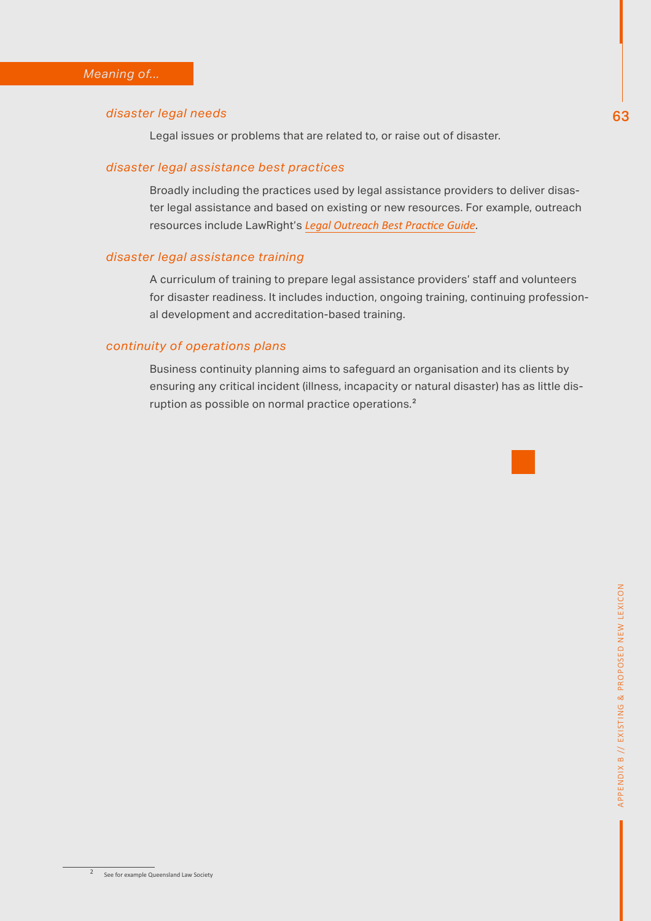*Meaning of...*

### *disaster legal needs*

Legal issues or problems that are related to, or raise out of disaster.

### *disaster legal assistance best practices*

Broadly including the practices used by legal assistance providers to deliver disaster legal assistance and based on existing or new resources. For example, outreach resources include LawRight's *Legal Outreach Best Practice Guide*.

### *disaster legal assistance training*

A curriculum of training to prepare legal assistance providers' staff and volunteers for disaster readiness. It includes induction, ongoing training, continuing professional development and accreditation-based training.

### *continuity of operations plans*

Business continuity planning aims to safeguard an organisation and its clients by ensuring any critical incident (illness, incapacity or natural disaster) has as little disruption as possible on normal practice operations.[2]

---

[2] See for example Queensland Law Society